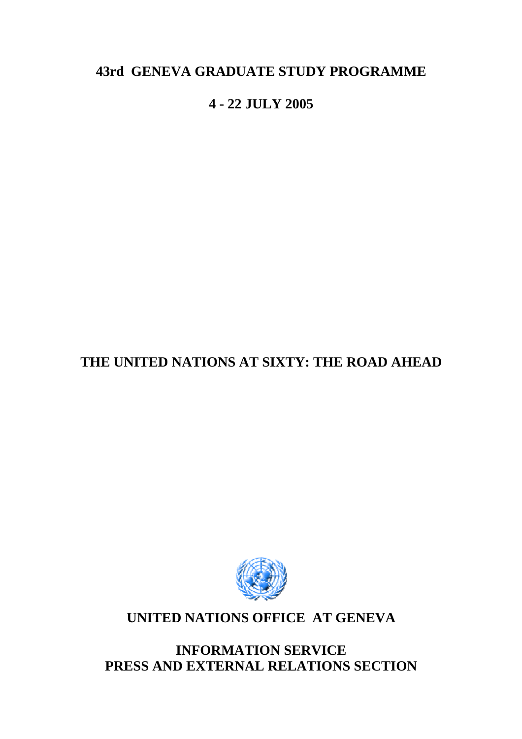# 43rd GENEVA GRADUATE STUDY PROGRAMME

## 4 - 22 JULY 2005

## THE UNITED NATIONS AT SIXTY: THE ROAD AHEAD

**UNITED NATIONS OFFICE AT GENEVA**

**INFORMATION SERVICE**
**PRESS AND EXTERNAL RELATIONS SECTION**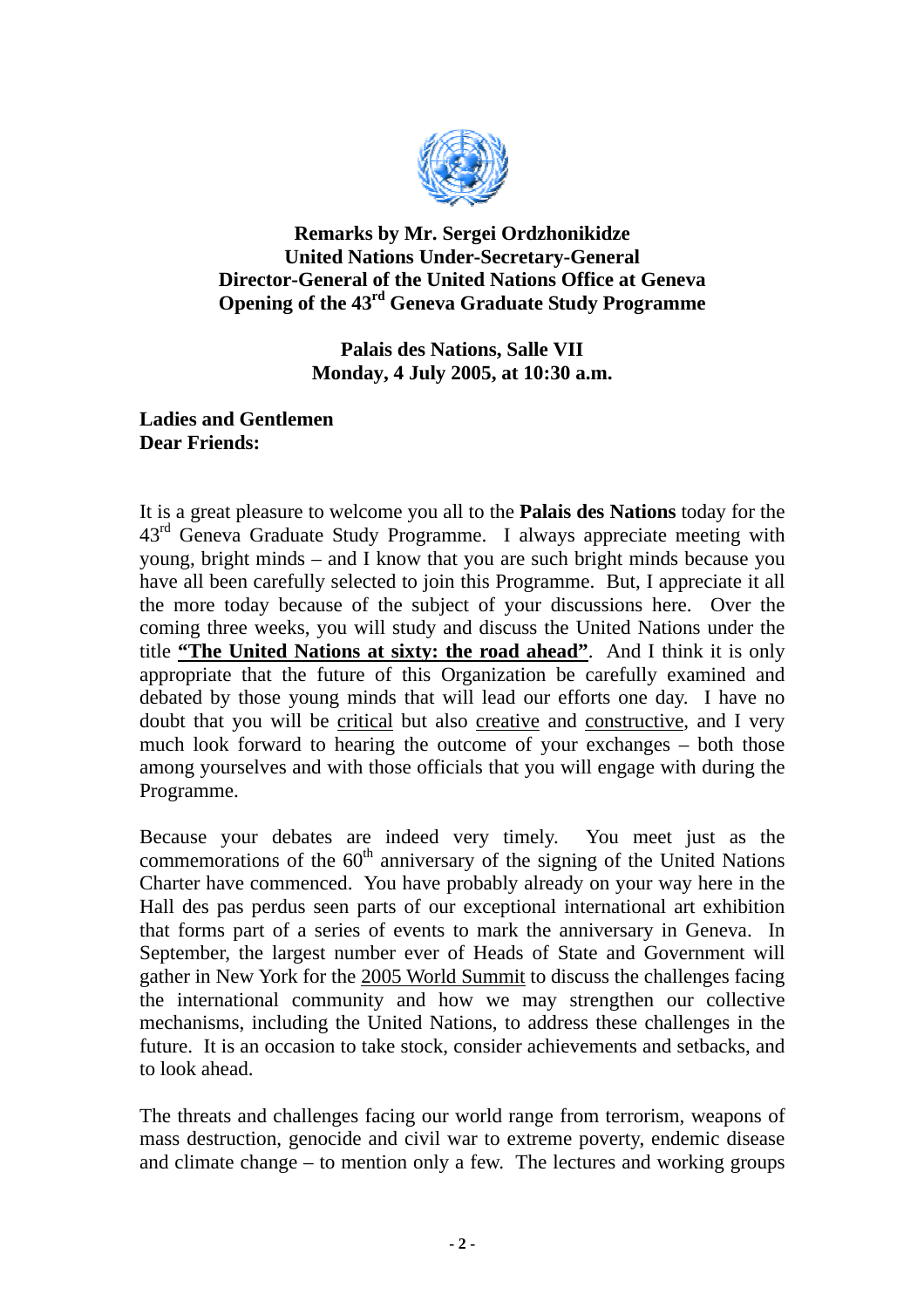**Remarks by Mr. Sergei Ordzhonikidze**
**United Nations Under-Secretary-General**
**Director-General of the United Nations Office at Geneva**
**Opening of the 43rd Geneva Graduate Study Programme**

**Palais des Nations, Salle VII**
**Monday, 4 July 2005, at 10:30 a.m.**

**Ladies and Gentlemen**
**Dear Friends:**

It is a great pleasure to welcome you all to the **Palais des Nations** today for the 43rd Geneva Graduate Study Programme. I always appreciate meeting with young, bright minds – and I know that you are such bright minds because you have all been carefully selected to join this Programme. But, I appreciate it all the more today because of the subject of your discussions here. Over the coming three weeks, you will study and discuss the United Nations under the title **"The United Nations at sixty: the road ahead"**. And I think it is only appropriate that the future of this Organization be carefully examined and debated by those young minds that will lead our efforts one day. I have no doubt that you will be critical but also creative and constructive, and I very much look forward to hearing the outcome of your exchanges – both those among yourselves and with those officials that you will engage with during the Programme.

Because your debates are indeed very timely. You meet just as the commemorations of the 60th anniversary of the signing of the United Nations Charter have commenced. You have probably already on your way here in the Hall des pas perdus seen parts of our exceptional international art exhibition that forms part of a series of events to mark the anniversary in Geneva. In September, the largest number ever of Heads of State and Government will gather in New York for the 2005 World Summit to discuss the challenges facing the international community and how we may strengthen our collective mechanisms, including the United Nations, to address these challenges in the future. It is an occasion to take stock, consider achievements and setbacks, and to look ahead.

The threats and challenges facing our world range from terrorism, weapons of mass destruction, genocide and civil war to extreme poverty, endemic disease and climate change – to mention only a few. The lectures and working groups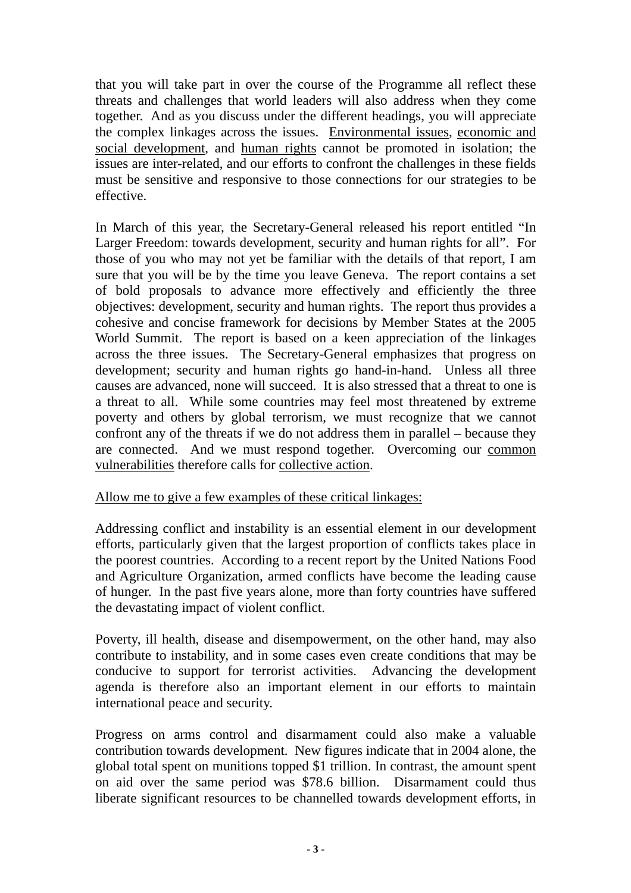that you will take part in over the course of the Programme all reflect these threats and challenges that world leaders will also address when they come together. And as you discuss under the different headings, you will appreciate the complex linkages across the issues. <u>Environmental issues</u>, <u>economic and social development</u>, and <u>human rights</u> cannot be promoted in isolation; the issues are inter-related, and our efforts to confront the challenges in these fields must be sensitive and responsive to those connections for our strategies to be effective.

In March of this year, the Secretary-General released his report entitled "In Larger Freedom: towards development, security and human rights for all". For those of you who may not yet be familiar with the details of that report, I am sure that you will be by the time you leave Geneva. The report contains a set of bold proposals to advance more effectively and efficiently the three objectives: development, security and human rights. The report thus provides a cohesive and concise framework for decisions by Member States at the 2005 World Summit. The report is based on a keen appreciation of the linkages across the three issues. The Secretary-General emphasizes that progress on development; security and human rights go hand-in-hand. Unless all three causes are advanced, none will succeed. It is also stressed that a threat to one is a threat to all. While some countries may feel most threatened by extreme poverty and others by global terrorism, we must recognize that we cannot confront any of the threats if we do not address them in parallel – because they are connected. And we must respond together. Overcoming our <u>common vulnerabilities</u> therefore calls for <u>collective action</u>.

<u>Allow me to give a few examples of these critical linkages:</u>

Addressing conflict and instability is an essential element in our development efforts, particularly given that the largest proportion of conflicts takes place in the poorest countries. According to a recent report by the United Nations Food and Agriculture Organization, armed conflicts have become the leading cause of hunger. In the past five years alone, more than forty countries have suffered the devastating impact of violent conflict.

Poverty, ill health, disease and disempowerment, on the other hand, may also contribute to instability, and in some cases even create conditions that may be conducive to support for terrorist activities. Advancing the development agenda is therefore also an important element in our efforts to maintain international peace and security.

Progress on arms control and disarmament could also make a valuable contribution towards development. New figures indicate that in 2004 alone, the global total spent on munitions topped $1 trillion. In contrast, the amount spent on aid over the same period was $78.6 billion. Disarmament could thus liberate significant resources to be channelled towards development efforts, in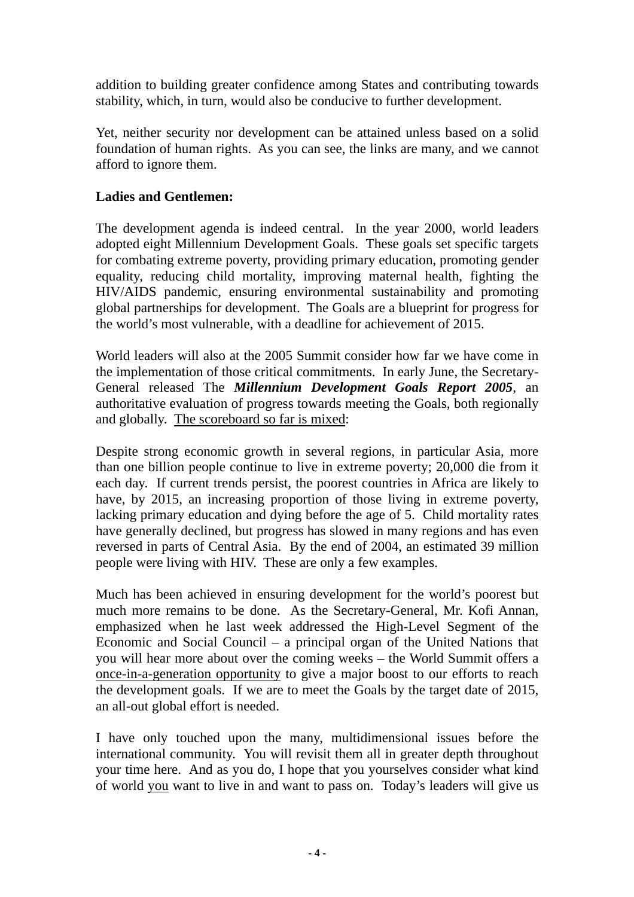addition to building greater confidence among States and contributing towards stability, which, in turn, would also be conducive to further development.

Yet, neither security nor development can be attained unless based on a solid foundation of human rights. As you can see, the links are many, and we cannot afford to ignore them.

**Ladies and Gentlemen:**

The development agenda is indeed central. In the year 2000, world leaders adopted eight Millennium Development Goals. These goals set specific targets for combating extreme poverty, providing primary education, promoting gender equality, reducing child mortality, improving maternal health, fighting the HIV/AIDS pandemic, ensuring environmental sustainability and promoting global partnerships for development. The Goals are a blueprint for progress for the world's most vulnerable, with a deadline for achievement of 2015.

World leaders will also at the 2005 Summit consider how far we have come in the implementation of those critical commitments. In early June, the Secretary-General released The ***Millennium Development Goals Report 2005***, an authoritative evaluation of progress towards meeting the Goals, both regionally and globally. <u>The scoreboard so far is mixed</u>:

Despite strong economic growth in several regions, in particular Asia, more than one billion people continue to live in extreme poverty; 20,000 die from it each day. If current trends persist, the poorest countries in Africa are likely to have, by 2015, an increasing proportion of those living in extreme poverty, lacking primary education and dying before the age of 5. Child mortality rates have generally declined, but progress has slowed in many regions and has even reversed in parts of Central Asia. By the end of 2004, an estimated 39 million people were living with HIV. These are only a few examples.

Much has been achieved in ensuring development for the world's poorest but much more remains to be done. As the Secretary-General, Mr. Kofi Annan, emphasized when he last week addressed the High-Level Segment of the Economic and Social Council – a principal organ of the United Nations that you will hear more about over the coming weeks – the World Summit offers a <u>once-in-a-generation opportunity</u> to give a major boost to our efforts to reach the development goals. If we are to meet the Goals by the target date of 2015, an all-out global effort is needed.

I have only touched upon the many, multidimensional issues before the international community. You will revisit them all in greater depth throughout your time here. And as you do, I hope that you yourselves consider what kind of world <u>you</u> want to live in and want to pass on. Today's leaders will give us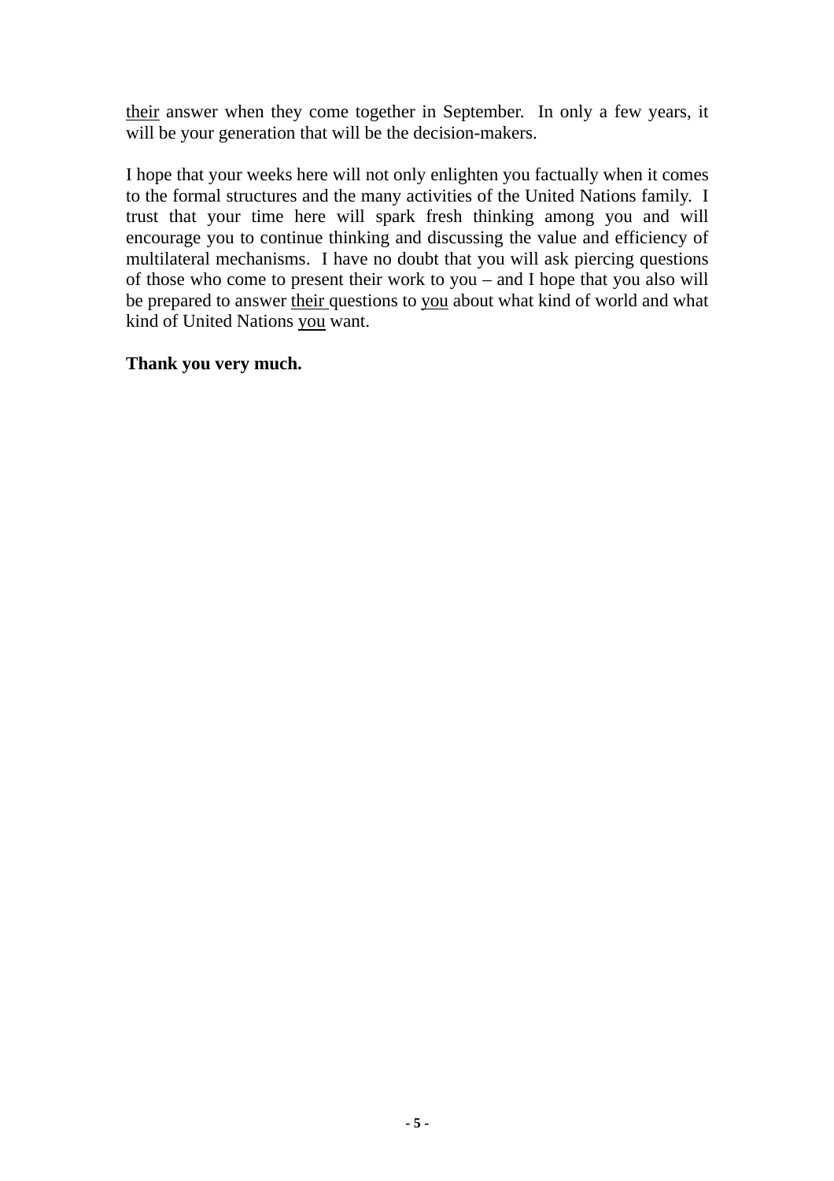<u>their</u> answer when they come together in September. In only a few years, it will be your generation that will be the decision-makers.

I hope that your weeks here will not only enlighten you factually when it comes to the formal structures and the many activities of the United Nations family. I trust that your time here will spark fresh thinking among you and will encourage you to continue thinking and discussing the value and efficiency of multilateral mechanisms. I have no doubt that you will ask piercing questions of those who come to present their work to you – and I hope that you also will be prepared to answer <u>their</u> questions to <u>you</u> about what kind of world and what kind of United Nations <u>you</u> want.

**Thank you very much.**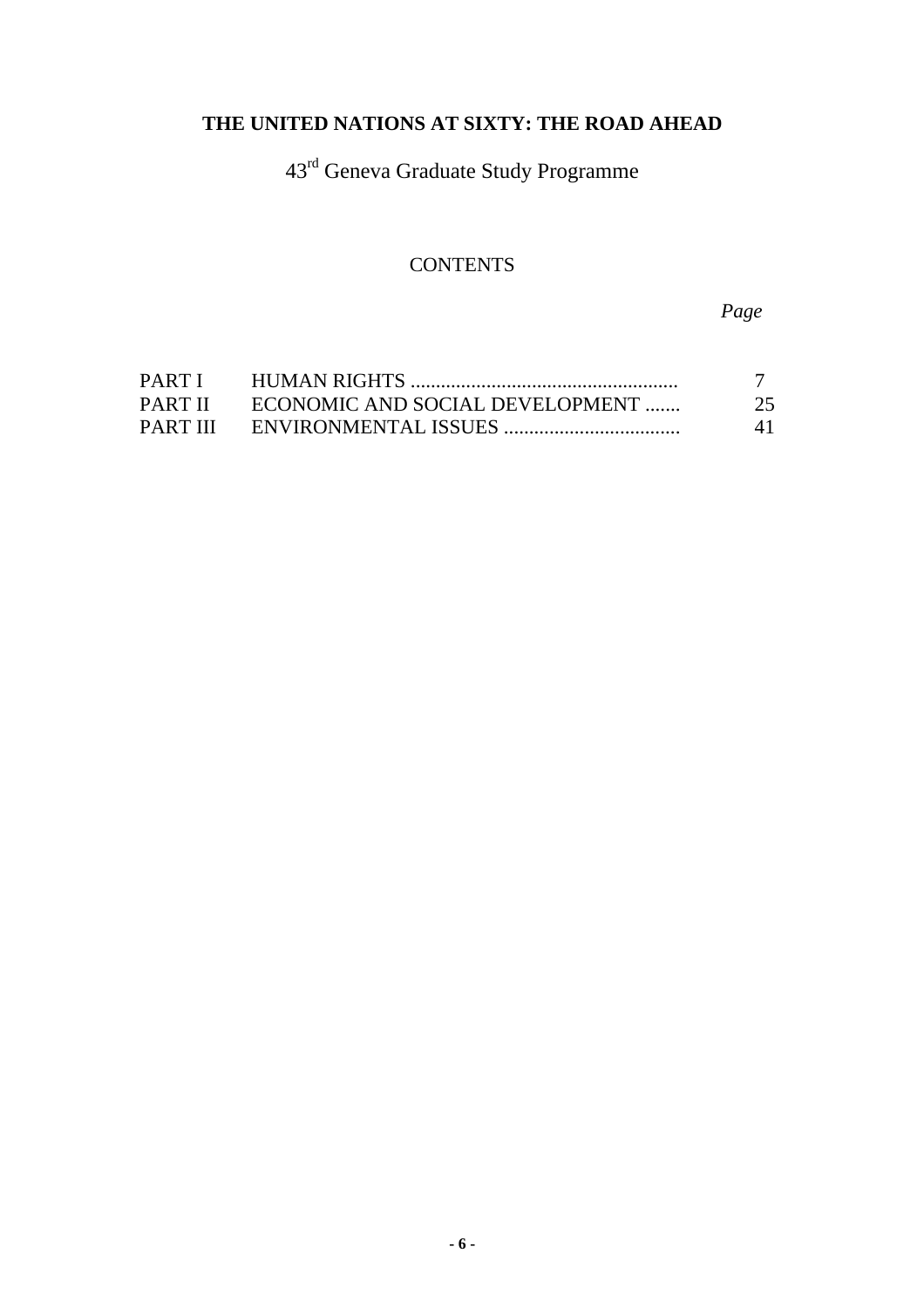# THE UNITED NATIONS AT SIXTY: THE ROAD AHEAD

43rd Geneva Graduate Study Programme

## CONTENTS

| | | *Page* |
|---|---|---|
| PART I | HUMAN RIGHTS .................................................... | 7 |
| PART II | ECONOMIC AND SOCIAL DEVELOPMENT ....... | 25 |
| PART III | ENVIRONMENTAL ISSUES .................................. | 41 |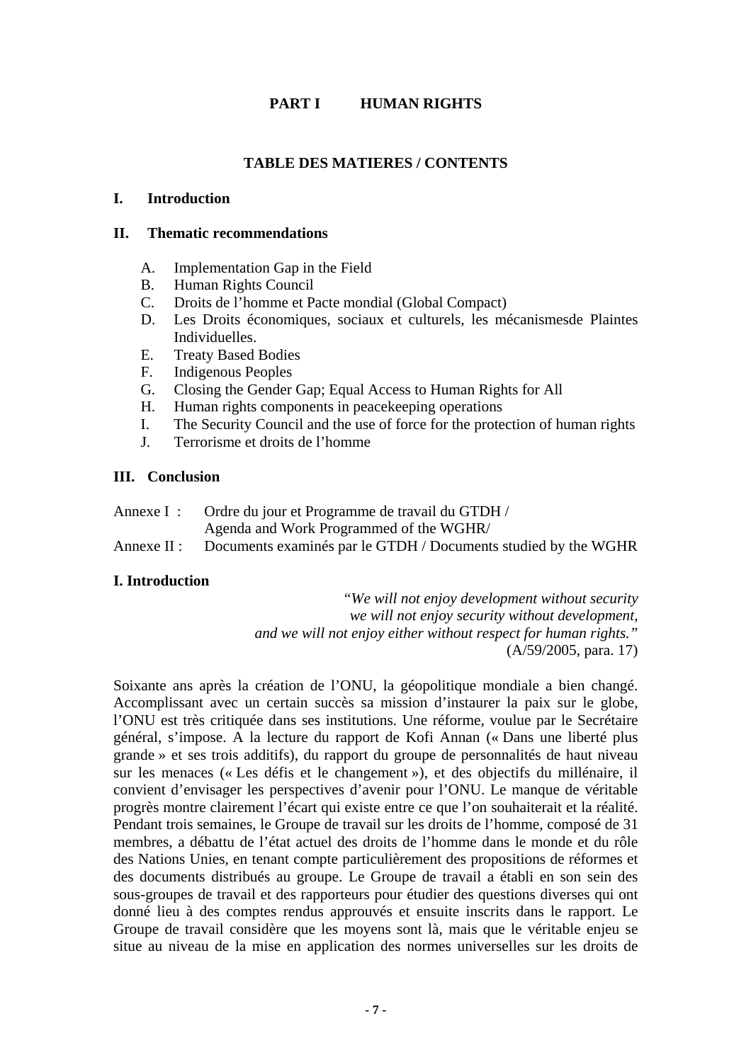## PART I HUMAN RIGHTS

### TABLE DES MATIERES / CONTENTS

**I. Introduction**

**II. Thematic recommendations**

A. Implementation Gap in the Field
B. Human Rights Council
C. Droits de l'homme et Pacte mondial (Global Compact)
D. Les Droits économiques, sociaux et culturels, les mécanismesde Plaintes Individuelles.
E. Treaty Based Bodies
F. Indigenous Peoples
G. Closing the Gender Gap; Equal Access to Human Rights for All
H. Human rights components in peacekeeping operations
I. The Security Council and the use of force for the protection of human rights
J. Terrorisme et droits de l'homme

**III. Conclusion**

Annexe I : Ordre du jour et Programme de travail du GTDH / Agenda and Work Programmed of the WGHR/
Annexe II : Documents examinés par le GTDH / Documents studied by the WGHR

### I. Introduction

*"We will not enjoy development without security*
*we will not enjoy security without development,*
*and we will not enjoy either without respect for human rights."*
(A/59/2005, para. 17)

Soixante ans après la création de l'ONU, la géopolitique mondiale a bien changé. Accomplissant avec un certain succès sa mission d'instaurer la paix sur le globe, l'ONU est très critiquée dans ses institutions. Une réforme, voulue par le Secrétaire général, s'impose. A la lecture du rapport de Kofi Annan (« Dans une liberté plus grande » et ses trois additifs), du rapport du groupe de personnalités de haut niveau sur les menaces (« Les défis et le changement »), et des objectifs du millénaire, il convient d'envisager les perspectives d'avenir pour l'ONU. Le manque de véritable progrès montre clairement l'écart qui existe entre ce que l'on souhaiterait et la réalité. Pendant trois semaines, le Groupe de travail sur les droits de l'homme, composé de 31 membres, a débattu de l'état actuel des droits de l'homme dans le monde et du rôle des Nations Unies, en tenant compte particulièrement des propositions de réformes et des documents distribués au groupe. Le Groupe de travail a établi en son sein des sous-groupes de travail et des rapporteurs pour étudier des questions diverses qui ont donné lieu à des comptes rendus approuvés et ensuite inscrits dans le rapport. Le Groupe de travail considère que les moyens sont là, mais que le véritable enjeu se situe au niveau de la mise en application des normes universelles sur les droits de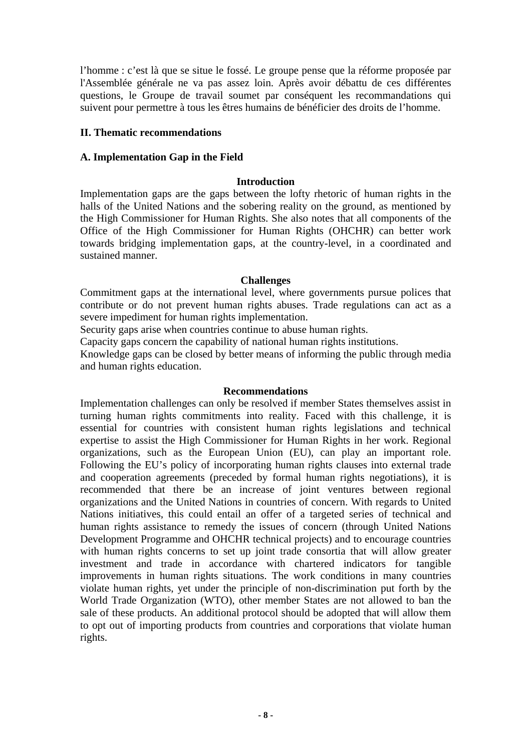l'homme : c'est là que se situe le fossé. Le groupe pense que la réforme proposée par l'Assemblée générale ne va pas assez loin. Après avoir débattu de ces différentes questions, le Groupe de travail soumet par conséquent les recommandations qui suivent pour permettre à tous les êtres humains de bénéficier des droits de l'homme.

## II. Thematic recommendations

### A. Implementation Gap in the Field

#### Introduction

Implementation gaps are the gaps between the lofty rhetoric of human rights in the halls of the United Nations and the sobering reality on the ground, as mentioned by the High Commissioner for Human Rights. She also notes that all components of the Office of the High Commissioner for Human Rights (OHCHR) can better work towards bridging implementation gaps, at the country-level, in a coordinated and sustained manner.

#### Challenges

Commitment gaps at the international level, where governments pursue polices that contribute or do not prevent human rights abuses. Trade regulations can act as a severe impediment for human rights implementation.

Security gaps arise when countries continue to abuse human rights.

Capacity gaps concern the capability of national human rights institutions.

Knowledge gaps can be closed by better means of informing the public through media and human rights education.

#### Recommendations

Implementation challenges can only be resolved if member States themselves assist in turning human rights commitments into reality. Faced with this challenge, it is essential for countries with consistent human rights legislations and technical expertise to assist the High Commissioner for Human Rights in her work. Regional organizations, such as the European Union (EU), can play an important role. Following the EU's policy of incorporating human rights clauses into external trade and cooperation agreements (preceded by formal human rights negotiations), it is recommended that there be an increase of joint ventures between regional organizations and the United Nations in countries of concern. With regards to United Nations initiatives, this could entail an offer of a targeted series of technical and human rights assistance to remedy the issues of concern (through United Nations Development Programme and OHCHR technical projects) and to encourage countries with human rights concerns to set up joint trade consortia that will allow greater investment and trade in accordance with chartered indicators for tangible improvements in human rights situations. The work conditions in many countries violate human rights, yet under the principle of non-discrimination put forth by the World Trade Organization (WTO), other member States are not allowed to ban the sale of these products. An additional protocol should be adopted that will allow them to opt out of importing products from countries and corporations that violate human rights.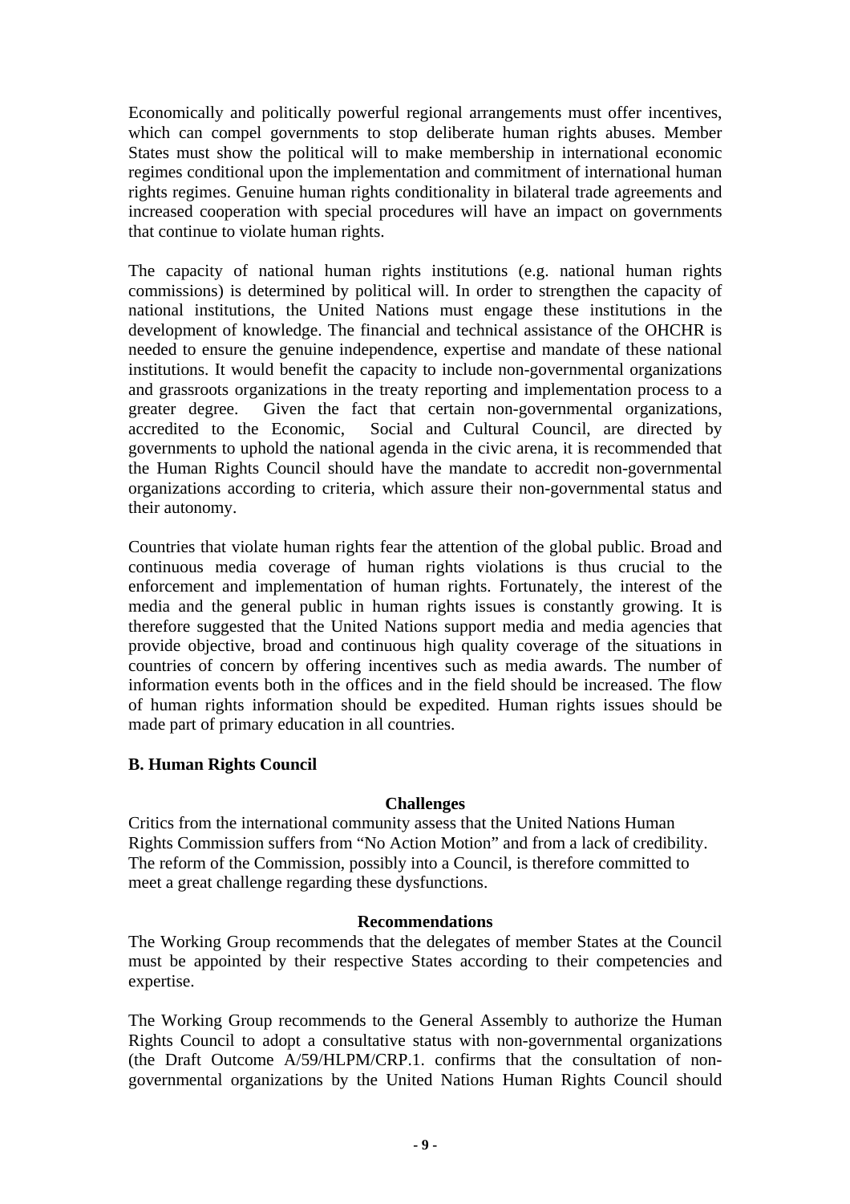Economically and politically powerful regional arrangements must offer incentives, which can compel governments to stop deliberate human rights abuses. Member States must show the political will to make membership in international economic regimes conditional upon the implementation and commitment of international human rights regimes. Genuine human rights conditionality in bilateral trade agreements and increased cooperation with special procedures will have an impact on governments that continue to violate human rights.

The capacity of national human rights institutions (e.g. national human rights commissions) is determined by political will. In order to strengthen the capacity of national institutions, the United Nations must engage these institutions in the development of knowledge. The financial and technical assistance of the OHCHR is needed to ensure the genuine independence, expertise and mandate of these national institutions. It would benefit the capacity to include non-governmental organizations and grassroots organizations in the treaty reporting and implementation process to a greater degree. Given the fact that certain non-governmental organizations, accredited to the Economic, Social and Cultural Council, are directed by governments to uphold the national agenda in the civic arena, it is recommended that the Human Rights Council should have the mandate to accredit non-governmental organizations according to criteria, which assure their non-governmental status and their autonomy.

Countries that violate human rights fear the attention of the global public. Broad and continuous media coverage of human rights violations is thus crucial to the enforcement and implementation of human rights. Fortunately, the interest of the media and the general public in human rights issues is constantly growing. It is therefore suggested that the United Nations support media and media agencies that provide objective, broad and continuous high quality coverage of the situations in countries of concern by offering incentives such as media awards. The number of information events both in the offices and in the field should be increased. The flow of human rights information should be expedited. Human rights issues should be made part of primary education in all countries.

## B. Human Rights Council

**Challenges**

Critics from the international community assess that the United Nations Human Rights Commission suffers from "No Action Motion" and from a lack of credibility. The reform of the Commission, possibly into a Council, is therefore committed to meet a great challenge regarding these dysfunctions.

**Recommendations**

The Working Group recommends that the delegates of member States at the Council must be appointed by their respective States according to their competencies and expertise.

The Working Group recommends to the General Assembly to authorize the Human Rights Council to adopt a consultative status with non-governmental organizations (the Draft Outcome A/59/HLPM/CRP.1. confirms that the consultation of non-governmental organizations by the United Nations Human Rights Council should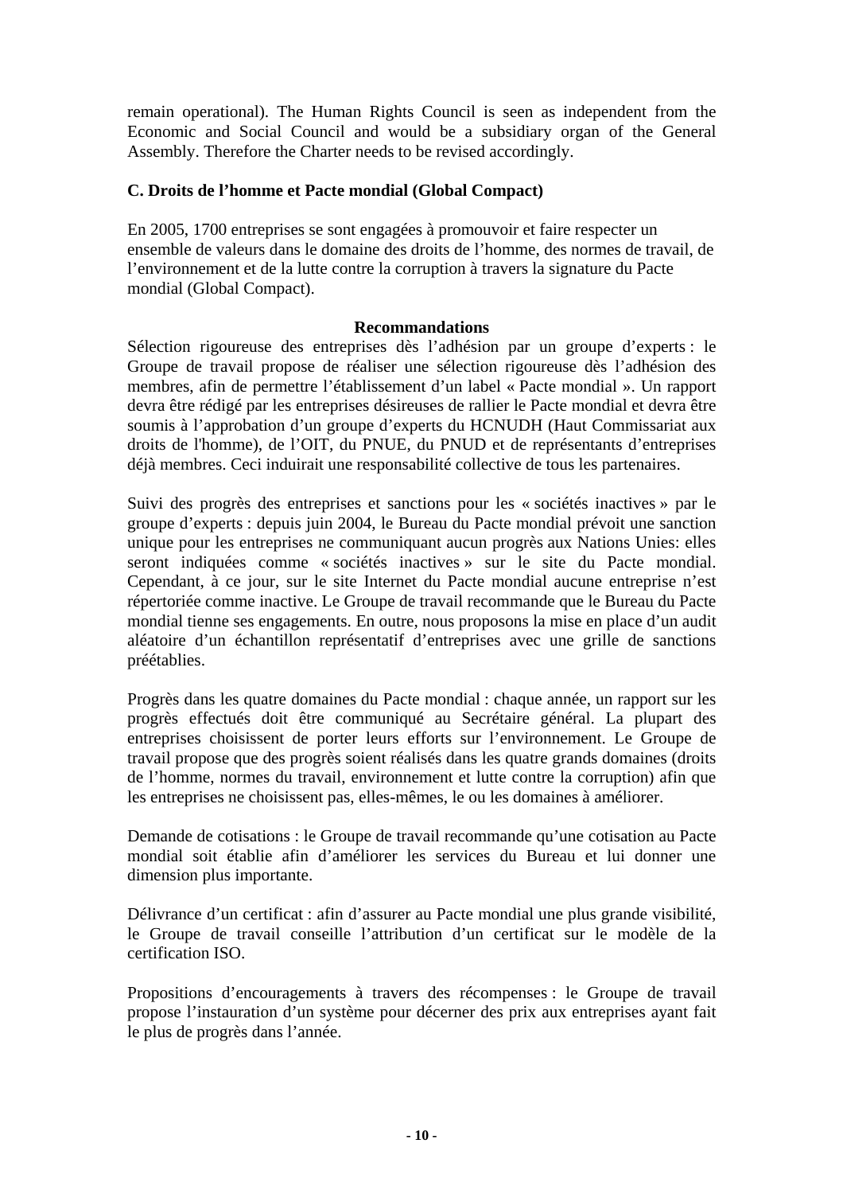remain operational). The Human Rights Council is seen as independent from the Economic and Social Council and would be a subsidiary organ of the General Assembly. Therefore the Charter needs to be revised accordingly.

### C. Droits de l'homme et Pacte mondial (Global Compact)

En 2005, 1700 entreprises se sont engagées à promouvoir et faire respecter un ensemble de valeurs dans le domaine des droits de l'homme, des normes de travail, de l'environnement et de la lutte contre la corruption à travers la signature du Pacte mondial (Global Compact).

**Recommandations**

Sélection rigoureuse des entreprises dès l'adhésion par un groupe d'experts : le Groupe de travail propose de réaliser une sélection rigoureuse dès l'adhésion des membres, afin de permettre l'établissement d'un label « Pacte mondial ». Un rapport devra être rédigé par les entreprises désireuses de rallier le Pacte mondial et devra être soumis à l'approbation d'un groupe d'experts du HCNUDH (Haut Commissariat aux droits de l'homme), de l'OIT, du PNUE, du PNUD et de représentants d'entreprises déjà membres. Ceci induirait une responsabilité collective de tous les partenaires.

Suivi des progrès des entreprises et sanctions pour les « sociétés inactives » par le groupe d'experts : depuis juin 2004, le Bureau du Pacte mondial prévoit une sanction unique pour les entreprises ne communiquant aucun progrès aux Nations Unies: elles seront indiquées comme « sociétés inactives » sur le site du Pacte mondial. Cependant, à ce jour, sur le site Internet du Pacte mondial aucune entreprise n'est répertoriée comme inactive. Le Groupe de travail recommande que le Bureau du Pacte mondial tienne ses engagements. En outre, nous proposons la mise en place d'un audit aléatoire d'un échantillon représentatif d'entreprises avec une grille de sanctions préétablies.

Progrès dans les quatre domaines du Pacte mondial : chaque année, un rapport sur les progrès effectués doit être communiqué au Secrétaire général. La plupart des entreprises choisissent de porter leurs efforts sur l'environnement. Le Groupe de travail propose que des progrès soient réalisés dans les quatre grands domaines (droits de l'homme, normes du travail, environnement et lutte contre la corruption) afin que les entreprises ne choisissent pas, elles-mêmes, le ou les domaines à améliorer.

Demande de cotisations : le Groupe de travail recommande qu'une cotisation au Pacte mondial soit établie afin d'améliorer les services du Bureau et lui donner une dimension plus importante.

Délivrance d'un certificat : afin d'assurer au Pacte mondial une plus grande visibilité, le Groupe de travail conseille l'attribution d'un certificat sur le modèle de la certification ISO.

Propositions d'encouragements à travers des récompenses : le Groupe de travail propose l'instauration d'un système pour décerner des prix aux entreprises ayant fait le plus de progrès dans l'année.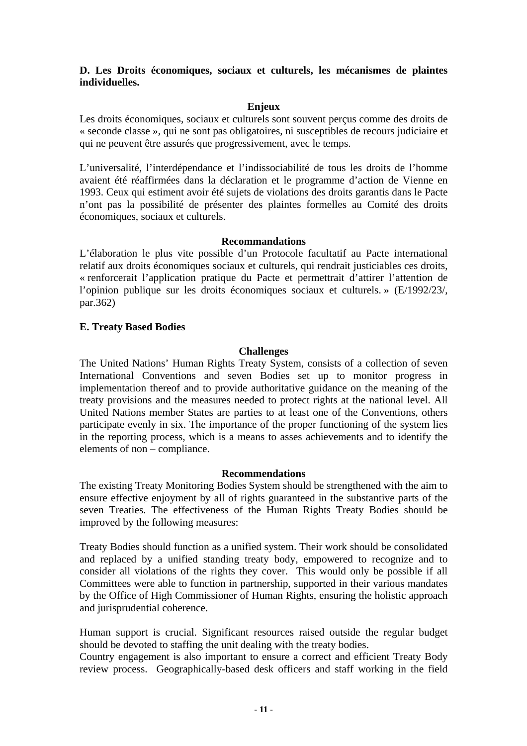**D. Les Droits économiques, sociaux et culturels, les mécanismes de plaintes individuelles.**

**Enjeux**

Les droits économiques, sociaux et culturels sont souvent perçus comme des droits de « seconde classe », qui ne sont pas obligatoires, ni susceptibles de recours judiciaire et qui ne peuvent être assurés que progressivement, avec le temps.

L'universalité, l'interdépendance et l'indissociabilité de tous les droits de l'homme avaient été réaffirmées dans la déclaration et le programme d'action de Vienne en 1993. Ceux qui estiment avoir été sujets de violations des droits garantis dans le Pacte n'ont pas la possibilité de présenter des plaintes formelles au Comité des droits économiques, sociaux et culturels.

**Recommandations**

L'élaboration le plus vite possible d'un Protocole facultatif au Pacte international relatif aux droits économiques sociaux et culturels, qui rendrait justiciables ces droits, « renforcerait l'application pratique du Pacte et permettrait d'attirer l'attention de l'opinion publique sur les droits économiques sociaux et culturels. » (E/1992/23/, par.362)

**E. Treaty Based Bodies**

**Challenges**

The United Nations' Human Rights Treaty System, consists of a collection of seven International Conventions and seven Bodies set up to monitor progress in implementation thereof and to provide authoritative guidance on the meaning of the treaty provisions and the measures needed to protect rights at the national level. All United Nations member States are parties to at least one of the Conventions, others participate evenly in six. The importance of the proper functioning of the system lies in the reporting process, which is a means to asses achievements and to identify the elements of non – compliance.

**Recommendations**

The existing Treaty Monitoring Bodies System should be strengthened with the aim to ensure effective enjoyment by all of rights guaranteed in the substantive parts of the seven Treaties. The effectiveness of the Human Rights Treaty Bodies should be improved by the following measures:

Treaty Bodies should function as a unified system. Their work should be consolidated and replaced by a unified standing treaty body, empowered to recognize and to consider all violations of the rights they cover. This would only be possible if all Committees were able to function in partnership, supported in their various mandates by the Office of High Commissioner of Human Rights, ensuring the holistic approach and jurisprudential coherence.

Human support is crucial. Significant resources raised outside the regular budget should be devoted to staffing the unit dealing with the treaty bodies.
Country engagement is also important to ensure a correct and efficient Treaty Body review process. Geographically-based desk officers and staff working in the field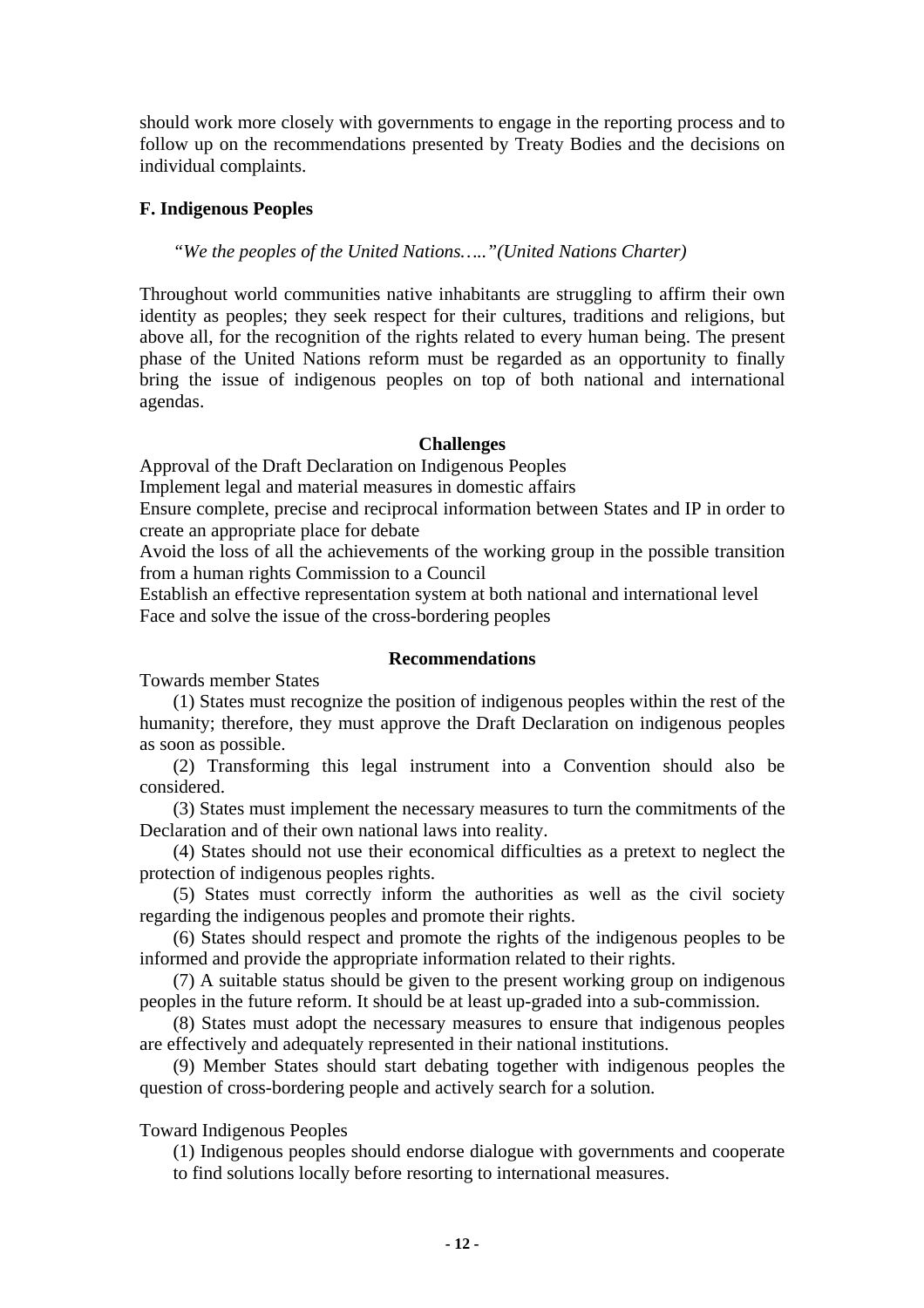should work more closely with governments to engage in the reporting process and to follow up on the recommendations presented by Treaty Bodies and the decisions on individual complaints.

### F. Indigenous Peoples

*"We the peoples of the United Nations….."(United Nations Charter)*

Throughout world communities native inhabitants are struggling to affirm their own identity as peoples; they seek respect for their cultures, traditions and religions, but above all, for the recognition of the rights related to every human being. The present phase of the United Nations reform must be regarded as an opportunity to finally bring the issue of indigenous peoples on top of both national and international agendas.

**Challenges**

Approval of the Draft Declaration on Indigenous Peoples
Implement legal and material measures in domestic affairs
Ensure complete, precise and reciprocal information between States and IP in order to create an appropriate place for debate
Avoid the loss of all the achievements of the working group in the possible transition from a human rights Commission to a Council
Establish an effective representation system at both national and international level
Face and solve the issue of the cross-bordering peoples

**Recommendations**

Towards member States

(1) States must recognize the position of indigenous peoples within the rest of the humanity; therefore, they must approve the Draft Declaration on indigenous peoples as soon as possible.

(2) Transforming this legal instrument into a Convention should also be considered.

(3) States must implement the necessary measures to turn the commitments of the Declaration and of their own national laws into reality.

(4) States should not use their economical difficulties as a pretext to neglect the protection of indigenous peoples rights.

(5) States must correctly inform the authorities as well as the civil society regarding the indigenous peoples and promote their rights.

(6) States should respect and promote the rights of the indigenous peoples to be informed and provide the appropriate information related to their rights.

(7) A suitable status should be given to the present working group on indigenous peoples in the future reform. It should be at least up-graded into a sub-commission.

(8) States must adopt the necessary measures to ensure that indigenous peoples are effectively and adequately represented in their national institutions.

(9) Member States should start debating together with indigenous peoples the question of cross-bordering people and actively search for a solution.

Toward Indigenous Peoples

(1) Indigenous peoples should endorse dialogue with governments and cooperate to find solutions locally before resorting to international measures.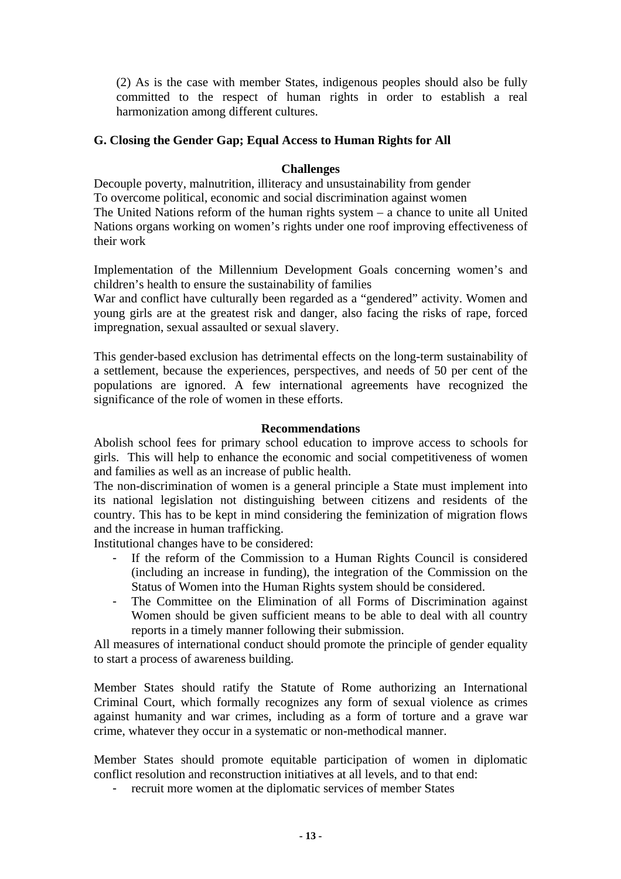(2) As is the case with member States, indigenous peoples should also be fully committed to the respect of human rights in order to establish a real harmonization among different cultures.

## G. Closing the Gender Gap; Equal Access to Human Rights for All

**Challenges**

Decouple poverty, malnutrition, illiteracy and unsustainability from gender
To overcome political, economic and social discrimination against women
The United Nations reform of the human rights system – a chance to unite all United Nations organs working on women's rights under one roof improving effectiveness of their work

Implementation of the Millennium Development Goals concerning women's and children's health to ensure the sustainability of families
War and conflict have culturally been regarded as a "gendered" activity. Women and young girls are at the greatest risk and danger, also facing the risks of rape, forced impregnation, sexual assaulted or sexual slavery.

This gender-based exclusion has detrimental effects on the long-term sustainability of a settlement, because the experiences, perspectives, and needs of 50 per cent of the populations are ignored. A few international agreements have recognized the significance of the role of women in these efforts.

**Recommendations**

Abolish school fees for primary school education to improve access to schools for girls. This will help to enhance the economic and social competitiveness of women and families as well as an increase of public health.
The non-discrimination of women is a general principle a State must implement into its national legislation not distinguishing between citizens and residents of the country. This has to be kept in mind considering the feminization of migration flows and the increase in human trafficking.
Institutional changes have to be considered:

- If the reform of the Commission to a Human Rights Council is considered (including an increase in funding), the integration of the Commission on the Status of Women into the Human Rights system should be considered.
- The Committee on the Elimination of all Forms of Discrimination against Women should be given sufficient means to be able to deal with all country reports in a timely manner following their submission.

All measures of international conduct should promote the principle of gender equality to start a process of awareness building.

Member States should ratify the Statute of Rome authorizing an International Criminal Court, which formally recognizes any form of sexual violence as crimes against humanity and war crimes, including as a form of torture and a grave war crime, whatever they occur in a systematic or non-methodical manner.

Member States should promote equitable participation of women in diplomatic conflict resolution and reconstruction initiatives at all levels, and to that end:

- recruit more women at the diplomatic services of member States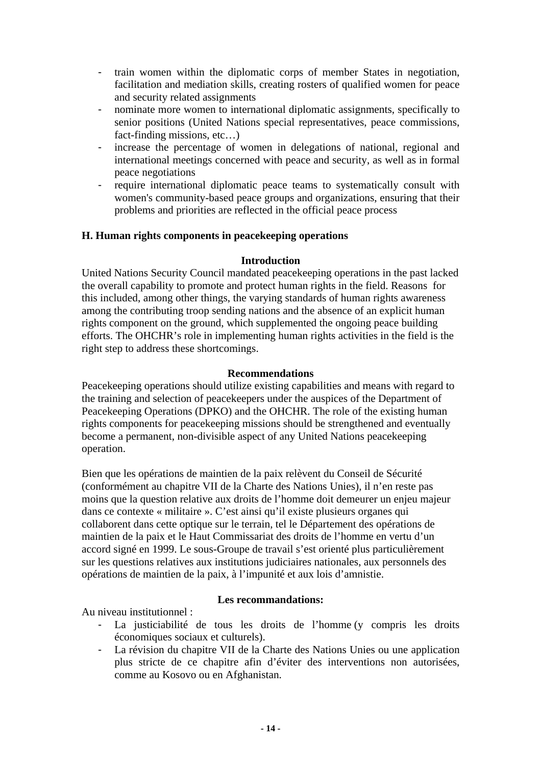- train women within the diplomatic corps of member States in negotiation, facilitation and mediation skills, creating rosters of qualified women for peace and security related assignments
- nominate more women to international diplomatic assignments, specifically to senior positions (United Nations special representatives, peace commissions, fact-finding missions, etc…)
- increase the percentage of women in delegations of national, regional and international meetings concerned with peace and security, as well as in formal peace negotiations
- require international diplomatic peace teams to systematically consult with women's community-based peace groups and organizations, ensuring that their problems and priorities are reflected in the official peace process

## H. Human rights components in peacekeeping operations

### Introduction

United Nations Security Council mandated peacekeeping operations in the past lacked the overall capability to promote and protect human rights in the field. Reasons for this included, among other things, the varying standards of human rights awareness among the contributing troop sending nations and the absence of an explicit human rights component on the ground, which supplemented the ongoing peace building efforts. The OHCHR's role in implementing human rights activities in the field is the right step to address these shortcomings.

### Recommendations

Peacekeeping operations should utilize existing capabilities and means with regard to the training and selection of peacekeepers under the auspices of the Department of Peacekeeping Operations (DPKO) and the OHCHR. The role of the existing human rights components for peacekeeping missions should be strengthened and eventually become a permanent, non-divisible aspect of any United Nations peacekeeping operation.

Bien que les opérations de maintien de la paix relèvent du Conseil de Sécurité (conformément au chapitre VII de la Charte des Nations Unies), il n'en reste pas moins que la question relative aux droits de l'homme doit demeurer un enjeu majeur dans ce contexte « militaire ». C'est ainsi qu'il existe plusieurs organes qui collaborent dans cette optique sur le terrain, tel le Département des opérations de maintien de la paix et le Haut Commissariat des droits de l'homme en vertu d'un accord signé en 1999. Le sous-Groupe de travail s'est orienté plus particulièrement sur les questions relatives aux institutions judiciaires nationales, aux personnels des opérations de maintien de la paix, à l'impunité et aux lois d'amnistie.

### Les recommandations:

Au niveau institutionnel :

- La justiciabilité de tous les droits de l'homme (y compris les droits économiques sociaux et culturels).
- La révision du chapitre VII de la Charte des Nations Unies ou une application plus stricte de ce chapitre afin d'éviter des interventions non autorisées, comme au Kosovo ou en Afghanistan.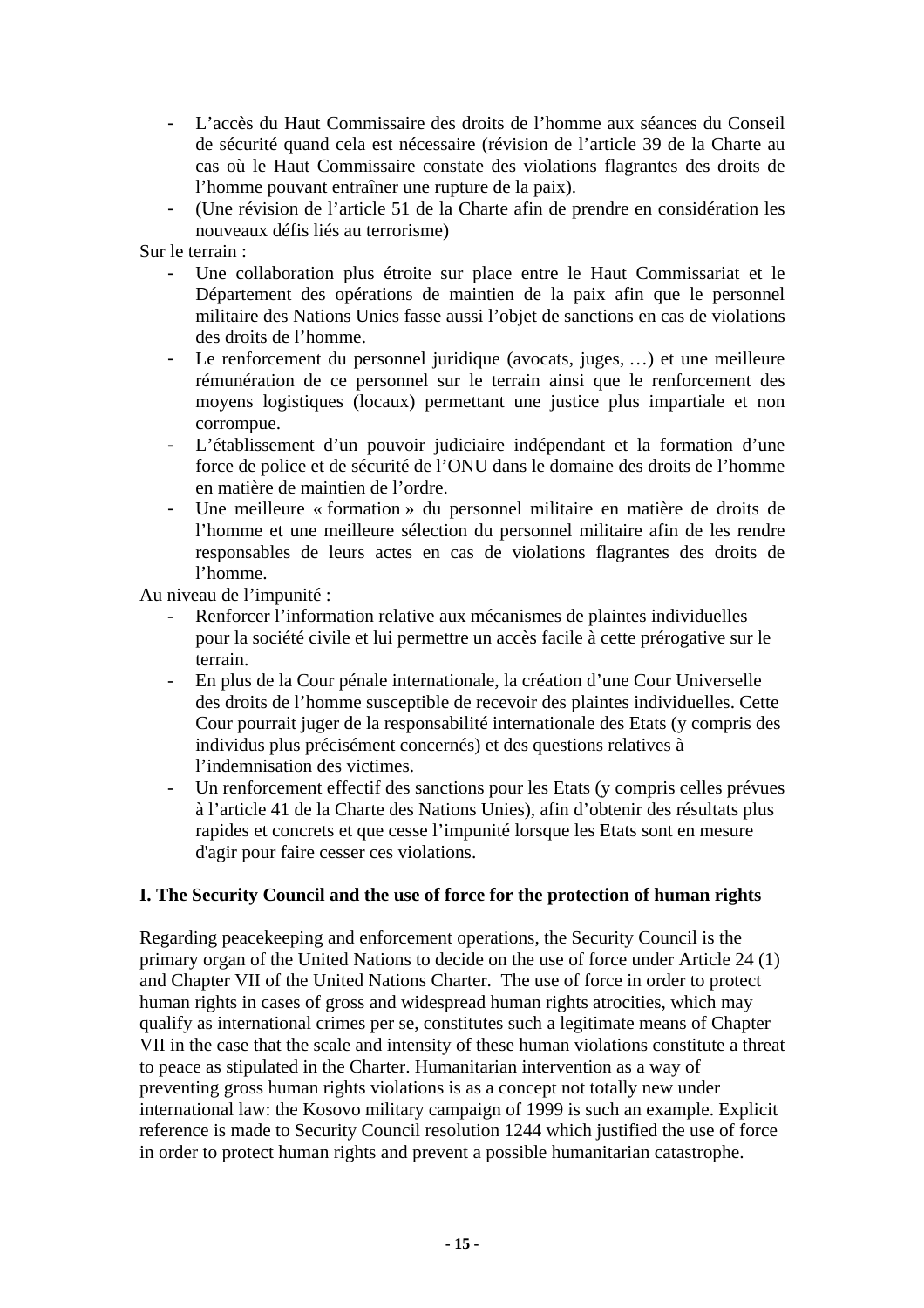- L'accès du Haut Commissaire des droits de l'homme aux séances du Conseil de sécurité quand cela est nécessaire (révision de l'article 39 de la Charte au cas où le Haut Commissaire constate des violations flagrantes des droits de l'homme pouvant entraîner une rupture de la paix).
- (Une révision de l'article 51 de la Charte afin de prendre en considération les nouveaux défis liés au terrorisme)

Sur le terrain :

- Une collaboration plus étroite sur place entre le Haut Commissariat et le Département des opérations de maintien de la paix afin que le personnel militaire des Nations Unies fasse aussi l'objet de sanctions en cas de violations des droits de l'homme.
- Le renforcement du personnel juridique (avocats, juges, …) et une meilleure rémunération de ce personnel sur le terrain ainsi que le renforcement des moyens logistiques (locaux) permettant une justice plus impartiale et non corrompue.
- L'établissement d'un pouvoir judiciaire indépendant et la formation d'une force de police et de sécurité de l'ONU dans le domaine des droits de l'homme en matière de maintien de l'ordre.
- Une meilleure « formation » du personnel militaire en matière de droits de l'homme et une meilleure sélection du personnel militaire afin de les rendre responsables de leurs actes en cas de violations flagrantes des droits de l'homme.

Au niveau de l'impunité :

- Renforcer l'information relative aux mécanismes de plaintes individuelles pour la société civile et lui permettre un accès facile à cette prérogative sur le terrain.
- En plus de la Cour pénale internationale, la création d'une Cour Universelle des droits de l'homme susceptible de recevoir des plaintes individuelles. Cette Cour pourrait juger de la responsabilité internationale des Etats (y compris des individus plus précisément concernés) et des questions relatives à l'indemnisation des victimes.
- Un renforcement effectif des sanctions pour les Etats (y compris celles prévues à l'article 41 de la Charte des Nations Unies), afin d'obtenir des résultats plus rapides et concrets et que cesse l'impunité lorsque les Etats sont en mesure d'agir pour faire cesser ces violations.

## I. The Security Council and the use of force for the protection of human rights

Regarding peacekeeping and enforcement operations, the Security Council is the primary organ of the United Nations to decide on the use of force under Article 24 (1) and Chapter VII of the United Nations Charter. The use of force in order to protect human rights in cases of gross and widespread human rights atrocities, which may qualify as international crimes per se, constitutes such a legitimate means of Chapter VII in the case that the scale and intensity of these human violations constitute a threat to peace as stipulated in the Charter. Humanitarian intervention as a way of preventing gross human rights violations is as a concept not totally new under international law: the Kosovo military campaign of 1999 is such an example. Explicit reference is made to Security Council resolution 1244 which justified the use of force in order to protect human rights and prevent a possible humanitarian catastrophe.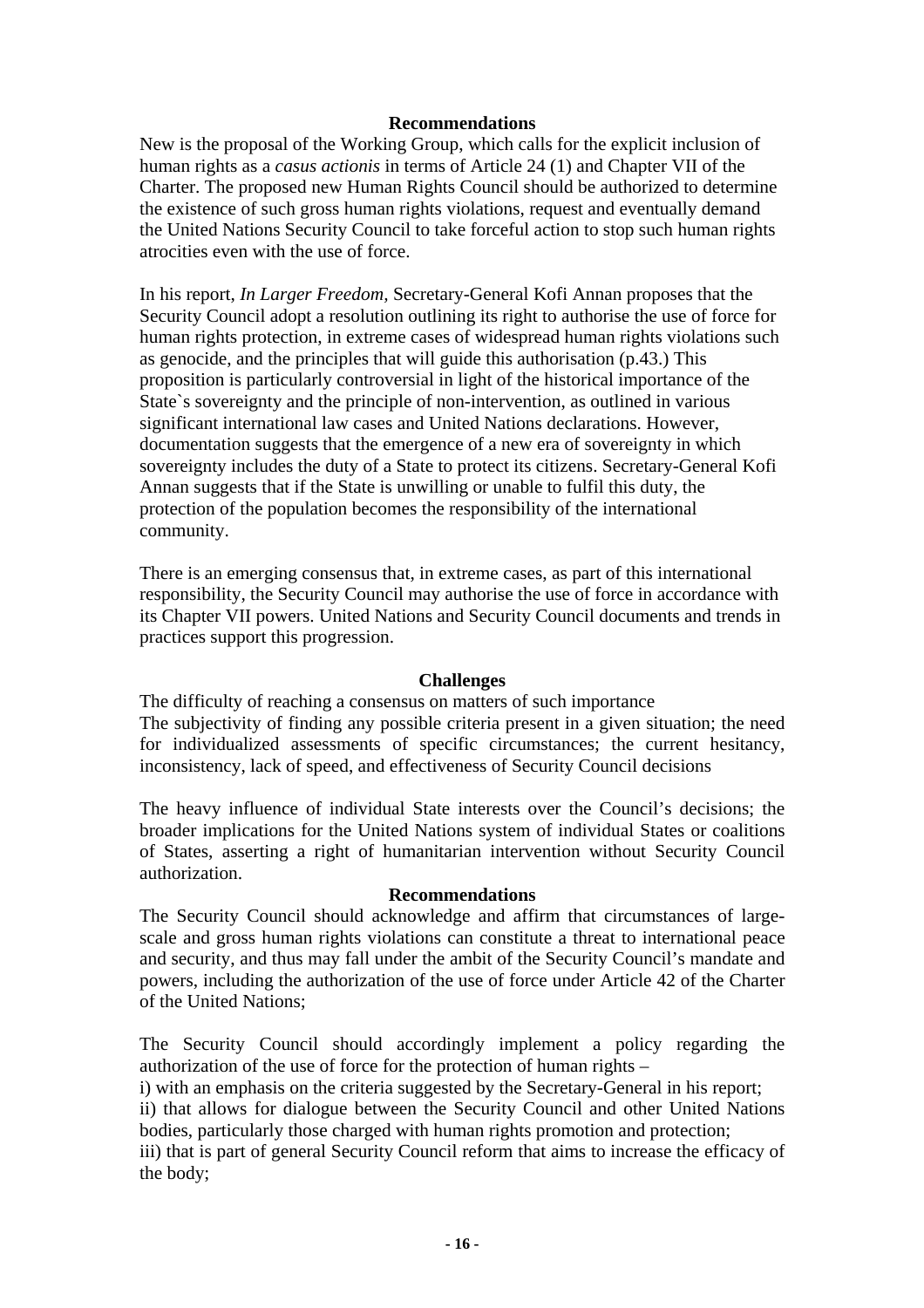**Recommendations**

New is the proposal of the Working Group, which calls for the explicit inclusion of human rights as a *casus actionis* in terms of Article 24 (1) and Chapter VII of the Charter. The proposed new Human Rights Council should be authorized to determine the existence of such gross human rights violations, request and eventually demand the United Nations Security Council to take forceful action to stop such human rights atrocities even with the use of force.

In his report, *In Larger Freedom,* Secretary-General Kofi Annan proposes that the Security Council adopt a resolution outlining its right to authorise the use of force for human rights protection, in extreme cases of widespread human rights violations such as genocide, and the principles that will guide this authorisation (p.43.) This proposition is particularly controversial in light of the historical importance of the State`s sovereignty and the principle of non-intervention, as outlined in various significant international law cases and United Nations declarations. However, documentation suggests that the emergence of a new era of sovereignty in which sovereignty includes the duty of a State to protect its citizens. Secretary-General Kofi Annan suggests that if the State is unwilling or unable to fulfil this duty, the protection of the population becomes the responsibility of the international community.

There is an emerging consensus that, in extreme cases, as part of this international responsibility, the Security Council may authorise the use of force in accordance with its Chapter VII powers. United Nations and Security Council documents and trends in practices support this progression.

**Challenges**

The difficulty of reaching a consensus on matters of such importance
The subjectivity of finding any possible criteria present in a given situation; the need for individualized assessments of specific circumstances; the current hesitancy, inconsistency, lack of speed, and effectiveness of Security Council decisions

The heavy influence of individual State interests over the Council's decisions; the broader implications for the United Nations system of individual States or coalitions of States, asserting a right of humanitarian intervention without Security Council authorization.

**Recommendations**

The Security Council should acknowledge and affirm that circumstances of large-scale and gross human rights violations can constitute a threat to international peace and security, and thus may fall under the ambit of the Security Council's mandate and powers, including the authorization of the use of force under Article 42 of the Charter of the United Nations;

The Security Council should accordingly implement a policy regarding the authorization of the use of force for the protection of human rights –
i) with an emphasis on the criteria suggested by the Secretary-General in his report;
ii) that allows for dialogue between the Security Council and other United Nations bodies, particularly those charged with human rights promotion and protection;
iii) that is part of general Security Council reform that aims to increase the efficacy of the body;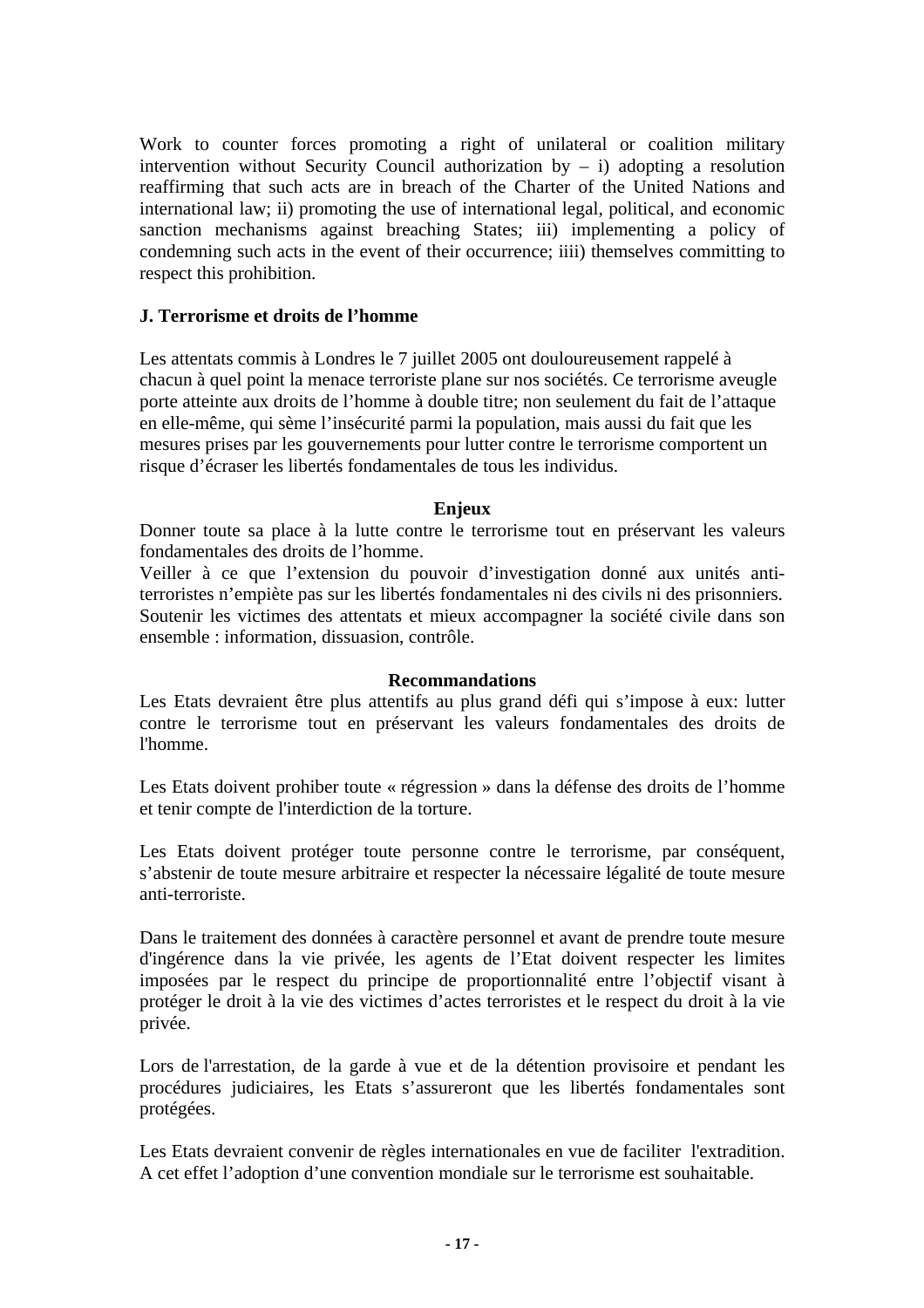Work to counter forces promoting a right of unilateral or coalition military intervention without Security Council authorization by – i) adopting a resolution reaffirming that such acts are in breach of the Charter of the United Nations and international law; ii) promoting the use of international legal, political, and economic sanction mechanisms against breaching States; iii) implementing a policy of condemning such acts in the event of their occurrence; iiii) themselves committing to respect this prohibition.

**J. Terrorisme et droits de l'homme**

Les attentats commis à Londres le 7 juillet 2005 ont douloureusement rappelé à chacun à quel point la menace terroriste plane sur nos sociétés. Ce terrorisme aveugle porte atteinte aux droits de l'homme à double titre; non seulement du fait de l'attaque en elle-même, qui sème l'insécurité parmi la population, mais aussi du fait que les mesures prises par les gouvernements pour lutter contre le terrorisme comportent un risque d'écraser les libertés fondamentales de tous les individus.

**Enjeux**

Donner toute sa place à la lutte contre le terrorisme tout en préservant les valeurs fondamentales des droits de l'homme.

Veiller à ce que l'extension du pouvoir d'investigation donné aux unités anti-terroristes n'empiète pas sur les libertés fondamentales ni des civils ni des prisonniers.

Soutenir les victimes des attentats et mieux accompagner la société civile dans son ensemble : information, dissuasion, contrôle.

**Recommandations**

Les Etats devraient être plus attentifs au plus grand défi qui s'impose à eux: lutter contre le terrorisme tout en préservant les valeurs fondamentales des droits de l'homme.

Les Etats doivent prohiber toute « régression » dans la défense des droits de l'homme et tenir compte de l'interdiction de la torture.

Les Etats doivent protéger toute personne contre le terrorisme, par conséquent, s'abstenir de toute mesure arbitraire et respecter la nécessaire légalité de toute mesure anti-terroriste.

Dans le traitement des données à caractère personnel et avant de prendre toute mesure d'ingérence dans la vie privée, les agents de l'Etat doivent respecter les limites imposées par le respect du principe de proportionnalité entre l'objectif visant à protéger le droit à la vie des victimes d'actes terroristes et le respect du droit à la vie privée.

Lors de l'arrestation, de la garde à vue et de la détention provisoire et pendant les procédures judiciaires, les Etats s'assureront que les libertés fondamentales sont protégées.

Les Etats devraient convenir de règles internationales en vue de faciliter l'extradition. A cet effet l'adoption d'une convention mondiale sur le terrorisme est souhaitable.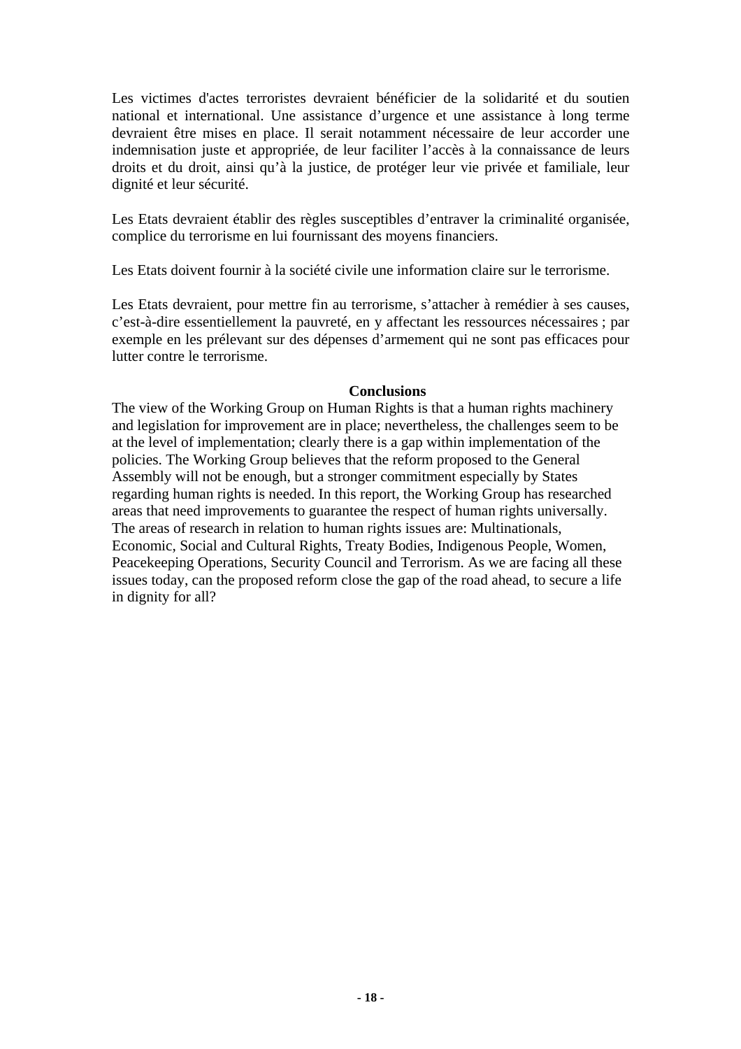Les victimes d'actes terroristes devraient bénéficier de la solidarité et du soutien national et international. Une assistance d'urgence et une assistance à long terme devraient être mises en place. Il serait notamment nécessaire de leur accorder une indemnisation juste et appropriée, de leur faciliter l'accès à la connaissance de leurs droits et du droit, ainsi qu'à la justice, de protéger leur vie privée et familiale, leur dignité et leur sécurité.

Les Etats devraient établir des règles susceptibles d'entraver la criminalité organisée, complice du terrorisme en lui fournissant des moyens financiers.

Les Etats doivent fournir à la société civile une information claire sur le terrorisme.

Les Etats devraient, pour mettre fin au terrorisme, s'attacher à remédier à ses causes, c'est-à-dire essentiellement la pauvreté, en y affectant les ressources nécessaires ; par exemple en les prélevant sur des dépenses d'armement qui ne sont pas efficaces pour lutter contre le terrorisme.

**Conclusions**

The view of the Working Group on Human Rights is that a human rights machinery and legislation for improvement are in place; nevertheless, the challenges seem to be at the level of implementation; clearly there is a gap within implementation of the policies. The Working Group believes that the reform proposed to the General Assembly will not be enough, but a stronger commitment especially by States regarding human rights is needed. In this report, the Working Group has researched areas that need improvements to guarantee the respect of human rights universally. The areas of research in relation to human rights issues are: Multinationals, Economic, Social and Cultural Rights, Treaty Bodies, Indigenous People, Women, Peacekeeping Operations, Security Council and Terrorism. As we are facing all these issues today, can the proposed reform close the gap of the road ahead, to secure a life in dignity for all?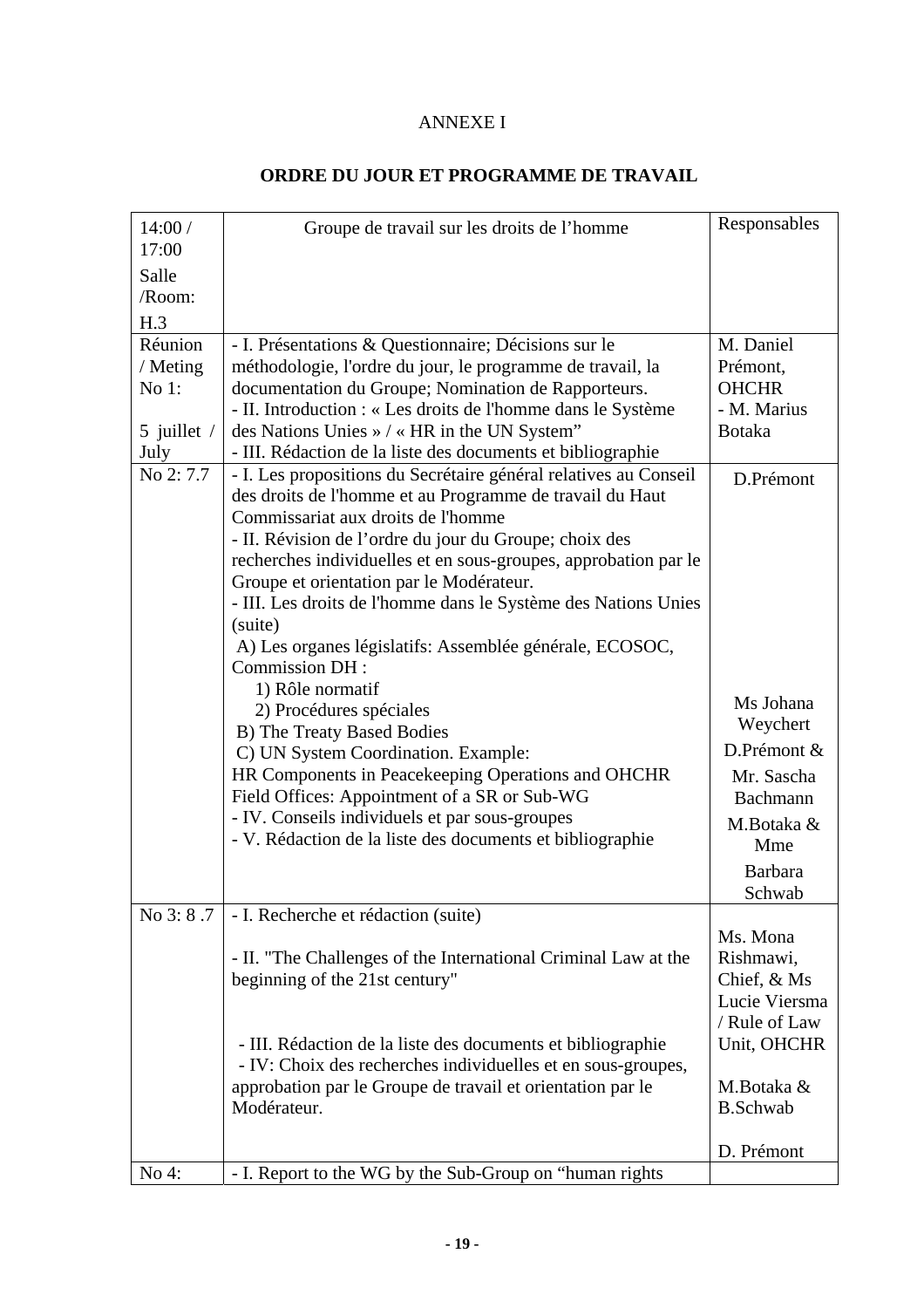ANNEXE I

## ORDRE DU JOUR ET PROGRAMME DE TRAVAIL

| 14:00 / 17:00 Salle /Room: H.3 | Groupe de travail sur les droits de l'homme | Responsables |
|---|---|---|
| Réunion / Meting No 1: 5 juillet / July | - I. Présentations & Questionnaire; Décisions sur le méthodologie, l'ordre du jour, le programme de travail, la documentation du Groupe; Nomination de Rapporteurs.<br>- II. Introduction : « Les droits de l'homme dans le Système des Nations Unies » / « HR in the UN System"<br>- III. Rédaction de la liste des documents et bibliographie | M. Daniel Prémont, OHCHR<br>- M. Marius Botaka |
| No 2: 7.7 | - I. Les propositions du Secrétaire général relatives au Conseil des droits de l'homme et au Programme de travail du Haut Commissariat aux droits de l'homme<br>- II. Révision de l'ordre du jour du Groupe; choix des recherches individuelles et en sous-groupes, approbation par le Groupe et orientation par le Modérateur.<br>- III. Les droits de l'homme dans le Système des Nations Unies (suite)<br>A) Les organes législatifs: Assemblée générale, ECOSOC, Commission DH :<br>1) Rôle normatif<br>2) Procédures spéciales<br>B) The Treaty Based Bodies<br>C) UN System Coordination. Example:<br>HR Components in Peacekeeping Operations and OHCHR Field Offices: Appointment of a SR or Sub-WG<br>- IV. Conseils individuels et par sous-groupes<br>- V. Rédaction de la liste des documents et bibliographie | D.Prémont<br><br>Ms Johana Weychert<br>D.Prémont &<br>Mr. Sascha Bachmann<br>M.Botaka & Mme Barbara Schwab |
| No 3: 8 .7 | - I. Recherche et rédaction (suite)<br><br>- II. "The Challenges of the International Criminal Law at the beginning of the 21st century"<br><br>- III. Rédaction de la liste des documents et bibliographie<br>- IV: Choix des recherches individuelles et en sous-groupes, approbation par le Groupe de travail et orientation par le Modérateur. | Ms. Mona Rishmawi, Chief, & Ms Lucie Viersma / Rule of Law Unit, OHCHR<br><br>M.Botaka & B.Schwab<br><br>D. Prémont |
| No 4: | - I. Report to the WG by the Sub-Group on "human rights | |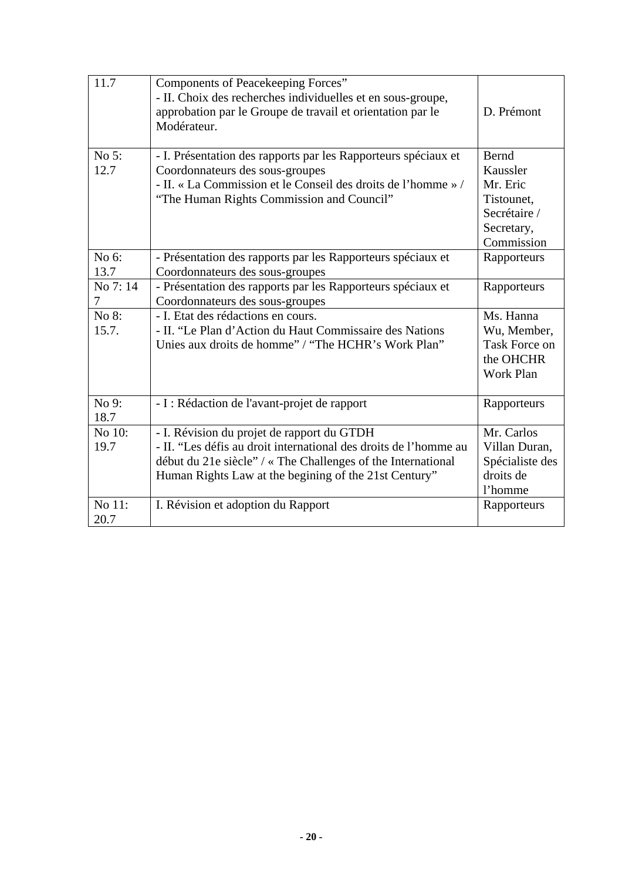| | | |
|---|---|---|
| 11.7 | Components of Peacekeeping Forces"<br>- II. Choix des recherches individuelles et en sous-groupe, approbation par le Groupe de travail et orientation par le Modérateur. | D. Prémont |
| No 5: 12.7 | - I. Présentation des rapports par les Rapporteurs spéciaux et Coordonnateurs des sous-groupes<br>- II. « La Commission et le Conseil des droits de l'homme » / "The Human Rights Commission and Council" | Bernd Kaussler Mr. Eric Tistounet, Secrétaire / Secretary, Commission |
| No 6: 13.7 | - Présentation des rapports par les Rapporteurs spéciaux et Coordonnateurs des sous-groupes | Rapporteurs |
| No 7: 14 7 | - Présentation des rapports par les Rapporteurs spéciaux et Coordonnateurs des sous-groupes | Rapporteurs |
| No 8: 15.7. | - I. Etat des rédactions en cours.<br>- II. "Le Plan d'Action du Haut Commissaire des Nations Unies aux droits de homme" / "The HCHR's Work Plan" | Ms. Hanna Wu, Member, Task Force on the OHCHR Work Plan |
| No 9: 18.7 | - I : Rédaction de l'avant-projet de rapport | Rapporteurs |
| No 10: 19.7 | - I. Révision du projet de rapport du GTDH<br>- II. "Les défis au droit international des droits de l'homme au début du 21e siècle" / « The Challenges of the International Human Rights Law at the begining of the 21st Century" | Mr. Carlos Villan Duran, Spécialiste des droits de l'homme |
| No 11: 20.7 | I. Révision et adoption du Rapport | Rapporteurs |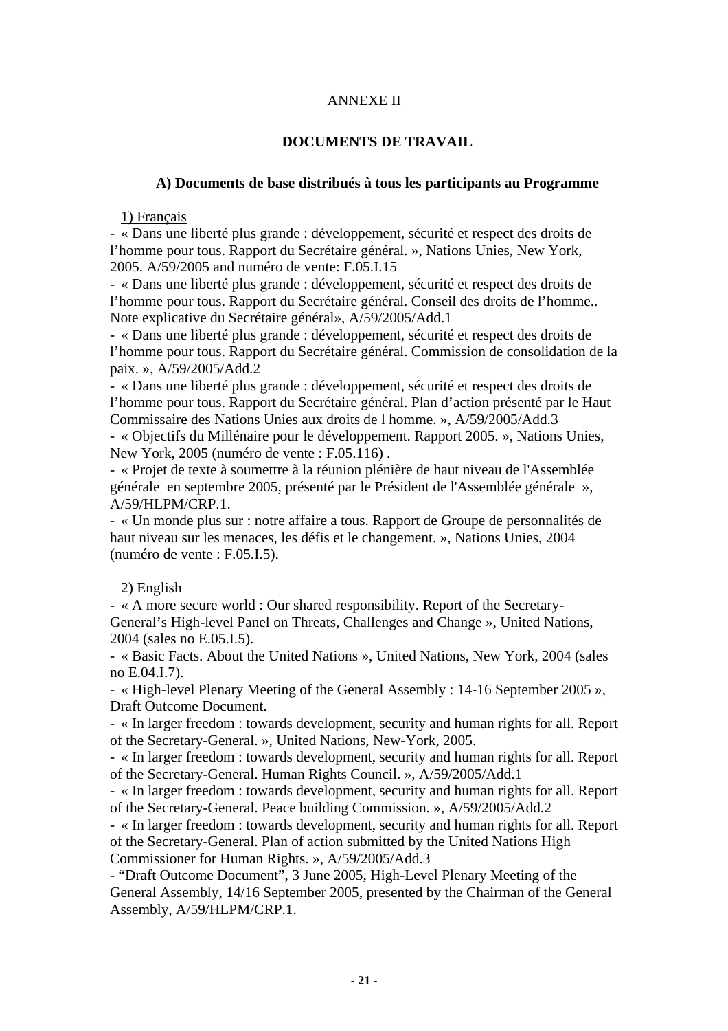ANNEXE II

**DOCUMENTS DE TRAVAIL**

**A) Documents de base distribués à tous les participants au Programme**

1) Français

- « Dans une liberté plus grande : développement, sécurité et respect des droits de l'homme pour tous. Rapport du Secrétaire général. », Nations Unies, New York, 2005. A/59/2005 and numéro de vente: F.05.I.15
- « Dans une liberté plus grande : développement, sécurité et respect des droits de l'homme pour tous. Rapport du Secrétaire général. Conseil des droits de l'homme.. Note explicative du Secrétaire général», A/59/2005/Add.1
- « Dans une liberté plus grande : développement, sécurité et respect des droits de l'homme pour tous. Rapport du Secrétaire général. Commission de consolidation de la paix. », A/59/2005/Add.2
- « Dans une liberté plus grande : développement, sécurité et respect des droits de l'homme pour tous. Rapport du Secrétaire général. Plan d'action présenté par le Haut Commissaire des Nations Unies aux droits de l homme. », A/59/2005/Add.3
- « Objectifs du Millénaire pour le développement. Rapport 2005. », Nations Unies, New York, 2005 (numéro de vente : F.05.116) .
- « Projet de texte à soumettre à la réunion plénière de haut niveau de l'Assemblée générale en septembre 2005, présenté par le Président de l'Assemblée générale », A/59/HLPM/CRP.1.
- « Un monde plus sur : notre affaire a tous. Rapport de Groupe de personnalités de haut niveau sur les menaces, les défis et le changement. », Nations Unies, 2004 (numéro de vente : F.05.I.5).

2) English

- « A more secure world : Our shared responsibility. Report of the Secretary-General's High-level Panel on Threats, Challenges and Change », United Nations, 2004 (sales no E.05.I.5).
- « Basic Facts. About the United Nations », United Nations, New York, 2004 (sales no E.04.I.7).
- « High-level Plenary Meeting of the General Assembly : 14-16 September 2005 », Draft Outcome Document.
- « In larger freedom : towards development, security and human rights for all. Report of the Secretary-General. », United Nations, New-York, 2005.
- « In larger freedom : towards development, security and human rights for all. Report of the Secretary-General. Human Rights Council. », A/59/2005/Add.1
- « In larger freedom : towards development, security and human rights for all. Report of the Secretary-General. Peace building Commission. », A/59/2005/Add.2
- « In larger freedom : towards development, security and human rights for all. Report of the Secretary-General. Plan of action submitted by the United Nations High Commissioner for Human Rights. », A/59/2005/Add.3
- "Draft Outcome Document", 3 June 2005, High-Level Plenary Meeting of the General Assembly, 14/16 September 2005, presented by the Chairman of the General Assembly, A/59/HLPM/CRP.1.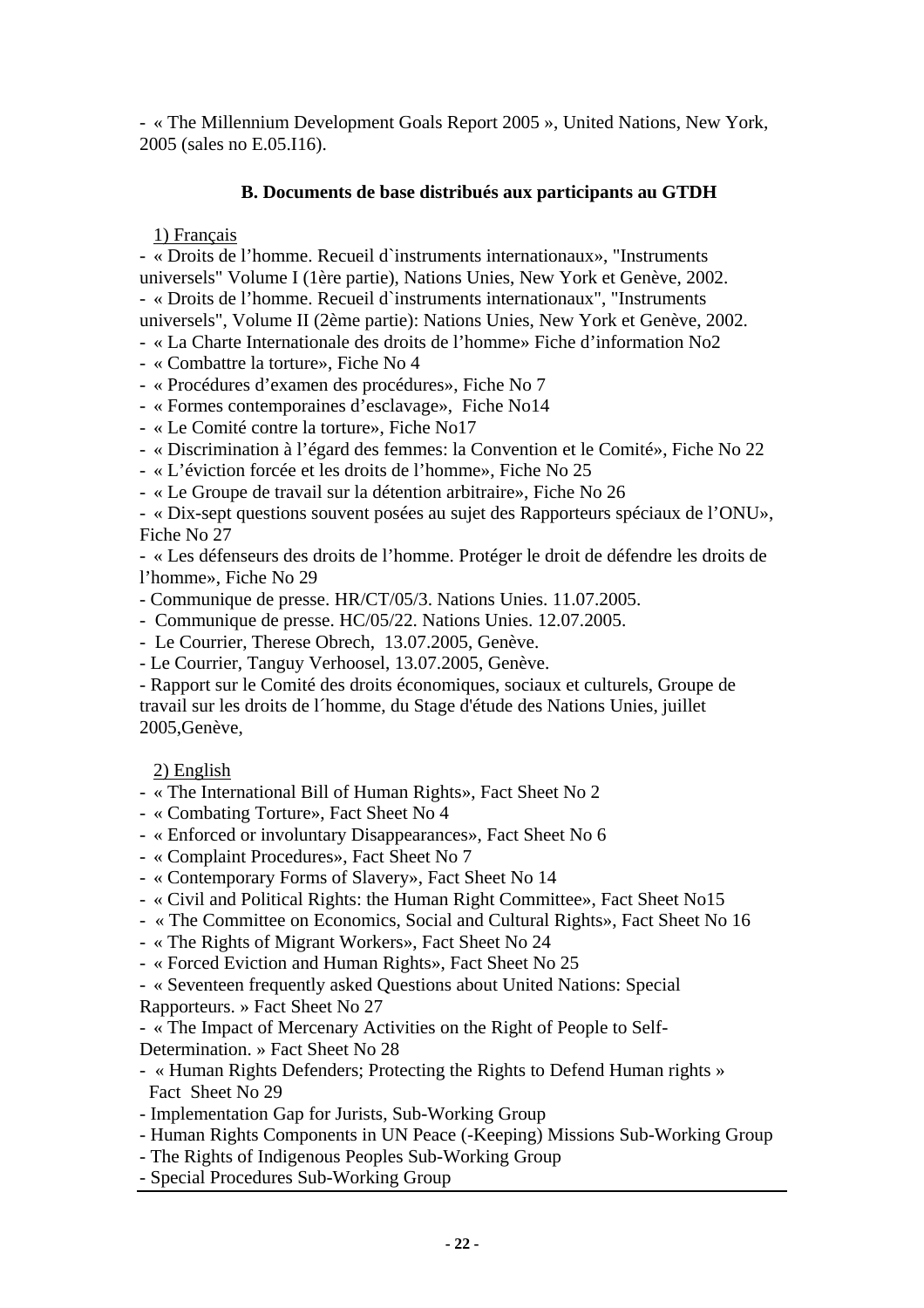- « The Millennium Development Goals Report 2005 », United Nations, New York, 2005 (sales no E.05.I16).

### B. Documents de base distribués aux participants au GTDH

1) Français

- « Droits de l'homme. Recueil d`instruments internationaux», "Instruments universels" Volume I (1ère partie), Nations Unies, New York et Genève, 2002.
- « Droits de l'homme. Recueil d`instruments internationaux", "Instruments universels", Volume II (2ème partie): Nations Unies, New York et Genève, 2002.
- « La Charte Internationale des droits de l'homme» Fiche d'information No2
- « Combattre la torture», Fiche No 4
- « Procédures d'examen des procédures», Fiche No 7
- « Formes contemporaines d'esclavage», Fiche No14
- « Le Comité contre la torture», Fiche No17
- « Discrimination à l'égard des femmes: la Convention et le Comité», Fiche No 22
- « L'éviction forcée et les droits de l'homme», Fiche No 25
- « Le Groupe de travail sur la détention arbitraire», Fiche No 26
- « Dix-sept questions souvent posées au sujet des Rapporteurs spéciaux de l'ONU», Fiche No 27
- « Les défenseurs des droits de l'homme. Protéger le droit de défendre les droits de l'homme», Fiche No 29
- Communique de presse. HR/CT/05/3. Nations Unies. 11.07.2005.
- Communique de presse. HC/05/22. Nations Unies. 12.07.2005.
- Le Courrier, Therese Obrech, 13.07.2005, Genève.
- Le Courrier, Tanguy Verhoosel, 13.07.2005, Genève.
- Rapport sur le Comité des droits économiques, sociaux et culturels, Groupe de travail sur les droits de l´homme, du Stage d'étude des Nations Unies, juillet 2005,Genève,

2) English

- « The International Bill of Human Rights», Fact Sheet No 2
- « Combating Torture», Fact Sheet No 4
- « Enforced or involuntary Disappearances», Fact Sheet No 6
- « Complaint Procedures», Fact Sheet No 7
- « Contemporary Forms of Slavery», Fact Sheet No 14
- « Civil and Political Rights: the Human Right Committee», Fact Sheet No15
- « The Committee on Economics, Social and Cultural Rights», Fact Sheet No 16
- « The Rights of Migrant Workers», Fact Sheet No 24
- « Forced Eviction and Human Rights», Fact Sheet No 25
- « Seventeen frequently asked Questions about United Nations: Special Rapporteurs. » Fact Sheet No 27
- « The Impact of Mercenary Activities on the Right of People to Self-Determination. » Fact Sheet No 28
- « Human Rights Defenders; Protecting the Rights to Defend Human rights » Fact Sheet No 29
- Implementation Gap for Jurists, Sub-Working Group
- Human Rights Components in UN Peace (-Keeping) Missions Sub-Working Group
- The Rights of Indigenous Peoples Sub-Working Group
- Special Procedures Sub-Working Group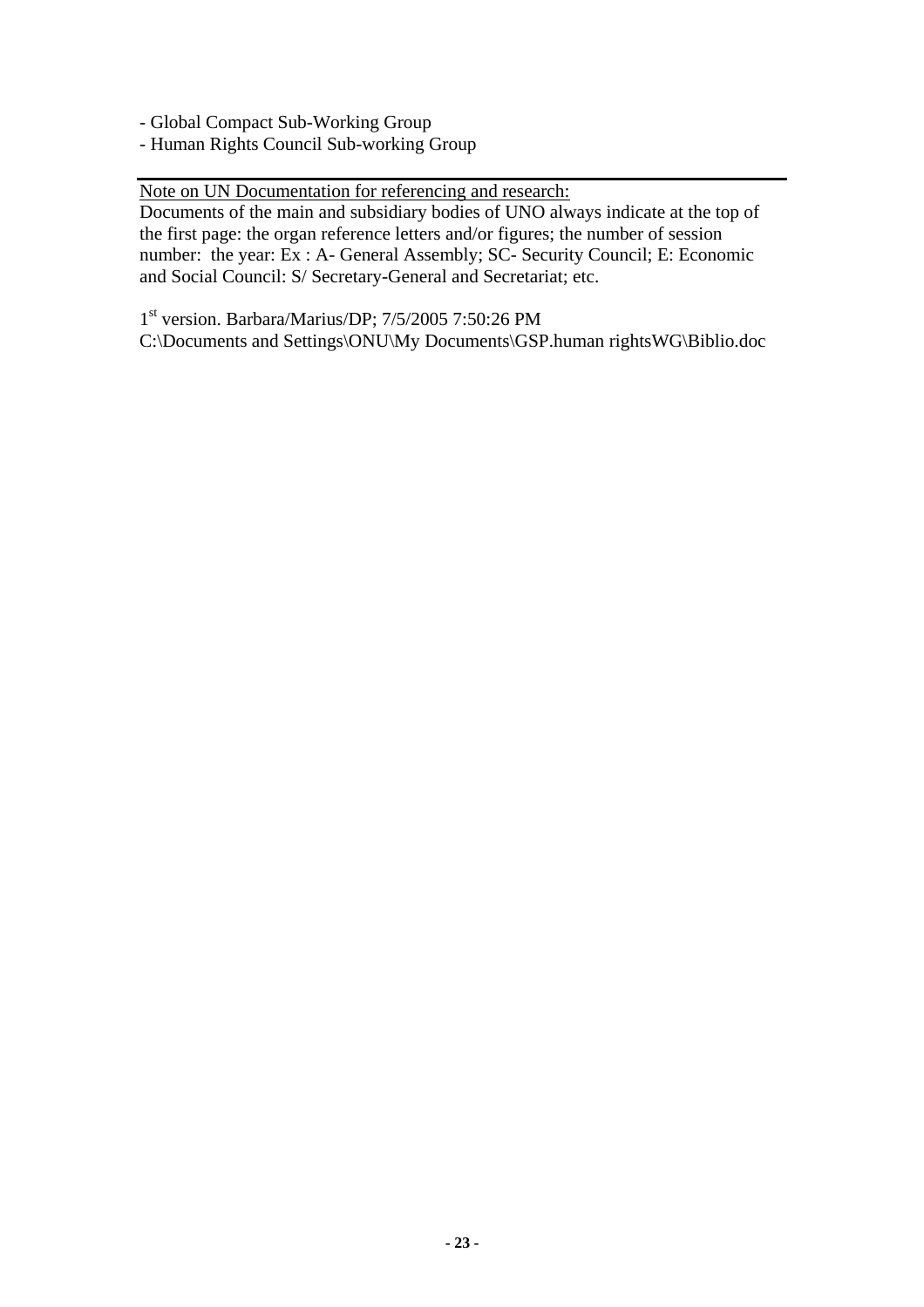- Global Compact Sub-Working Group
- Human Rights Council Sub-working Group

---

<u>Note on UN Documentation for referencing and research:</u>

Documents of the main and subsidiary bodies of UNO always indicate at the top of the first page: the organ reference letters and/or figures; the number of session number: the year: Ex : A- General Assembly; SC- Security Council; E: Economic and Social Council: S/ Secretary-General and Secretariat; etc.

1st version. Barbara/Marius/DP; 7/5/2005 7:50:26 PM
C:\Documents and Settings\ONU\My Documents\GSP.human rightsWG\Biblio.doc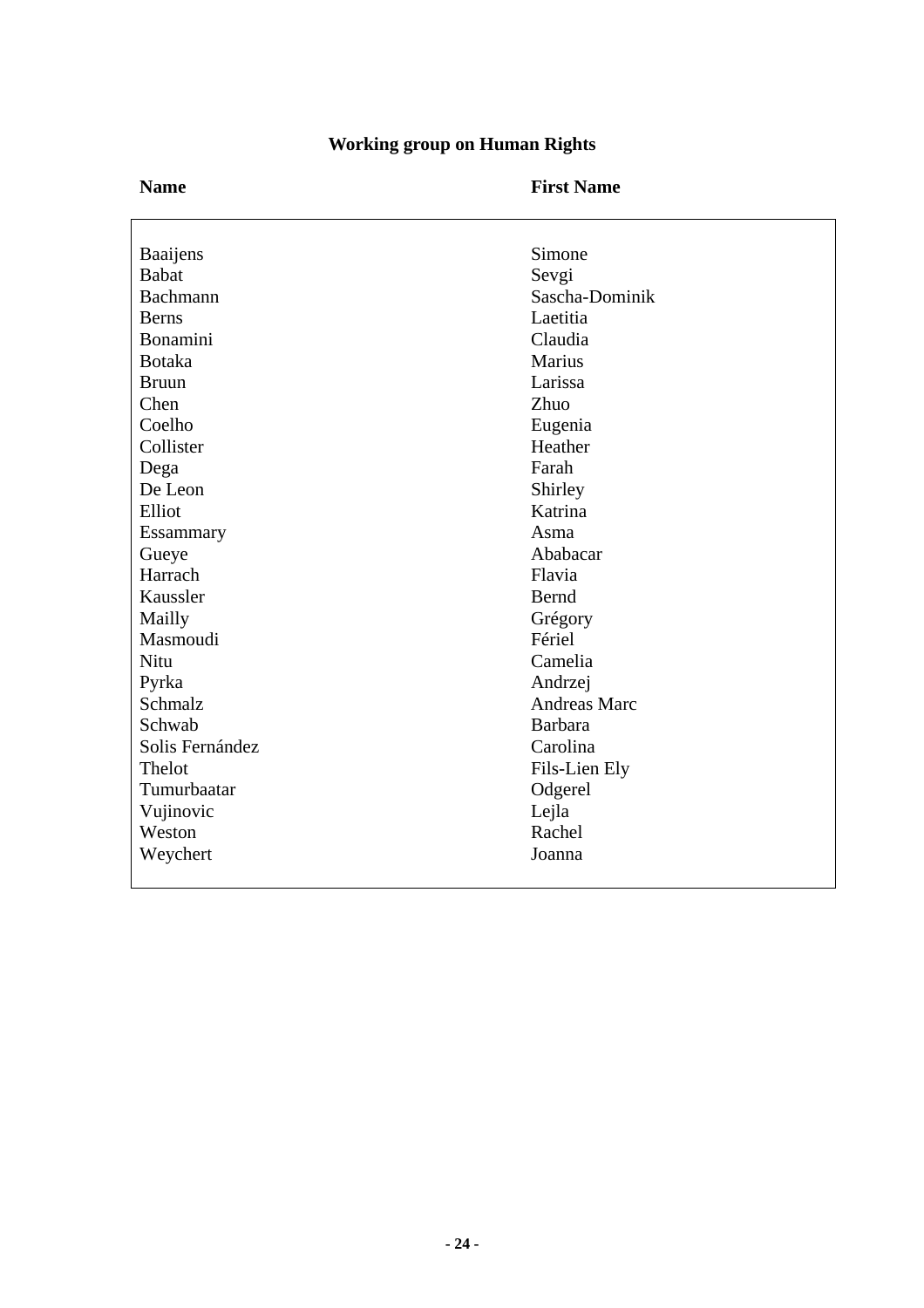## Working group on Human Rights

| Name | First Name |
|---|---|
| Baaijens | Simone |
| Babat | Sevgi |
| Bachmann | Sascha-Dominik |
| Berns | Laetitia |
| Bonamini | Claudia |
| Botaka | Marius |
| Bruun | Larissa |
| Chen | Zhuo |
| Coelho | Eugenia |
| Collister | Heather |
| Dega | Farah |
| De Leon | Shirley |
| Elliot | Katrina |
| Essammary | Asma |
| Gueye | Ababacar |
| Harrach | Flavia |
| Kaussler | Bernd |
| Mailly | Grégory |
| Masmoudi | Fériel |
| Nitu | Camelia |
| Pyrka | Andrzej |
| Schmalz | Andreas Marc |
| Schwab | Barbara |
| Solis Fernández | Carolina |
| Thelot | Fils-Lien Ely |
| Tumurbaatar | Odgerel |
| Vujinovic | Lejla |
| Weston | Rachel |
| Weychert | Joanna |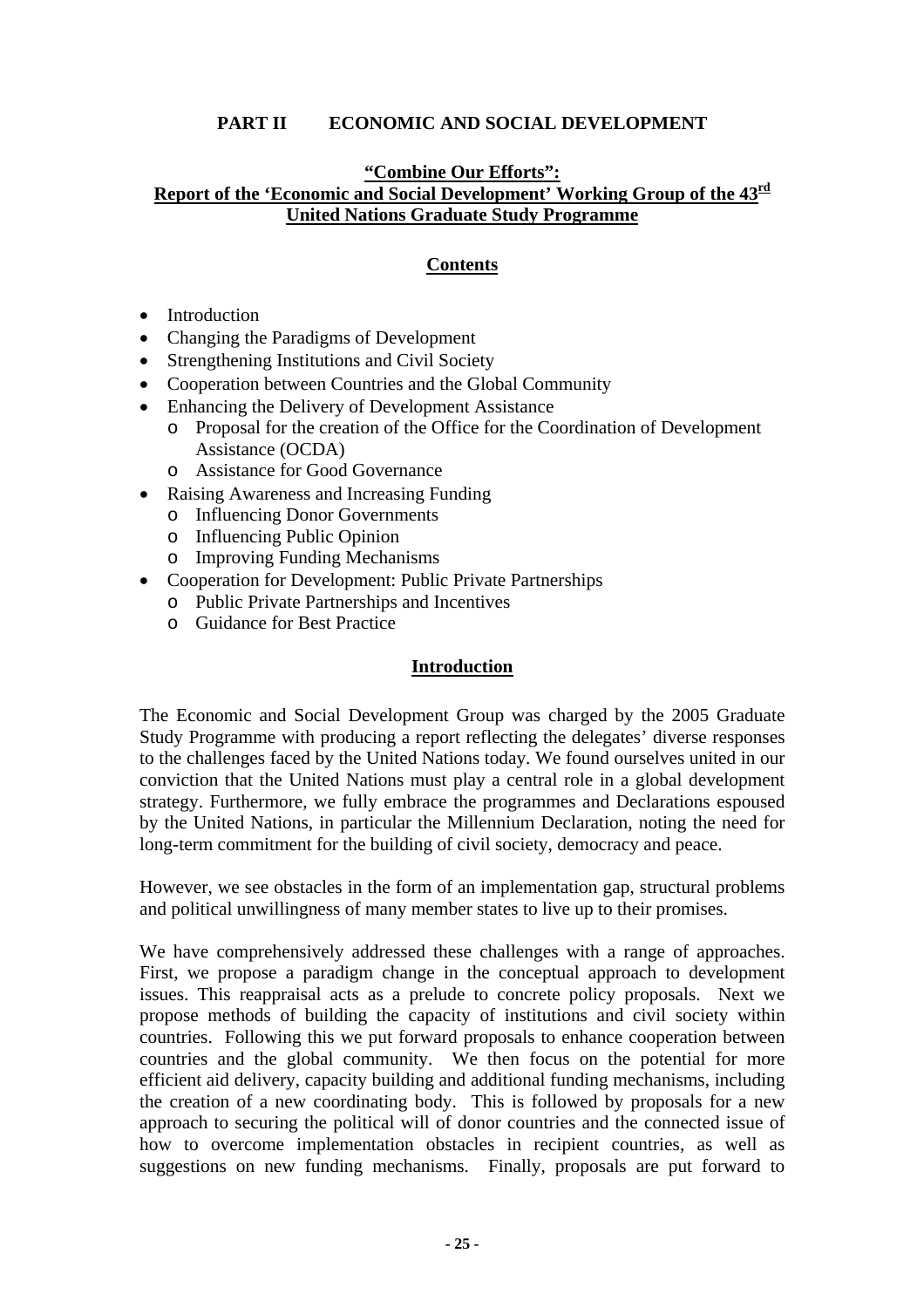# PART II ECONOMIC AND SOCIAL DEVELOPMENT

## "Combine Our Efforts": Report of the 'Economic and Social Development' Working Group of the 43rd United Nations Graduate Study Programme

### Contents

- Introduction
- Changing the Paradigms of Development
- Strengthening Institutions and Civil Society
- Cooperation between Countries and the Global Community
- Enhancing the Delivery of Development Assistance
  - Proposal for the creation of the Office for the Coordination of Development Assistance (OCDA)
  - Assistance for Good Governance
- Raising Awareness and Increasing Funding
  - Influencing Donor Governments
  - Influencing Public Opinion
  - Improving Funding Mechanisms
- Cooperation for Development: Public Private Partnerships
  - Public Private Partnerships and Incentives
  - Guidance for Best Practice

### Introduction

The Economic and Social Development Group was charged by the 2005 Graduate Study Programme with producing a report reflecting the delegates' diverse responses to the challenges faced by the United Nations today. We found ourselves united in our conviction that the United Nations must play a central role in a global development strategy. Furthermore, we fully embrace the programmes and Declarations espoused by the United Nations, in particular the Millennium Declaration, noting the need for long-term commitment for the building of civil society, democracy and peace.

However, we see obstacles in the form of an implementation gap, structural problems and political unwillingness of many member states to live up to their promises.

We have comprehensively addressed these challenges with a range of approaches. First, we propose a paradigm change in the conceptual approach to development issues. This reappraisal acts as a prelude to concrete policy proposals. Next we propose methods of building the capacity of institutions and civil society within countries. Following this we put forward proposals to enhance cooperation between countries and the global community. We then focus on the potential for more efficient aid delivery, capacity building and additional funding mechanisms, including the creation of a new coordinating body. This is followed by proposals for a new approach to securing the political will of donor countries and the connected issue of how to overcome implementation obstacles in recipient countries, as well as suggestions on new funding mechanisms. Finally, proposals are put forward to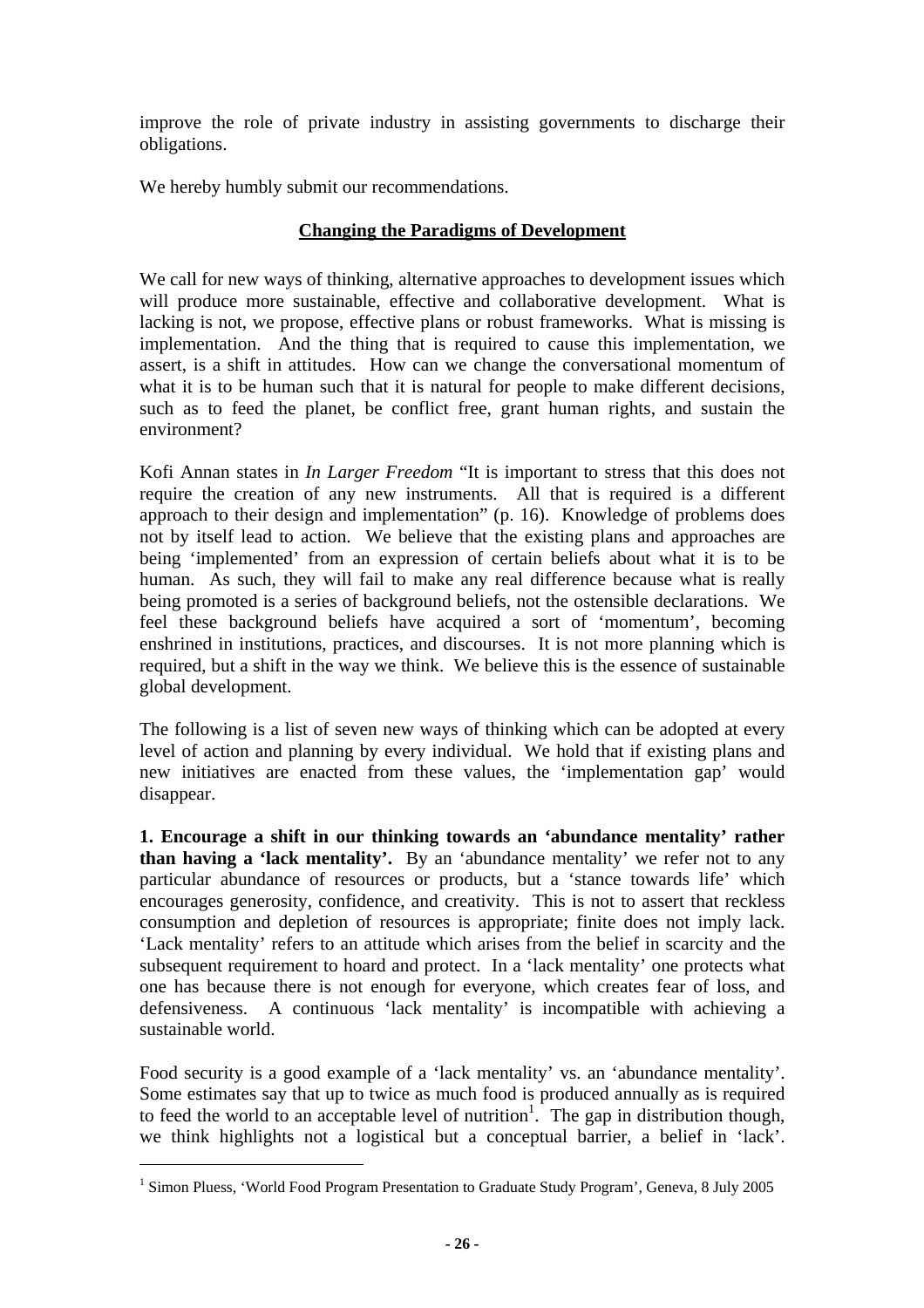improve the role of private industry in assisting governments to discharge their obligations.

We hereby humbly submit our recommendations.

## Changing the Paradigms of Development

We call for new ways of thinking, alternative approaches to development issues which will produce more sustainable, effective and collaborative development. What is lacking is not, we propose, effective plans or robust frameworks. What is missing is implementation. And the thing that is required to cause this implementation, we assert, is a shift in attitudes. How can we change the conversational momentum of what it is to be human such that it is natural for people to make different decisions, such as to feed the planet, be conflict free, grant human rights, and sustain the environment?

Kofi Annan states in *In Larger Freedom* "It is important to stress that this does not require the creation of any new instruments. All that is required is a different approach to their design and implementation" (p. 16). Knowledge of problems does not by itself lead to action. We believe that the existing plans and approaches are being 'implemented' from an expression of certain beliefs about what it is to be human. As such, they will fail to make any real difference because what is really being promoted is a series of background beliefs, not the ostensible declarations. We feel these background beliefs have acquired a sort of 'momentum', becoming enshrined in institutions, practices, and discourses. It is not more planning which is required, but a shift in the way we think. We believe this is the essence of sustainable global development.

The following is a list of seven new ways of thinking which can be adopted at every level of action and planning by every individual. We hold that if existing plans and new initiatives are enacted from these values, the 'implementation gap' would disappear.

**1. Encourage a shift in our thinking towards an 'abundance mentality' rather than having a 'lack mentality'.** By an 'abundance mentality' we refer not to any particular abundance of resources or products, but a 'stance towards life' which encourages generosity, confidence, and creativity. This is not to assert that reckless consumption and depletion of resources is appropriate; finite does not imply lack. 'Lack mentality' refers to an attitude which arises from the belief in scarcity and the subsequent requirement to hoard and protect. In a 'lack mentality' one protects what one has because there is not enough for everyone, which creates fear of loss, and defensiveness. A continuous 'lack mentality' is incompatible with achieving a sustainable world.

Food security is a good example of a 'lack mentality' vs. an 'abundance mentality'. Some estimates say that up to twice as much food is produced annually as is required to feed the world to an acceptable level of nutrition[1]. The gap in distribution though, we think highlights not a logistical but a conceptual barrier, a belief in 'lack'.

[1] Simon Pluess, 'World Food Program Presentation to Graduate Study Program', Geneva, 8 July 2005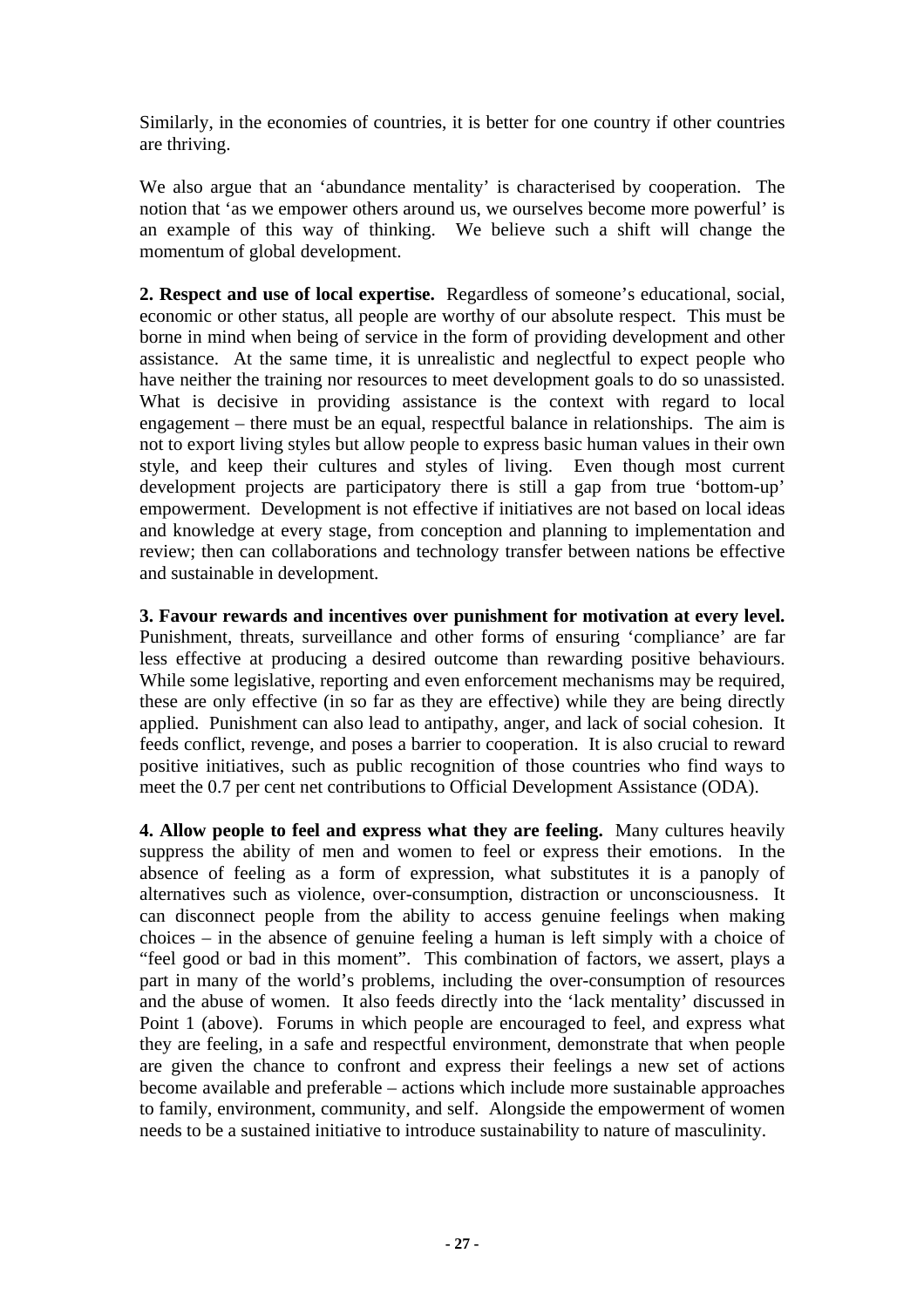Similarly, in the economies of countries, it is better for one country if other countries are thriving.

We also argue that an 'abundance mentality' is characterised by cooperation. The notion that 'as we empower others around us, we ourselves become more powerful' is an example of this way of thinking. We believe such a shift will change the momentum of global development.

**2. Respect and use of local expertise.** Regardless of someone's educational, social, economic or other status, all people are worthy of our absolute respect. This must be borne in mind when being of service in the form of providing development and other assistance. At the same time, it is unrealistic and neglectful to expect people who have neither the training nor resources to meet development goals to do so unassisted. What is decisive in providing assistance is the context with regard to local engagement – there must be an equal, respectful balance in relationships. The aim is not to export living styles but allow people to express basic human values in their own style, and keep their cultures and styles of living. Even though most current development projects are participatory there is still a gap from true 'bottom-up' empowerment. Development is not effective if initiatives are not based on local ideas and knowledge at every stage, from conception and planning to implementation and review; then can collaborations and technology transfer between nations be effective and sustainable in development.

**3. Favour rewards and incentives over punishment for motivation at every level.** Punishment, threats, surveillance and other forms of ensuring 'compliance' are far less effective at producing a desired outcome than rewarding positive behaviours. While some legislative, reporting and even enforcement mechanisms may be required, these are only effective (in so far as they are effective) while they are being directly applied. Punishment can also lead to antipathy, anger, and lack of social cohesion. It feeds conflict, revenge, and poses a barrier to cooperation. It is also crucial to reward positive initiatives, such as public recognition of those countries who find ways to meet the 0.7 per cent net contributions to Official Development Assistance (ODA).

**4. Allow people to feel and express what they are feeling.** Many cultures heavily suppress the ability of men and women to feel or express their emotions. In the absence of feeling as a form of expression, what substitutes it is a panoply of alternatives such as violence, over-consumption, distraction or unconsciousness. It can disconnect people from the ability to access genuine feelings when making choices – in the absence of genuine feeling a human is left simply with a choice of "feel good or bad in this moment". This combination of factors, we assert, plays a part in many of the world's problems, including the over-consumption of resources and the abuse of women. It also feeds directly into the 'lack mentality' discussed in Point 1 (above). Forums in which people are encouraged to feel, and express what they are feeling, in a safe and respectful environment, demonstrate that when people are given the chance to confront and express their feelings a new set of actions become available and preferable – actions which include more sustainable approaches to family, environment, community, and self. Alongside the empowerment of women needs to be a sustained initiative to introduce sustainability to nature of masculinity.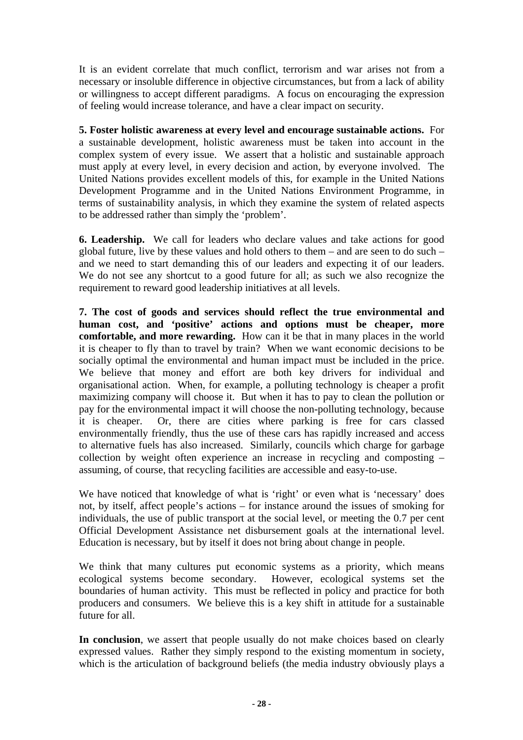It is an evident correlate that much conflict, terrorism and war arises not from a necessary or insoluble difference in objective circumstances, but from a lack of ability or willingness to accept different paradigms. A focus on encouraging the expression of feeling would increase tolerance, and have a clear impact on security.

**5. Foster holistic awareness at every level and encourage sustainable actions.** For a sustainable development, holistic awareness must be taken into account in the complex system of every issue. We assert that a holistic and sustainable approach must apply at every level, in every decision and action, by everyone involved. The United Nations provides excellent models of this, for example in the United Nations Development Programme and in the United Nations Environment Programme, in terms of sustainability analysis, in which they examine the system of related aspects to be addressed rather than simply the 'problem'.

**6. Leadership.** We call for leaders who declare values and take actions for good global future, live by these values and hold others to them – and are seen to do such – and we need to start demanding this of our leaders and expecting it of our leaders. We do not see any shortcut to a good future for all; as such we also recognize the requirement to reward good leadership initiatives at all levels.

**7. The cost of goods and services should reflect the true environmental and human cost, and 'positive' actions and options must be cheaper, more comfortable, and more rewarding.** How can it be that in many places in the world it is cheaper to fly than to travel by train? When we want economic decisions to be socially optimal the environmental and human impact must be included in the price. We believe that money and effort are both key drivers for individual and organisational action. When, for example, a polluting technology is cheaper a profit maximizing company will choose it. But when it has to pay to clean the pollution or pay for the environmental impact it will choose the non-polluting technology, because it is cheaper. Or, there are cities where parking is free for cars classed environmentally friendly, thus the use of these cars has rapidly increased and access to alternative fuels has also increased. Similarly, councils which charge for garbage collection by weight often experience an increase in recycling and composting – assuming, of course, that recycling facilities are accessible and easy-to-use.

We have noticed that knowledge of what is 'right' or even what is 'necessary' does not, by itself, affect people's actions – for instance around the issues of smoking for individuals, the use of public transport at the social level, or meeting the 0.7 per cent Official Development Assistance net disbursement goals at the international level. Education is necessary, but by itself it does not bring about change in people.

We think that many cultures put economic systems as a priority, which means ecological systems become secondary. However, ecological systems set the boundaries of human activity. This must be reflected in policy and practice for both producers and consumers. We believe this is a key shift in attitude for a sustainable future for all.

**In conclusion**, we assert that people usually do not make choices based on clearly expressed values. Rather they simply respond to the existing momentum in society, which is the articulation of background beliefs (the media industry obviously plays a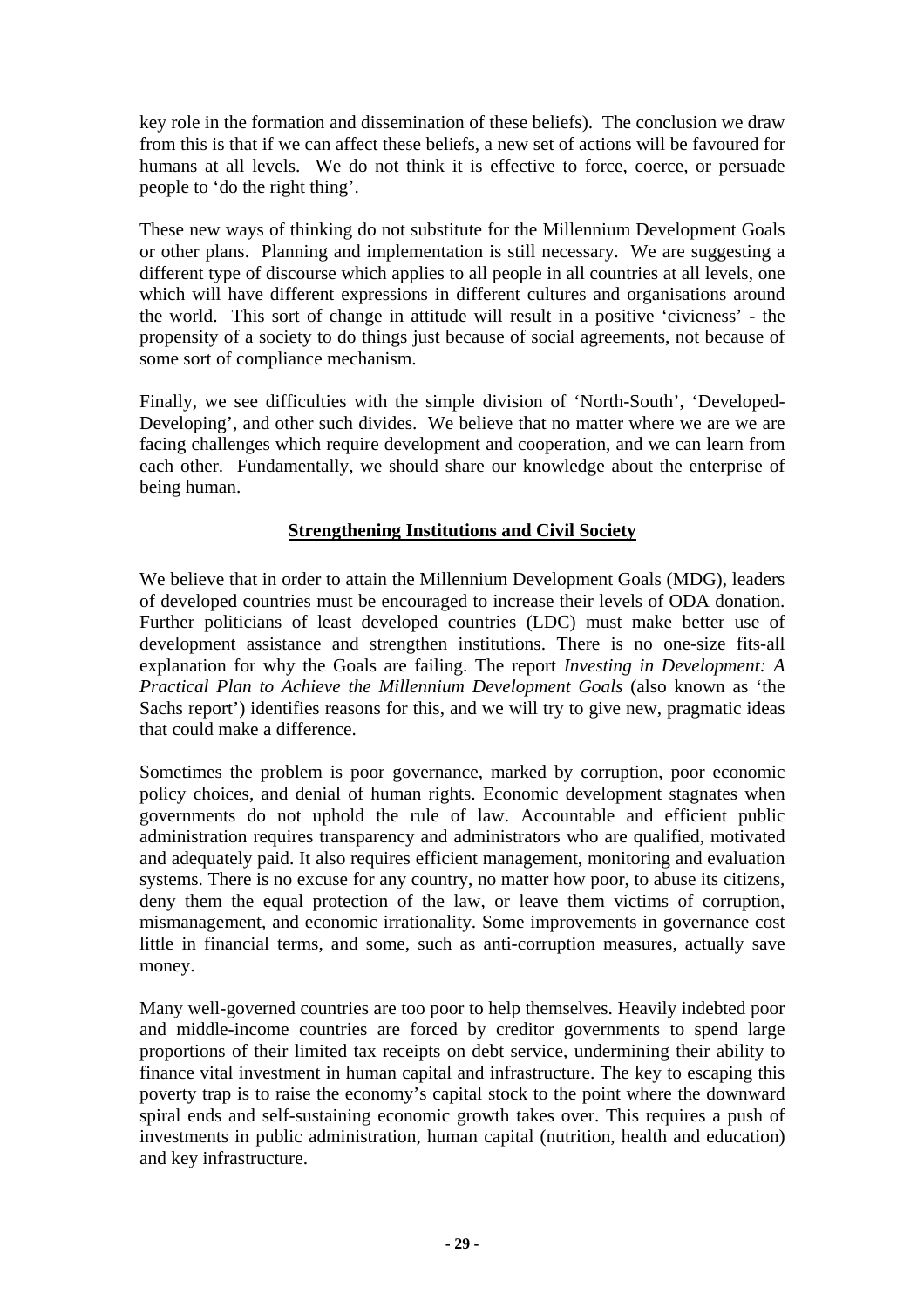key role in the formation and dissemination of these beliefs). The conclusion we draw from this is that if we can affect these beliefs, a new set of actions will be favoured for humans at all levels. We do not think it is effective to force, coerce, or persuade people to 'do the right thing'.

These new ways of thinking do not substitute for the Millennium Development Goals or other plans. Planning and implementation is still necessary. We are suggesting a different type of discourse which applies to all people in all countries at all levels, one which will have different expressions in different cultures and organisations around the world. This sort of change in attitude will result in a positive 'civicness' - the propensity of a society to do things just because of social agreements, not because of some sort of compliance mechanism.

Finally, we see difficulties with the simple division of 'North-South', 'Developed-Developing', and other such divides. We believe that no matter where we are we are facing challenges which require development and cooperation, and we can learn from each other. Fundamentally, we should share our knowledge about the enterprise of being human.

## Strengthening Institutions and Civil Society

We believe that in order to attain the Millennium Development Goals (MDG), leaders of developed countries must be encouraged to increase their levels of ODA donation. Further politicians of least developed countries (LDC) must make better use of development assistance and strengthen institutions. There is no one-size fits-all explanation for why the Goals are failing. The report *Investing in Development: A Practical Plan to Achieve the Millennium Development Goals* (also known as 'the Sachs report') identifies reasons for this, and we will try to give new, pragmatic ideas that could make a difference.

Sometimes the problem is poor governance, marked by corruption, poor economic policy choices, and denial of human rights. Economic development stagnates when governments do not uphold the rule of law. Accountable and efficient public administration requires transparency and administrators who are qualified, motivated and adequately paid. It also requires efficient management, monitoring and evaluation systems. There is no excuse for any country, no matter how poor, to abuse its citizens, deny them the equal protection of the law, or leave them victims of corruption, mismanagement, and economic irrationality. Some improvements in governance cost little in financial terms, and some, such as anti-corruption measures, actually save money.

Many well-governed countries are too poor to help themselves. Heavily indebted poor and middle-income countries are forced by creditor governments to spend large proportions of their limited tax receipts on debt service, undermining their ability to finance vital investment in human capital and infrastructure. The key to escaping this poverty trap is to raise the economy's capital stock to the point where the downward spiral ends and self-sustaining economic growth takes over. This requires a push of investments in public administration, human capital (nutrition, health and education) and key infrastructure.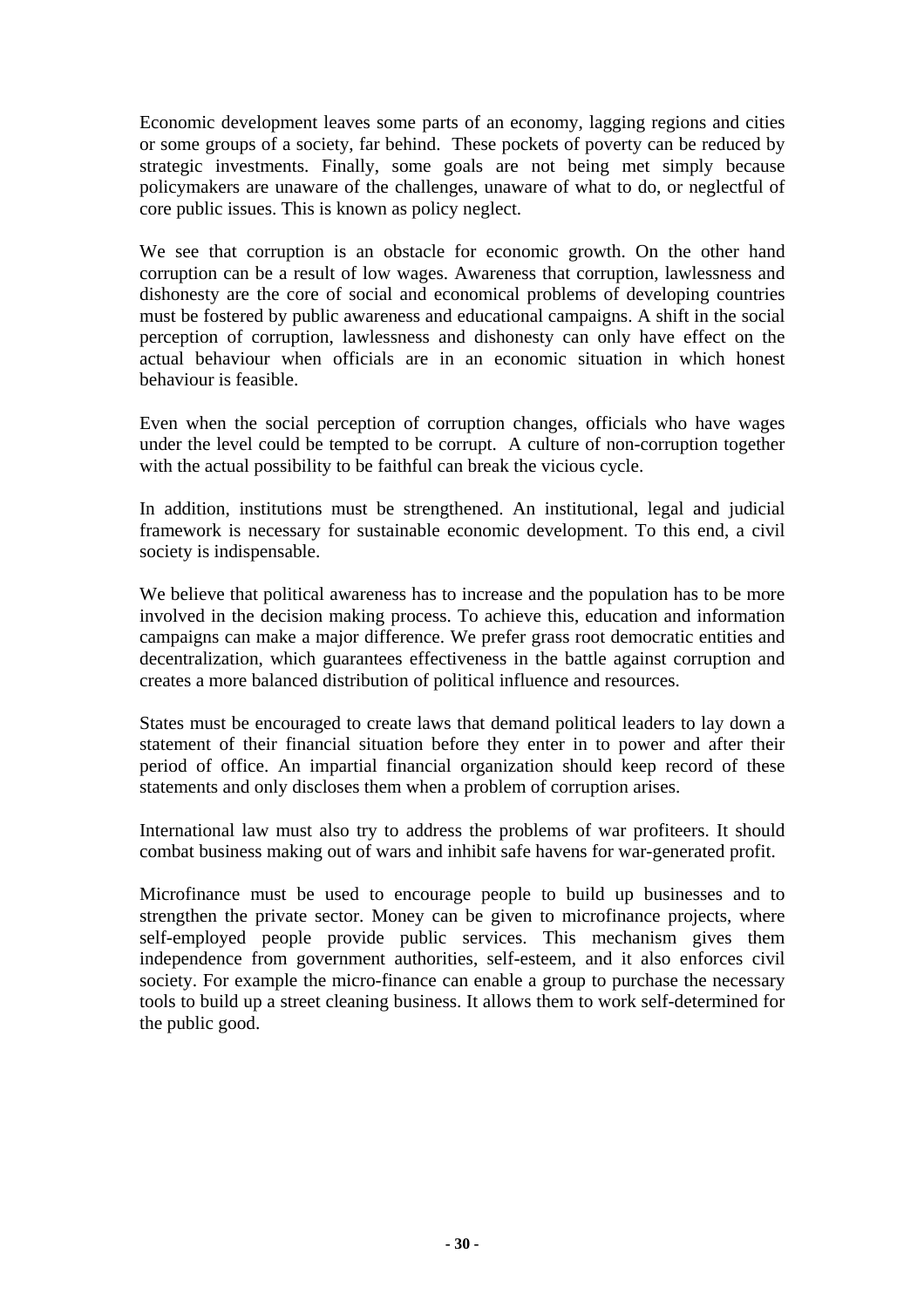Economic development leaves some parts of an economy, lagging regions and cities or some groups of a society, far behind. These pockets of poverty can be reduced by strategic investments. Finally, some goals are not being met simply because policymakers are unaware of the challenges, unaware of what to do, or neglectful of core public issues. This is known as policy neglect.

We see that corruption is an obstacle for economic growth. On the other hand corruption can be a result of low wages. Awareness that corruption, lawlessness and dishonesty are the core of social and economical problems of developing countries must be fostered by public awareness and educational campaigns. A shift in the social perception of corruption, lawlessness and dishonesty can only have effect on the actual behaviour when officials are in an economic situation in which honest behaviour is feasible.

Even when the social perception of corruption changes, officials who have wages under the level could be tempted to be corrupt. A culture of non-corruption together with the actual possibility to be faithful can break the vicious cycle.

In addition, institutions must be strengthened. An institutional, legal and judicial framework is necessary for sustainable economic development. To this end, a civil society is indispensable.

We believe that political awareness has to increase and the population has to be more involved in the decision making process. To achieve this, education and information campaigns can make a major difference. We prefer grass root democratic entities and decentralization, which guarantees effectiveness in the battle against corruption and creates a more balanced distribution of political influence and resources.

States must be encouraged to create laws that demand political leaders to lay down a statement of their financial situation before they enter in to power and after their period of office. An impartial financial organization should keep record of these statements and only discloses them when a problem of corruption arises.

International law must also try to address the problems of war profiteers. It should combat business making out of wars and inhibit safe havens for war-generated profit.

Microfinance must be used to encourage people to build up businesses and to strengthen the private sector. Money can be given to microfinance projects, where self-employed people provide public services. This mechanism gives them independence from government authorities, self-esteem, and it also enforces civil society. For example the micro-finance can enable a group to purchase the necessary tools to build up a street cleaning business. It allows them to work self-determined for the public good.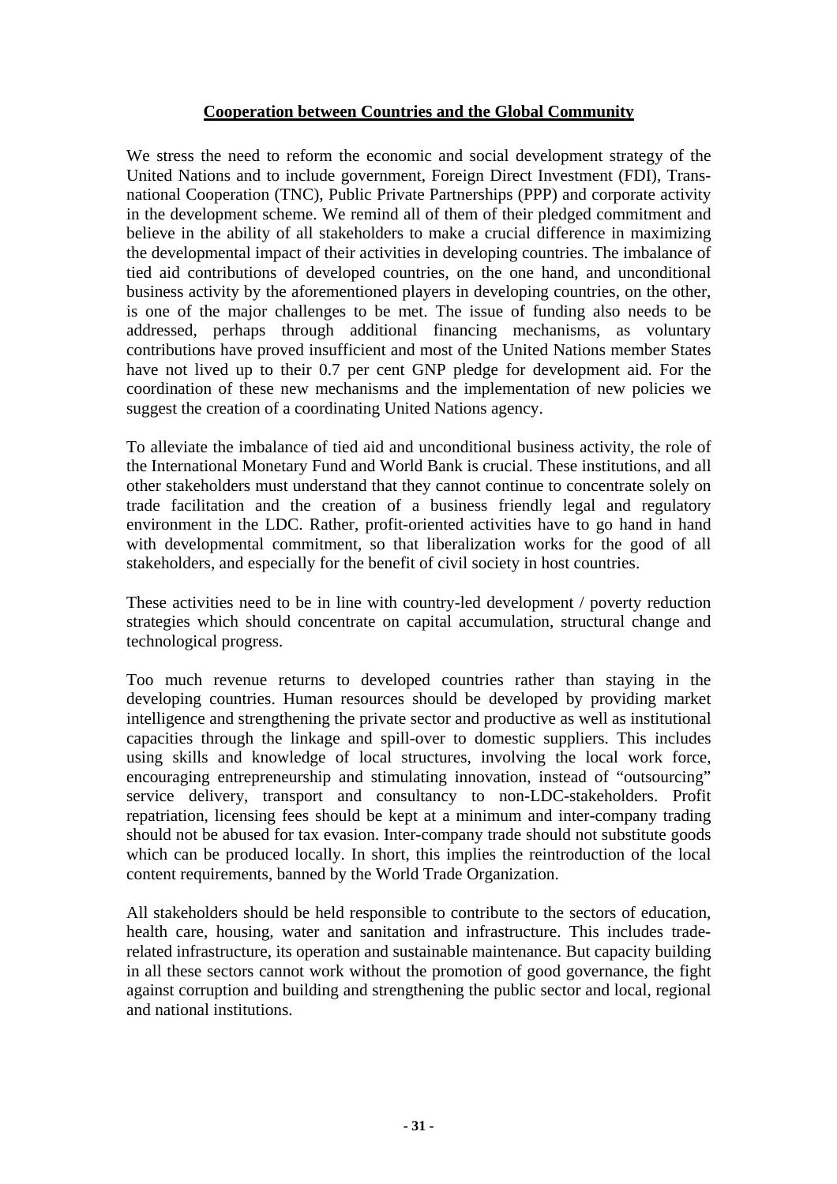## Cooperation between Countries and the Global Community

We stress the need to reform the economic and social development strategy of the United Nations and to include government, Foreign Direct Investment (FDI), Trans-national Cooperation (TNC), Public Private Partnerships (PPP) and corporate activity in the development scheme. We remind all of them of their pledged commitment and believe in the ability of all stakeholders to make a crucial difference in maximizing the developmental impact of their activities in developing countries. The imbalance of tied aid contributions of developed countries, on the one hand, and unconditional business activity by the aforementioned players in developing countries, on the other, is one of the major challenges to be met. The issue of funding also needs to be addressed, perhaps through additional financing mechanisms, as voluntary contributions have proved insufficient and most of the United Nations member States have not lived up to their 0.7 per cent GNP pledge for development aid. For the coordination of these new mechanisms and the implementation of new policies we suggest the creation of a coordinating United Nations agency.

To alleviate the imbalance of tied aid and unconditional business activity, the role of the International Monetary Fund and World Bank is crucial. These institutions, and all other stakeholders must understand that they cannot continue to concentrate solely on trade facilitation and the creation of a business friendly legal and regulatory environment in the LDC. Rather, profit-oriented activities have to go hand in hand with developmental commitment, so that liberalization works for the good of all stakeholders, and especially for the benefit of civil society in host countries.

These activities need to be in line with country-led development / poverty reduction strategies which should concentrate on capital accumulation, structural change and technological progress.

Too much revenue returns to developed countries rather than staying in the developing countries. Human resources should be developed by providing market intelligence and strengthening the private sector and productive as well as institutional capacities through the linkage and spill-over to domestic suppliers. This includes using skills and knowledge of local structures, involving the local work force, encouraging entrepreneurship and stimulating innovation, instead of "outsourcing" service delivery, transport and consultancy to non-LDC-stakeholders. Profit repatriation, licensing fees should be kept at a minimum and inter-company trading should not be abused for tax evasion. Inter-company trade should not substitute goods which can be produced locally. In short, this implies the reintroduction of the local content requirements, banned by the World Trade Organization.

All stakeholders should be held responsible to contribute to the sectors of education, health care, housing, water and sanitation and infrastructure. This includes trade-related infrastructure, its operation and sustainable maintenance. But capacity building in all these sectors cannot work without the promotion of good governance, the fight against corruption and building and strengthening the public sector and local, regional and national institutions.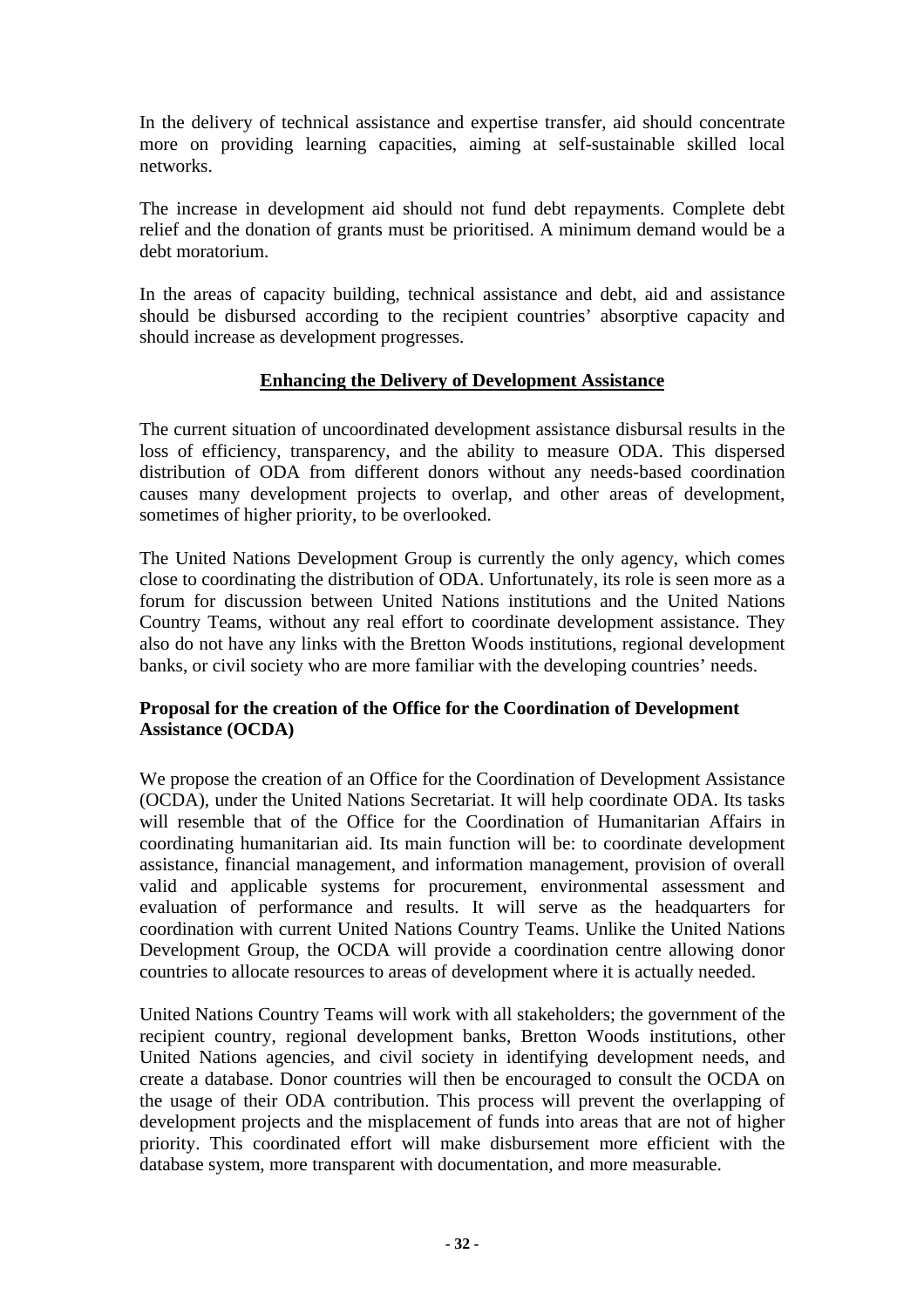In the delivery of technical assistance and expertise transfer, aid should concentrate more on providing learning capacities, aiming at self-sustainable skilled local networks.

The increase in development aid should not fund debt repayments. Complete debt relief and the donation of grants must be prioritised. A minimum demand would be a debt moratorium.

In the areas of capacity building, technical assistance and debt, aid and assistance should be disbursed according to the recipient countries' absorptive capacity and should increase as development progresses.

## Enhancing the Delivery of Development Assistance

The current situation of uncoordinated development assistance disbursal results in the loss of efficiency, transparency, and the ability to measure ODA. This dispersed distribution of ODA from different donors without any needs-based coordination causes many development projects to overlap, and other areas of development, sometimes of higher priority, to be overlooked.

The United Nations Development Group is currently the only agency, which comes close to coordinating the distribution of ODA. Unfortunately, its role is seen more as a forum for discussion between United Nations institutions and the United Nations Country Teams, without any real effort to coordinate development assistance. They also do not have any links with the Bretton Woods institutions, regional development banks, or civil society who are more familiar with the developing countries' needs.

### Proposal for the creation of the Office for the Coordination of Development Assistance (OCDA)

We propose the creation of an Office for the Coordination of Development Assistance (OCDA), under the United Nations Secretariat. It will help coordinate ODA. Its tasks will resemble that of the Office for the Coordination of Humanitarian Affairs in coordinating humanitarian aid. Its main function will be: to coordinate development assistance, financial management, and information management, provision of overall valid and applicable systems for procurement, environmental assessment and evaluation of performance and results. It will serve as the headquarters for coordination with current United Nations Country Teams. Unlike the United Nations Development Group, the OCDA will provide a coordination centre allowing donor countries to allocate resources to areas of development where it is actually needed.

United Nations Country Teams will work with all stakeholders; the government of the recipient country, regional development banks, Bretton Woods institutions, other United Nations agencies, and civil society in identifying development needs, and create a database. Donor countries will then be encouraged to consult the OCDA on the usage of their ODA contribution. This process will prevent the overlapping of development projects and the misplacement of funds into areas that are not of higher priority. This coordinated effort will make disbursement more efficient with the database system, more transparent with documentation, and more measurable.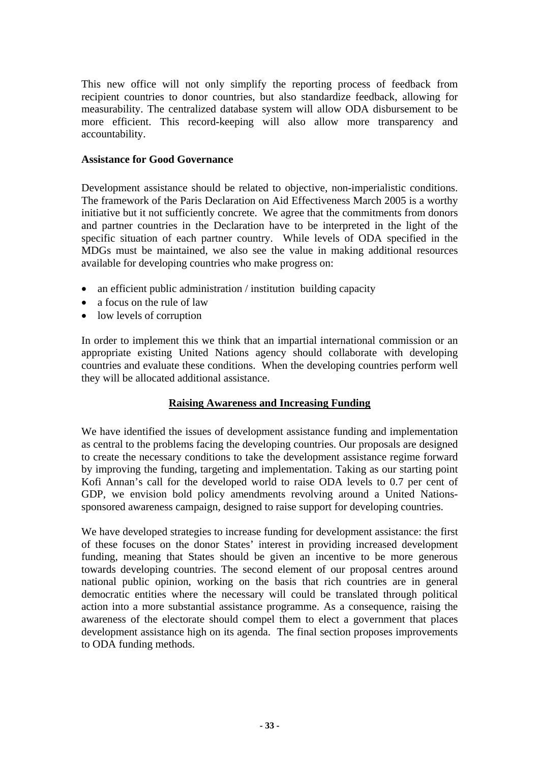This new office will not only simplify the reporting process of feedback from recipient countries to donor countries, but also standardize feedback, allowing for measurability. The centralized database system will allow ODA disbursement to be more efficient. This record-keeping will also allow more transparency and accountability.

**Assistance for Good Governance**

Development assistance should be related to objective, non-imperialistic conditions. The framework of the Paris Declaration on Aid Effectiveness March 2005 is a worthy initiative but it not sufficiently concrete. We agree that the commitments from donors and partner countries in the Declaration have to be interpreted in the light of the specific situation of each partner country. While levels of ODA specified in the MDGs must be maintained, we also see the value in making additional resources available for developing countries who make progress on:

- an efficient public administration / institution building capacity
- a focus on the rule of law
- low levels of corruption

In order to implement this we think that an impartial international commission or an appropriate existing United Nations agency should collaborate with developing countries and evaluate these conditions. When the developing countries perform well they will be allocated additional assistance.

## Raising Awareness and Increasing Funding

We have identified the issues of development assistance funding and implementation as central to the problems facing the developing countries. Our proposals are designed to create the necessary conditions to take the development assistance regime forward by improving the funding, targeting and implementation. Taking as our starting point Kofi Annan's call for the developed world to raise ODA levels to 0.7 per cent of GDP, we envision bold policy amendments revolving around a United Nations-sponsored awareness campaign, designed to raise support for developing countries.

We have developed strategies to increase funding for development assistance: the first of these focuses on the donor States' interest in providing increased development funding, meaning that States should be given an incentive to be more generous towards developing countries. The second element of our proposal centres around national public opinion, working on the basis that rich countries are in general democratic entities where the necessary will could be translated through political action into a more substantial assistance programme. As a consequence, raising the awareness of the electorate should compel them to elect a government that places development assistance high on its agenda. The final section proposes improvements to ODA funding methods.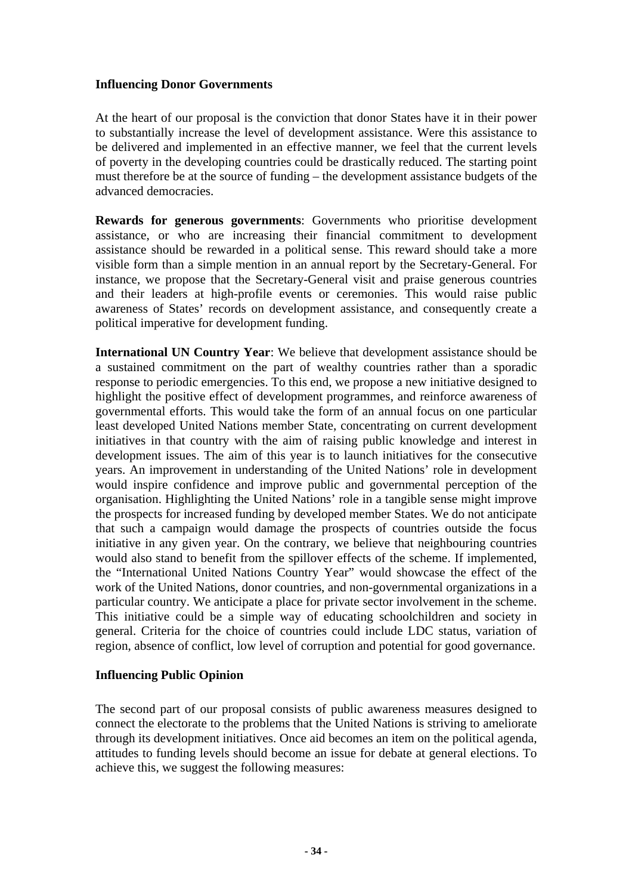### Influencing Donor Governments

At the heart of our proposal is the conviction that donor States have it in their power to substantially increase the level of development assistance. Were this assistance to be delivered and implemented in an effective manner, we feel that the current levels of poverty in the developing countries could be drastically reduced. The starting point must therefore be at the source of funding – the development assistance budgets of the advanced democracies.

**Rewards for generous governments**: Governments who prioritise development assistance, or who are increasing their financial commitment to development assistance should be rewarded in a political sense. This reward should take a more visible form than a simple mention in an annual report by the Secretary-General. For instance, we propose that the Secretary-General visit and praise generous countries and their leaders at high-profile events or ceremonies. This would raise public awareness of States' records on development assistance, and consequently create a political imperative for development funding.

**International UN Country Year**: We believe that development assistance should be a sustained commitment on the part of wealthy countries rather than a sporadic response to periodic emergencies. To this end, we propose a new initiative designed to highlight the positive effect of development programmes, and reinforce awareness of governmental efforts. This would take the form of an annual focus on one particular least developed United Nations member State, concentrating on current development initiatives in that country with the aim of raising public knowledge and interest in development issues. The aim of this year is to launch initiatives for the consecutive years. An improvement in understanding of the United Nations' role in development would inspire confidence and improve public and governmental perception of the organisation. Highlighting the United Nations' role in a tangible sense might improve the prospects for increased funding by developed member States. We do not anticipate that such a campaign would damage the prospects of countries outside the focus initiative in any given year. On the contrary, we believe that neighbouring countries would also stand to benefit from the spillover effects of the scheme. If implemented, the "International United Nations Country Year" would showcase the effect of the work of the United Nations, donor countries, and non-governmental organizations in a particular country. We anticipate a place for private sector involvement in the scheme. This initiative could be a simple way of educating schoolchildren and society in general. Criteria for the choice of countries could include LDC status, variation of region, absence of conflict, low level of corruption and potential for good governance.

### Influencing Public Opinion

The second part of our proposal consists of public awareness measures designed to connect the electorate to the problems that the United Nations is striving to ameliorate through its development initiatives. Once aid becomes an item on the political agenda, attitudes to funding levels should become an issue for debate at general elections. To achieve this, we suggest the following measures: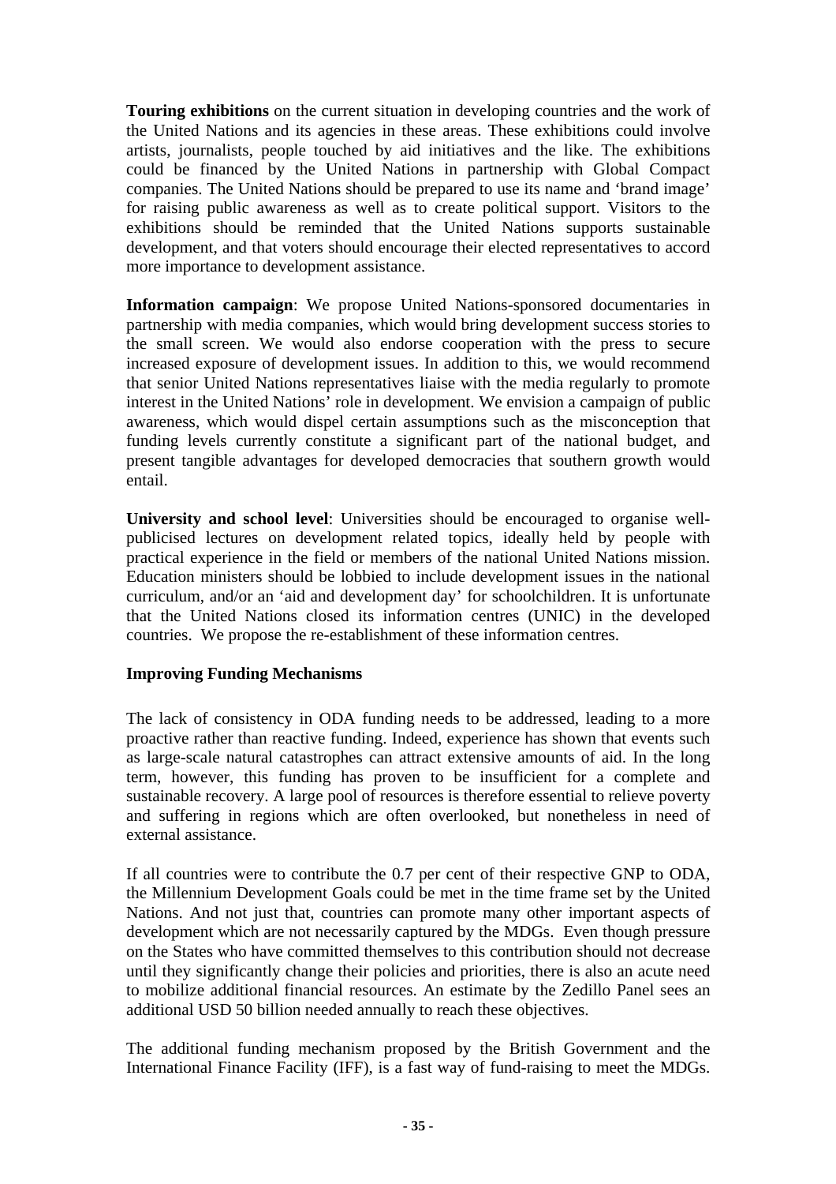**Touring exhibitions** on the current situation in developing countries and the work of the United Nations and its agencies in these areas. These exhibitions could involve artists, journalists, people touched by aid initiatives and the like. The exhibitions could be financed by the United Nations in partnership with Global Compact companies. The United Nations should be prepared to use its name and 'brand image' for raising public awareness as well as to create political support. Visitors to the exhibitions should be reminded that the United Nations supports sustainable development, and that voters should encourage their elected representatives to accord more importance to development assistance.

**Information campaign**: We propose United Nations-sponsored documentaries in partnership with media companies, which would bring development success stories to the small screen. We would also endorse cooperation with the press to secure increased exposure of development issues. In addition to this, we would recommend that senior United Nations representatives liaise with the media regularly to promote interest in the United Nations' role in development. We envision a campaign of public awareness, which would dispel certain assumptions such as the misconception that funding levels currently constitute a significant part of the national budget, and present tangible advantages for developed democracies that southern growth would entail.

**University and school level**: Universities should be encouraged to organise well-publicised lectures on development related topics, ideally held by people with practical experience in the field or members of the national United Nations mission. Education ministers should be lobbied to include development issues in the national curriculum, and/or an 'aid and development day' for schoolchildren. It is unfortunate that the United Nations closed its information centres (UNIC) in the developed countries. We propose the re-establishment of these information centres.

**Improving Funding Mechanisms**

The lack of consistency in ODA funding needs to be addressed, leading to a more proactive rather than reactive funding. Indeed, experience has shown that events such as large-scale natural catastrophes can attract extensive amounts of aid. In the long term, however, this funding has proven to be insufficient for a complete and sustainable recovery. A large pool of resources is therefore essential to relieve poverty and suffering in regions which are often overlooked, but nonetheless in need of external assistance.

If all countries were to contribute the 0.7 per cent of their respective GNP to ODA, the Millennium Development Goals could be met in the time frame set by the United Nations. And not just that, countries can promote many other important aspects of development which are not necessarily captured by the MDGs. Even though pressure on the States who have committed themselves to this contribution should not decrease until they significantly change their policies and priorities, there is also an acute need to mobilize additional financial resources. An estimate by the Zedillo Panel sees an additional USD 50 billion needed annually to reach these objectives.

The additional funding mechanism proposed by the British Government and the International Finance Facility (IFF), is a fast way of fund-raising to meet the MDGs.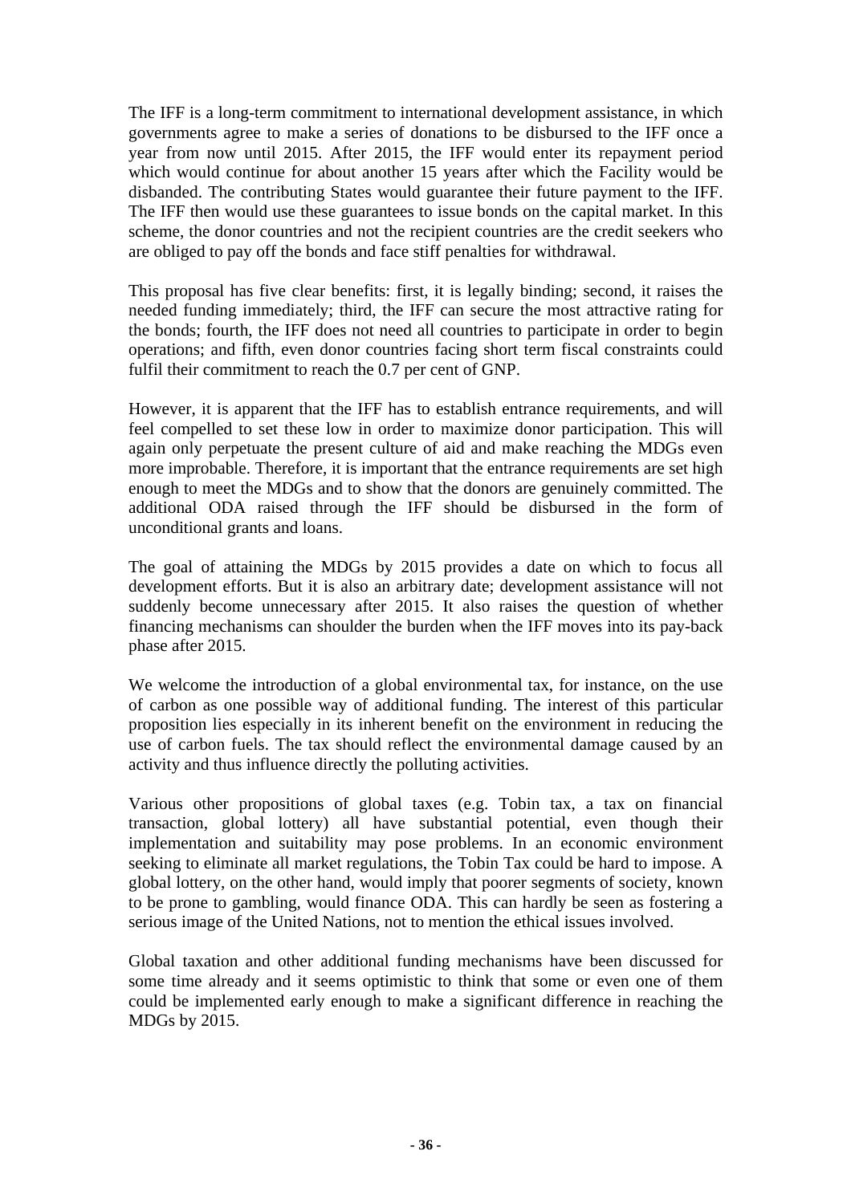The IFF is a long-term commitment to international development assistance, in which governments agree to make a series of donations to be disbursed to the IFF once a year from now until 2015. After 2015, the IFF would enter its repayment period which would continue for about another 15 years after which the Facility would be disbanded. The contributing States would guarantee their future payment to the IFF. The IFF then would use these guarantees to issue bonds on the capital market. In this scheme, the donor countries and not the recipient countries are the credit seekers who are obliged to pay off the bonds and face stiff penalties for withdrawal.

This proposal has five clear benefits: first, it is legally binding; second, it raises the needed funding immediately; third, the IFF can secure the most attractive rating for the bonds; fourth, the IFF does not need all countries to participate in order to begin operations; and fifth, even donor countries facing short term fiscal constraints could fulfil their commitment to reach the 0.7 per cent of GNP.

However, it is apparent that the IFF has to establish entrance requirements, and will feel compelled to set these low in order to maximize donor participation. This will again only perpetuate the present culture of aid and make reaching the MDGs even more improbable. Therefore, it is important that the entrance requirements are set high enough to meet the MDGs and to show that the donors are genuinely committed. The additional ODA raised through the IFF should be disbursed in the form of unconditional grants and loans.

The goal of attaining the MDGs by 2015 provides a date on which to focus all development efforts. But it is also an arbitrary date; development assistance will not suddenly become unnecessary after 2015. It also raises the question of whether financing mechanisms can shoulder the burden when the IFF moves into its pay-back phase after 2015.

We welcome the introduction of a global environmental tax, for instance, on the use of carbon as one possible way of additional funding. The interest of this particular proposition lies especially in its inherent benefit on the environment in reducing the use of carbon fuels. The tax should reflect the environmental damage caused by an activity and thus influence directly the polluting activities.

Various other propositions of global taxes (e.g. Tobin tax, a tax on financial transaction, global lottery) all have substantial potential, even though their implementation and suitability may pose problems. In an economic environment seeking to eliminate all market regulations, the Tobin Tax could be hard to impose. A global lottery, on the other hand, would imply that poorer segments of society, known to be prone to gambling, would finance ODA. This can hardly be seen as fostering a serious image of the United Nations, not to mention the ethical issues involved.

Global taxation and other additional funding mechanisms have been discussed for some time already and it seems optimistic to think that some or even one of them could be implemented early enough to make a significant difference in reaching the MDGs by 2015.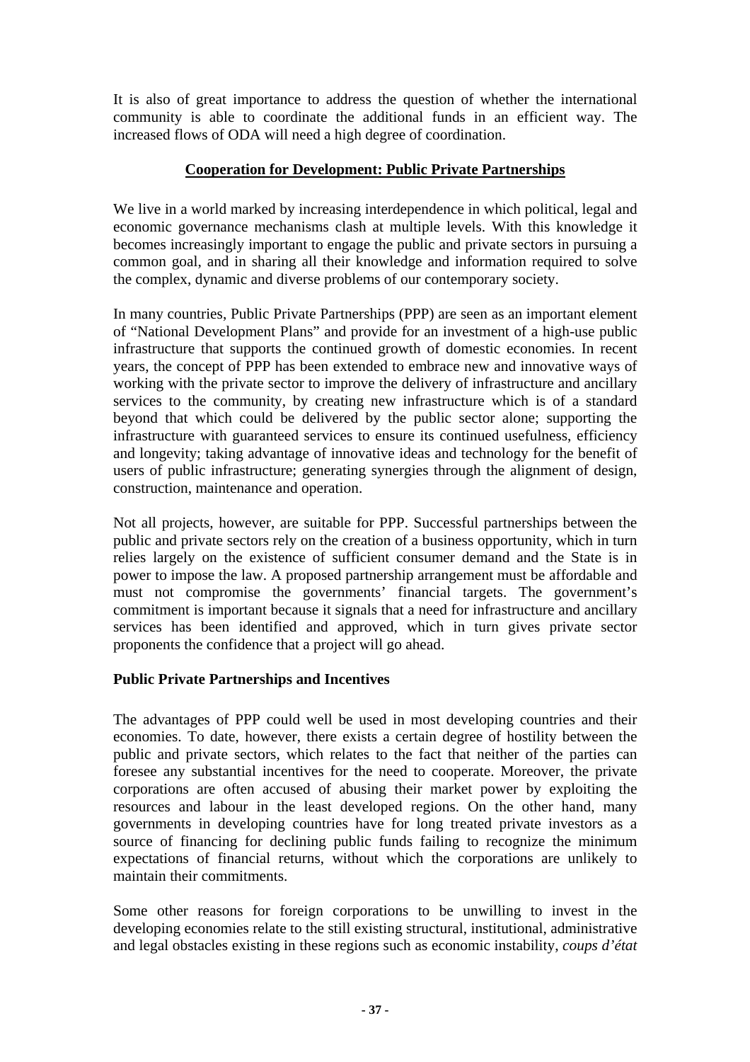It is also of great importance to address the question of whether the international community is able to coordinate the additional funds in an efficient way. The increased flows of ODA will need a high degree of coordination.

## **Cooperation for Development: Public Private Partnerships**

We live in a world marked by increasing interdependence in which political, legal and economic governance mechanisms clash at multiple levels. With this knowledge it becomes increasingly important to engage the public and private sectors in pursuing a common goal, and in sharing all their knowledge and information required to solve the complex, dynamic and diverse problems of our contemporary society.

In many countries, Public Private Partnerships (PPP) are seen as an important element of "National Development Plans" and provide for an investment of a high-use public infrastructure that supports the continued growth of domestic economies. In recent years, the concept of PPP has been extended to embrace new and innovative ways of working with the private sector to improve the delivery of infrastructure and ancillary services to the community, by creating new infrastructure which is of a standard beyond that which could be delivered by the public sector alone; supporting the infrastructure with guaranteed services to ensure its continued usefulness, efficiency and longevity; taking advantage of innovative ideas and technology for the benefit of users of public infrastructure; generating synergies through the alignment of design, construction, maintenance and operation.

Not all projects, however, are suitable for PPP. Successful partnerships between the public and private sectors rely on the creation of a business opportunity, which in turn relies largely on the existence of sufficient consumer demand and the State is in power to impose the law. A proposed partnership arrangement must be affordable and must not compromise the governments' financial targets. The government's commitment is important because it signals that a need for infrastructure and ancillary services has been identified and approved, which in turn gives private sector proponents the confidence that a project will go ahead.

### **Public Private Partnerships and Incentives**

The advantages of PPP could well be used in most developing countries and their economies. To date, however, there exists a certain degree of hostility between the public and private sectors, which relates to the fact that neither of the parties can foresee any substantial incentives for the need to cooperate. Moreover, the private corporations are often accused of abusing their market power by exploiting the resources and labour in the least developed regions. On the other hand, many governments in developing countries have for long treated private investors as a source of financing for declining public funds failing to recognize the minimum expectations of financial returns, without which the corporations are unlikely to maintain their commitments.

Some other reasons for foreign corporations to be unwilling to invest in the developing economies relate to the still existing structural, institutional, administrative and legal obstacles existing in these regions such as economic instability, *coups d'état*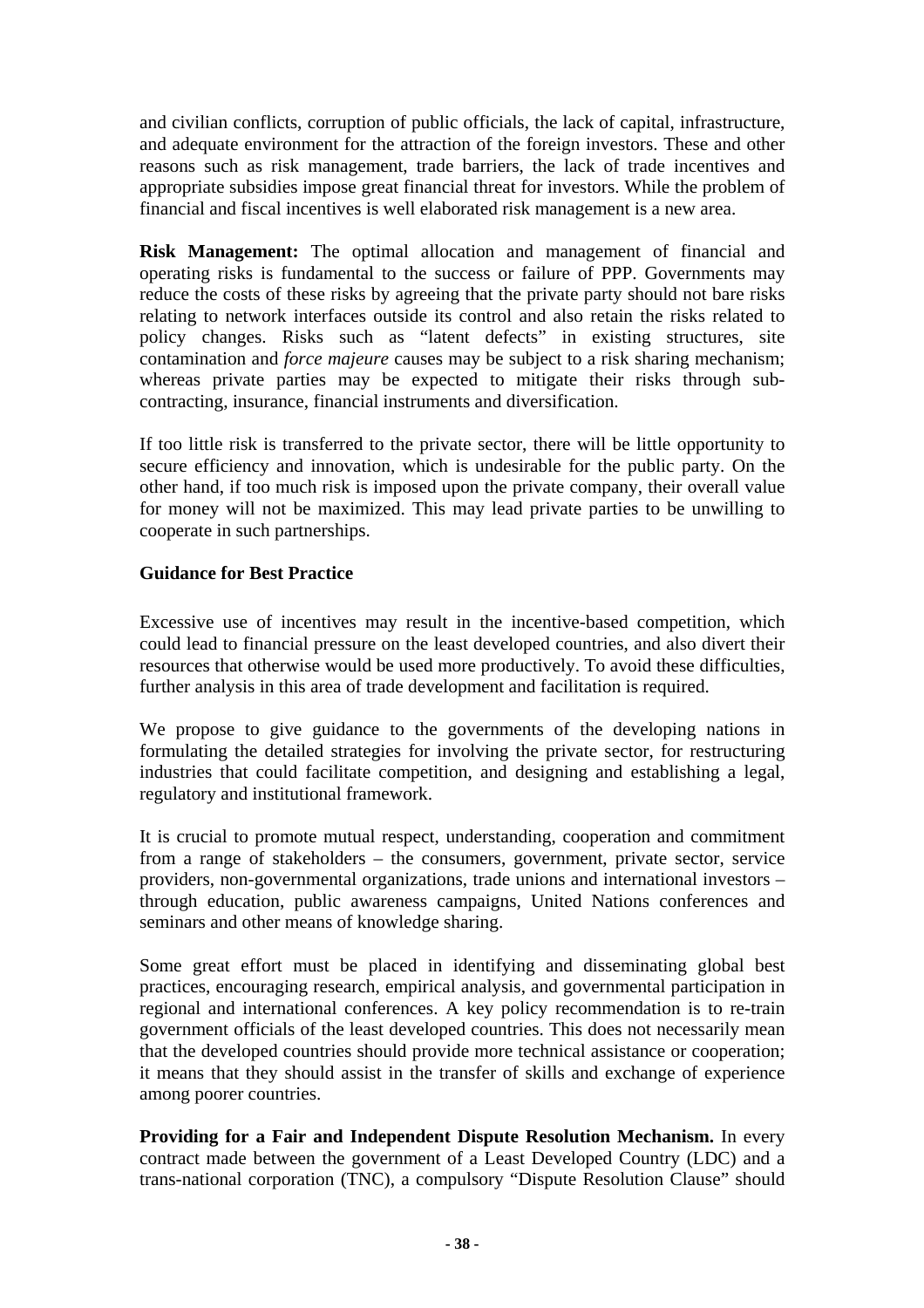and civilian conflicts, corruption of public officials, the lack of capital, infrastructure, and adequate environment for the attraction of the foreign investors. These and other reasons such as risk management, trade barriers, the lack of trade incentives and appropriate subsidies impose great financial threat for investors. While the problem of financial and fiscal incentives is well elaborated risk management is a new area.

**Risk Management:** The optimal allocation and management of financial and operating risks is fundamental to the success or failure of PPP. Governments may reduce the costs of these risks by agreeing that the private party should not bare risks relating to network interfaces outside its control and also retain the risks related to policy changes. Risks such as "latent defects" in existing structures, site contamination and *force majeure* causes may be subject to a risk sharing mechanism; whereas private parties may be expected to mitigate their risks through sub-contracting, insurance, financial instruments and diversification.

If too little risk is transferred to the private sector, there will be little opportunity to secure efficiency and innovation, which is undesirable for the public party. On the other hand, if too much risk is imposed upon the private company, their overall value for money will not be maximized. This may lead private parties to be unwilling to cooperate in such partnerships.

**Guidance for Best Practice**

Excessive use of incentives may result in the incentive-based competition, which could lead to financial pressure on the least developed countries, and also divert their resources that otherwise would be used more productively. To avoid these difficulties, further analysis in this area of trade development and facilitation is required.

We propose to give guidance to the governments of the developing nations in formulating the detailed strategies for involving the private sector, for restructuring industries that could facilitate competition, and designing and establishing a legal, regulatory and institutional framework.

It is crucial to promote mutual respect, understanding, cooperation and commitment from a range of stakeholders – the consumers, government, private sector, service providers, non-governmental organizations, trade unions and international investors – through education, public awareness campaigns, United Nations conferences and seminars and other means of knowledge sharing.

Some great effort must be placed in identifying and disseminating global best practices, encouraging research, empirical analysis, and governmental participation in regional and international conferences. A key policy recommendation is to re-train government officials of the least developed countries. This does not necessarily mean that the developed countries should provide more technical assistance or cooperation; it means that they should assist in the transfer of skills and exchange of experience among poorer countries.

**Providing for a Fair and Independent Dispute Resolution Mechanism.** In every contract made between the government of a Least Developed Country (LDC) and a trans-national corporation (TNC), a compulsory "Dispute Resolution Clause" should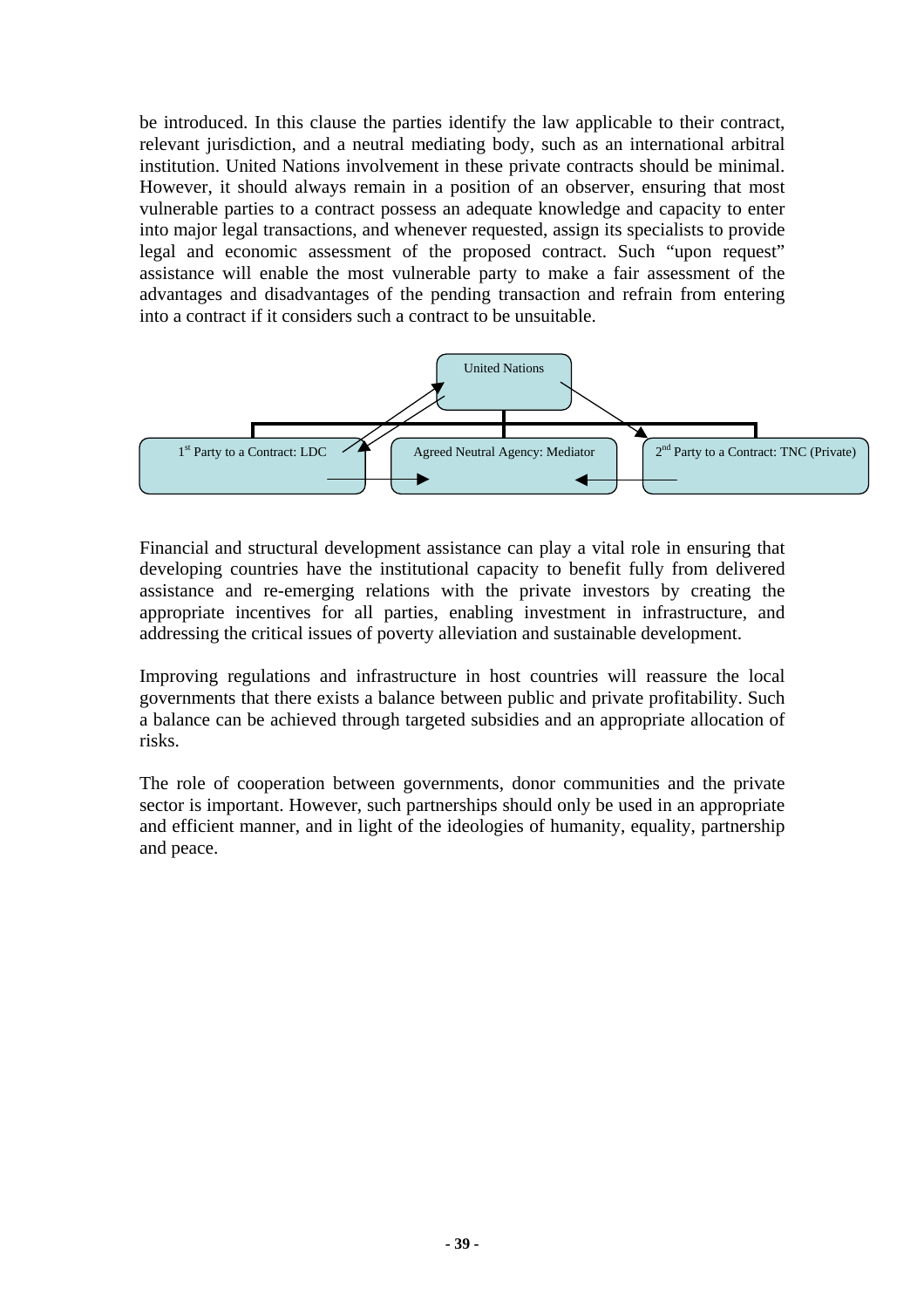be introduced. In this clause the parties identify the law applicable to their contract, relevant jurisdiction, and a neutral mediating body, such as an international arbitral institution. United Nations involvement in these private contracts should be minimal. However, it should always remain in a position of an observer, ensuring that most vulnerable parties to a contract possess an adequate knowledge and capacity to enter into major legal transactions, and whenever requested, assign its specialists to provide legal and economic assessment of the proposed contract. Such "upon request" assistance will enable the most vulnerable party to make a fair assessment of the advantages and disadvantages of the pending transaction and refrain from entering into a contract if it considers such a contract to be unsuitable.

United Nations

1st Party to a Contract: LDC | Agreed Neutral Agency: Mediator | 2nd Party to a Contract: TNC (Private)

Financial and structural development assistance can play a vital role in ensuring that developing countries have the institutional capacity to benefit fully from delivered assistance and re-emerging relations with the private investors by creating the appropriate incentives for all parties, enabling investment in infrastructure, and addressing the critical issues of poverty alleviation and sustainable development.

Improving regulations and infrastructure in host countries will reassure the local governments that there exists a balance between public and private profitability. Such a balance can be achieved through targeted subsidies and an appropriate allocation of risks.

The role of cooperation between governments, donor communities and the private sector is important. However, such partnerships should only be used in an appropriate and efficient manner, and in light of the ideologies of humanity, equality, partnership and peace.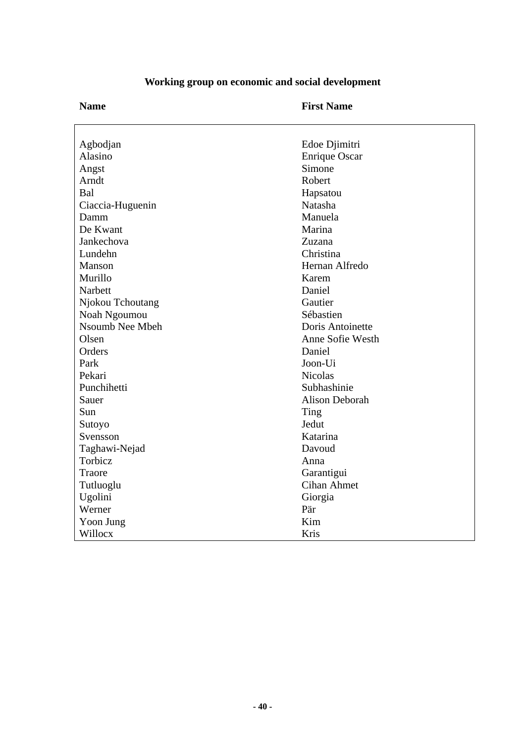## Working group on economic and social development

| Name | First Name |
| --- | --- |
| Agbodjan | Edoe Djimitri |
| Alasino | Enrique Oscar |
| Angst | Simone |
| Arndt | Robert |
| Bal | Hapsatou |
| Ciaccia-Huguenin | Natasha |
| Damm | Manuela |
| De Kwant | Marina |
| Jankechova | Zuzana |
| Lundehn | Christina |
| Manson | Hernan Alfredo |
| Murillo | Karem |
| Narbett | Daniel |
| Njokou Tchoutang | Gautier |
| Noah Ngoumou | Sébastien |
| Nsoumb Nee Mbeh | Doris Antoinette |
| Olsen | Anne Sofie Westh |
| Orders | Daniel |
| Park | Joon-Ui |
| Pekari | Nicolas |
| Punchihetti | Subhashinie |
| Sauer | Alison Deborah |
| Sun | Ting |
| Sutoyo | Jedut |
| Svensson | Katarina |
| Taghawi-Nejad | Davoud |
| Torbicz | Anna |
| Traore | Garantigui |
| Tutluoglu | Cihan Ahmet |
| Ugolini | Giorgia |
| Werner | Pär |
| Yoon Jung | Kim |
| Willocx | Kris |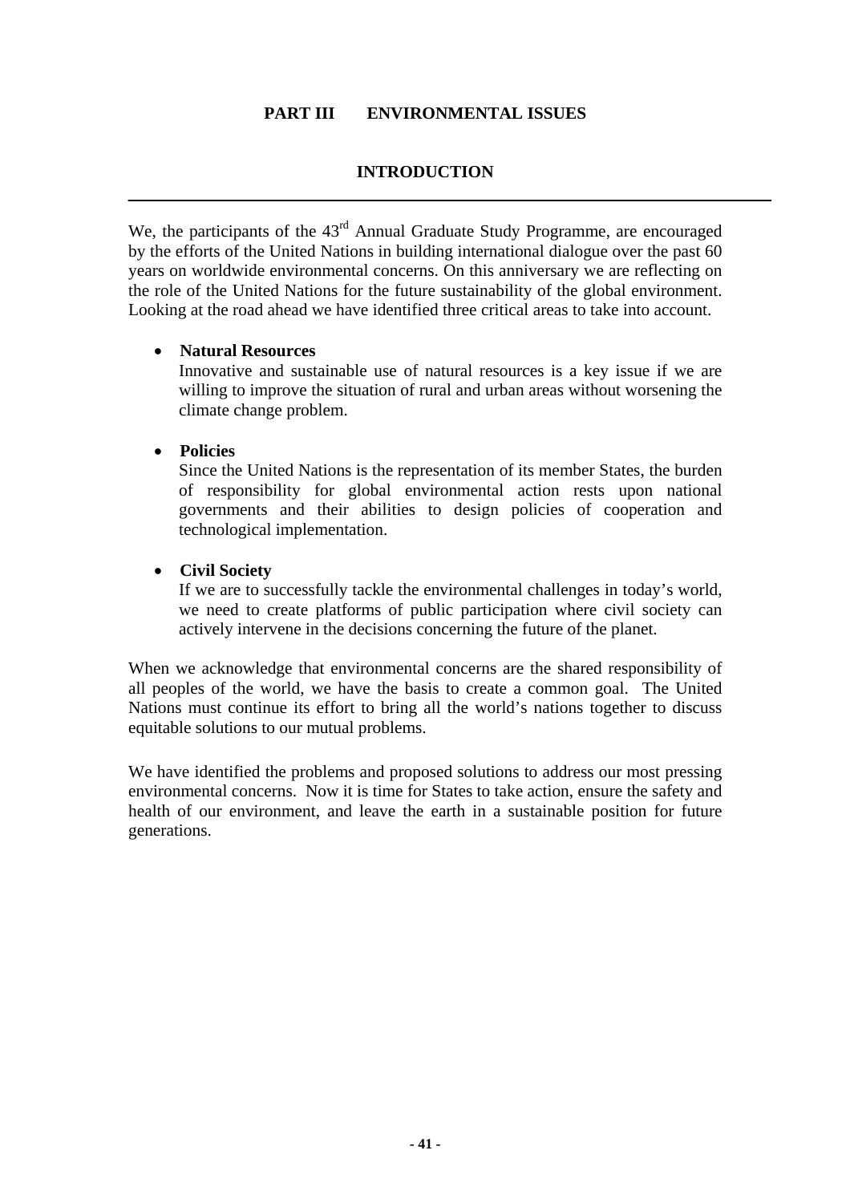# PART III ENVIRONMENTAL ISSUES

## INTRODUCTION

We, the participants of the 43rd Annual Graduate Study Programme, are encouraged by the efforts of the United Nations in building international dialogue over the past 60 years on worldwide environmental concerns. On this anniversary we are reflecting on the role of the United Nations for the future sustainability of the global environment. Looking at the road ahead we have identified three critical areas to take into account.

- **Natural Resources**
  Innovative and sustainable use of natural resources is a key issue if we are willing to improve the situation of rural and urban areas without worsening the climate change problem.

- **Policies**
  Since the United Nations is the representation of its member States, the burden of responsibility for global environmental action rests upon national governments and their abilities to design policies of cooperation and technological implementation.

- **Civil Society**
  If we are to successfully tackle the environmental challenges in today's world, we need to create platforms of public participation where civil society can actively intervene in the decisions concerning the future of the planet.

When we acknowledge that environmental concerns are the shared responsibility of all peoples of the world, we have the basis to create a common goal. The United Nations must continue its effort to bring all the world's nations together to discuss equitable solutions to our mutual problems.

We have identified the problems and proposed solutions to address our most pressing environmental concerns. Now it is time for States to take action, ensure the safety and health of our environment, and leave the earth in a sustainable position for future generations.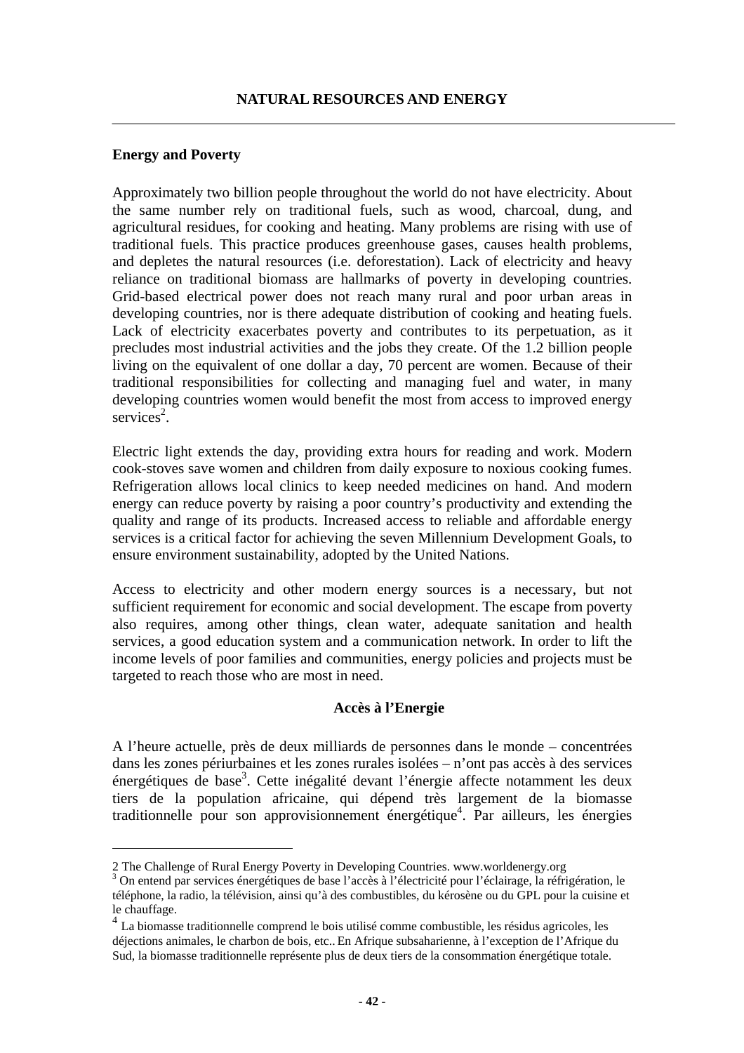# NATURAL RESOURCES AND ENERGY

## Energy and Poverty

Approximately two billion people throughout the world do not have electricity. About the same number rely on traditional fuels, such as wood, charcoal, dung, and agricultural residues, for cooking and heating. Many problems are rising with use of traditional fuels. This practice produces greenhouse gases, causes health problems, and depletes the natural resources (i.e. deforestation). Lack of electricity and heavy reliance on traditional biomass are hallmarks of poverty in developing countries. Grid-based electrical power does not reach many rural and poor urban areas in developing countries, nor is there adequate distribution of cooking and heating fuels. Lack of electricity exacerbates poverty and contributes to its perpetuation, as it precludes most industrial activities and the jobs they create. Of the 1.2 billion people living on the equivalent of one dollar a day, 70 percent are women. Because of their traditional responsibilities for collecting and managing fuel and water, in many developing countries women would benefit the most from access to improved energy services[2].

Electric light extends the day, providing extra hours for reading and work. Modern cook-stoves save women and children from daily exposure to noxious cooking fumes. Refrigeration allows local clinics to keep needed medicines on hand. And modern energy can reduce poverty by raising a poor country's productivity and extending the quality and range of its products. Increased access to reliable and affordable energy services is a critical factor for achieving the seven Millennium Development Goals, to ensure environment sustainability, adopted by the United Nations.

Access to electricity and other modern energy sources is a necessary, but not sufficient requirement for economic and social development. The escape from poverty also requires, among other things, clean water, adequate sanitation and health services, a good education system and a communication network. In order to lift the income levels of poor families and communities, energy policies and projects must be targeted to reach those who are most in need.

## Accès à l'Energie

A l'heure actuelle, près de deux milliards de personnes dans le monde – concentrées dans les zones périurbaines et les zones rurales isolées – n'ont pas accès à des services énergétiques de base[3]. Cette inégalité devant l'énergie affecte notamment les deux tiers de la population africaine, qui dépend très largement de la biomasse traditionnelle pour son approvisionnement énergétique[4]. Par ailleurs, les énergies

---

2 The Challenge of Rural Energy Poverty in Developing Countries. www.worldenergy.org

3 On entend par services énergétiques de base l'accès à l'électricité pour l'éclairage, la réfrigération, le téléphone, la radio, la télévision, ainsi qu'à des combustibles, du kérosène ou du GPL pour la cuisine et le chauffage.

4 La biomasse traditionnelle comprend le bois utilisé comme combustible, les résidus agricoles, les déjections animales, le charbon de bois, etc.. En Afrique subsaharienne, à l'exception de l'Afrique du Sud, la biomasse traditionnelle représente plus de deux tiers de la consommation énergétique totale.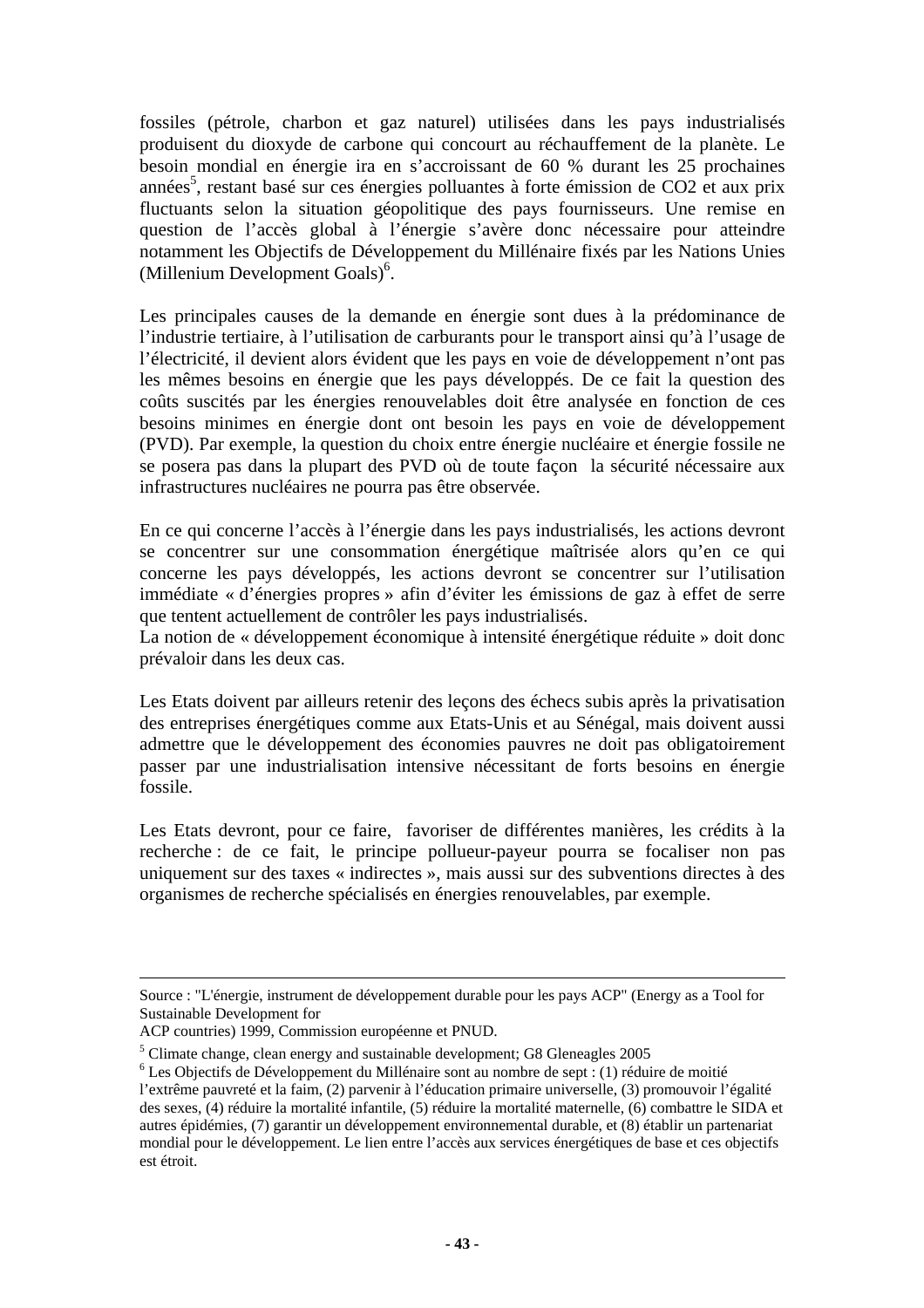fossiles (pétrole, charbon et gaz naturel) utilisées dans les pays industrialisés produisent du dioxyde de carbone qui concourt au réchauffement de la planète. Le besoin mondial en énergie ira en s'accroissant de 60 % durant les 25 prochaines années[5], restant basé sur ces énergies polluantes à forte émission de $CO_2$ et aux prix fluctuants selon la situation géopolitique des pays fournisseurs. Une remise en question de l'accès global à l'énergie s'avère donc nécessaire pour atteindre notamment les Objectifs de Développement du Millénaire fixés par les Nations Unies (Millenium Development Goals)[6].

Les principales causes de la demande en énergie sont dues à la prédominance de l'industrie tertiaire, à l'utilisation de carburants pour le transport ainsi qu'à l'usage de l'électricité, il devient alors évident que les pays en voie de développement n'ont pas les mêmes besoins en énergie que les pays développés. De ce fait la question des coûts suscités par les énergies renouvelables doit être analysée en fonction de ces besoins minimes en énergie dont ont besoin les pays en voie de développement (PVD). Par exemple, la question du choix entre énergie nucléaire et énergie fossile ne se posera pas dans la plupart des PVD où de toute façon la sécurité nécessaire aux infrastructures nucléaires ne pourra pas être observée.

En ce qui concerne l'accès à l'énergie dans les pays industrialisés, les actions devront se concentrer sur une consommation énergétique maîtrisée alors qu'en ce qui concerne les pays développés, les actions devront se concentrer sur l'utilisation immédiate « d'énergies propres » afin d'éviter les émissions de gaz à effet de serre que tentent actuellement de contrôler les pays industrialisés.
La notion de « développement économique à intensité énergétique réduite » doit donc prévaloir dans les deux cas.

Les Etats doivent par ailleurs retenir des leçons des échecs subis après la privatisation des entreprises énergétiques comme aux Etats-Unis et au Sénégal, mais doivent aussi admettre que le développement des économies pauvres ne doit pas obligatoirement passer par une industrialisation intensive nécessitant de forts besoins en énergie fossile.

Les Etats devront, pour ce faire, favoriser de différentes manières, les crédits à la recherche : de ce fait, le principe pollueur-payeur pourra se focaliser non pas uniquement sur des taxes « indirectes », mais aussi sur des subventions directes à des organismes de recherche spécialisés en énergies renouvelables, par exemple.

---

Source : "L'énergie, instrument de développement durable pour les pays ACP" (Energy as a Tool for Sustainable Development for
ACP countries) 1999, Commission européenne et PNUD.

[5] Climate change, clean energy and sustainable development; G8 Gleneagles 2005

[6] Les Objectifs de Développement du Millénaire sont au nombre de sept : (1) réduire de moitié l'extrême pauvreté et la faim, (2) parvenir à l'éducation primaire universelle, (3) promouvoir l'égalité des sexes, (4) réduire la mortalité infantile, (5) réduire la mortalité maternelle, (6) combattre le SIDA et autres épidémies, (7) garantir un développement environnemental durable, et (8) établir un partenariat mondial pour le développement. Le lien entre l'accès aux services énergétiques de base et ces objectifs est étroit.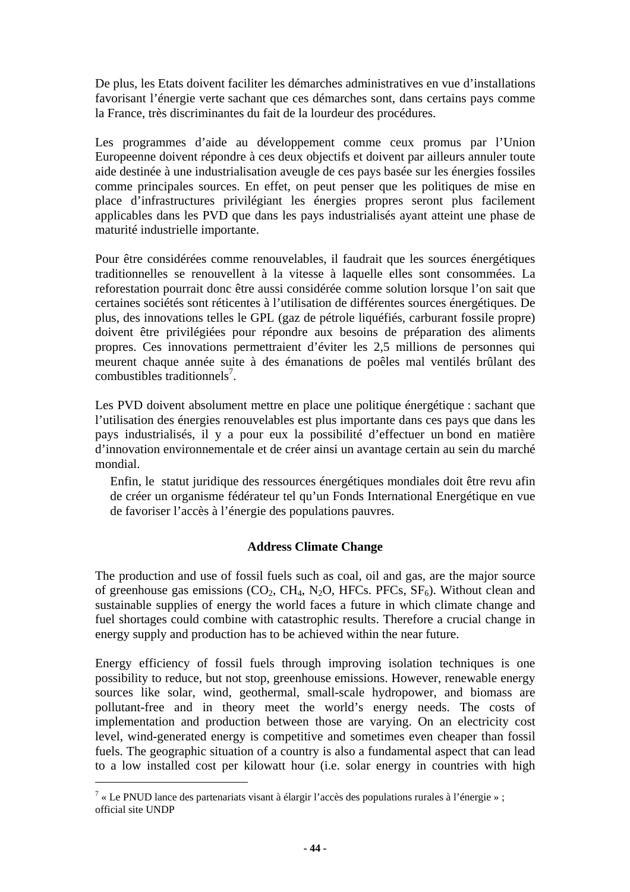De plus, les Etats doivent faciliter les démarches administratives en vue d'installations favorisant l'énergie verte sachant que ces démarches sont, dans certains pays comme la France, très discriminantes du fait de la lourdeur des procédures.

Les programmes d'aide au développement comme ceux promus par l'Union Europeenne doivent répondre à ces deux objectifs et doivent par ailleurs annuler toute aide destinée à une industrialisation aveugle de ces pays basée sur les énergies fossiles comme principales sources. En effet, on peut penser que les politiques de mise en place d'infrastructures privilégiant les énergies propres seront plus facilement applicables dans les PVD que dans les pays industrialisés ayant atteint une phase de maturité industrielle importante.

Pour être considérées comme renouvelables, il faudrait que les sources énergétiques traditionnelles se renouvellent à la vitesse à laquelle elles sont consommées. La reforestation pourrait donc être aussi considérée comme solution lorsque l'on sait que certaines sociétés sont réticentes à l'utilisation de différentes sources énergétiques. De plus, des innovations telles le GPL (gaz de pétrole liquéfiés, carburant fossile propre) doivent être privilégiées pour répondre aux besoins de préparation des aliments propres. Ces innovations permettraient d'éviter les 2,5 millions de personnes qui meurent chaque année suite à des émanations de poêles mal ventilés brûlant des combustibles traditionnels[7].

Les PVD doivent absolument mettre en place une politique énergétique : sachant que l'utilisation des énergies renouvelables est plus importante dans ces pays que dans les pays industrialisés, il y a pour eux la possibilité d'effectuer un bond en matière d'innovation environnementale et de créer ainsi un avantage certain au sein du marché mondial.

Enfin, le statut juridique des ressources énergétiques mondiales doit être revu afin de créer un organisme fédérateur tel qu'un Fonds International Energétique en vue de favoriser l'accès à l'énergie des populations pauvres.

### Address Climate Change

The production and use of fossil fuels such as coal, oil and gas, are the major source of greenhouse gas emissions ($CO_2$, $CH_4$, $N_2O$, HFCs. PFCs, $SF_6$). Without clean and sustainable supplies of energy the world faces a future in which climate change and fuel shortages could combine with catastrophic results. Therefore a crucial change in energy supply and production has to be achieved within the near future.

Energy efficiency of fossil fuels through improving isolation techniques is one possibility to reduce, but not stop, greenhouse emissions. However, renewable energy sources like solar, wind, geothermal, small-scale hydropower, and biomass are pollutant-free and in theory meet the world's energy needs. The costs of implementation and production between those are varying. On an electricity cost level, wind-generated energy is competitive and sometimes even cheaper than fossil fuels. The geographic situation of a country is also a fundamental aspect that can lead to a low installed cost per kilowatt hour (i.e. solar energy in countries with high

---

[7] « Le PNUD lance des partenariats visant à élargir l'accès des populations rurales à l'énergie » ; official site UNDP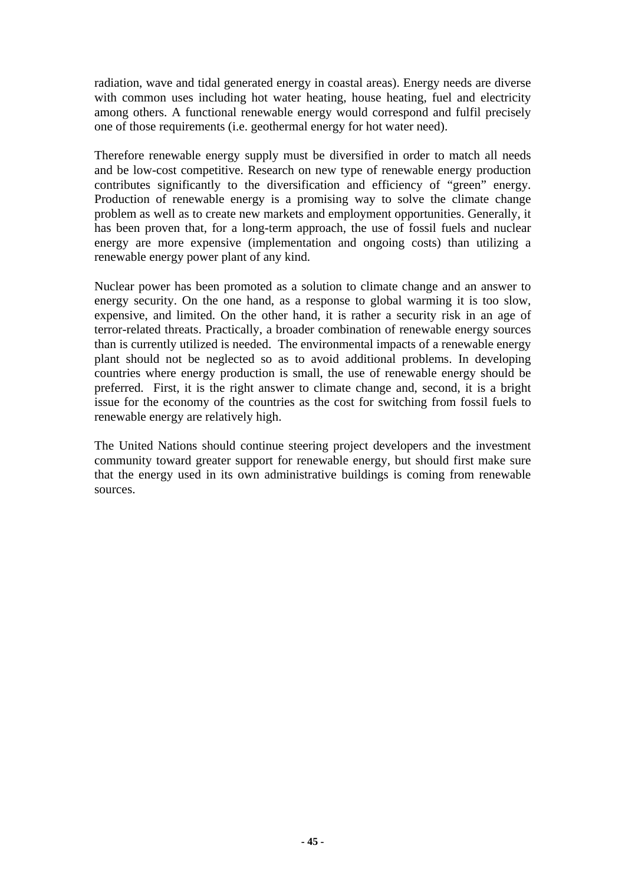radiation, wave and tidal generated energy in coastal areas). Energy needs are diverse with common uses including hot water heating, house heating, fuel and electricity among others. A functional renewable energy would correspond and fulfil precisely one of those requirements (i.e. geothermal energy for hot water need).

Therefore renewable energy supply must be diversified in order to match all needs and be low-cost competitive. Research on new type of renewable energy production contributes significantly to the diversification and efficiency of "green" energy. Production of renewable energy is a promising way to solve the climate change problem as well as to create new markets and employment opportunities. Generally, it has been proven that, for a long-term approach, the use of fossil fuels and nuclear energy are more expensive (implementation and ongoing costs) than utilizing a renewable energy power plant of any kind.

Nuclear power has been promoted as a solution to climate change and an answer to energy security. On the one hand, as a response to global warming it is too slow, expensive, and limited. On the other hand, it is rather a security risk in an age of terror-related threats. Practically, a broader combination of renewable energy sources than is currently utilized is needed. The environmental impacts of a renewable energy plant should not be neglected so as to avoid additional problems. In developing countries where energy production is small, the use of renewable energy should be preferred. First, it is the right answer to climate change and, second, it is a bright issue for the economy of the countries as the cost for switching from fossil fuels to renewable energy are relatively high.

The United Nations should continue steering project developers and the investment community toward greater support for renewable energy, but should first make sure that the energy used in its own administrative buildings is coming from renewable sources.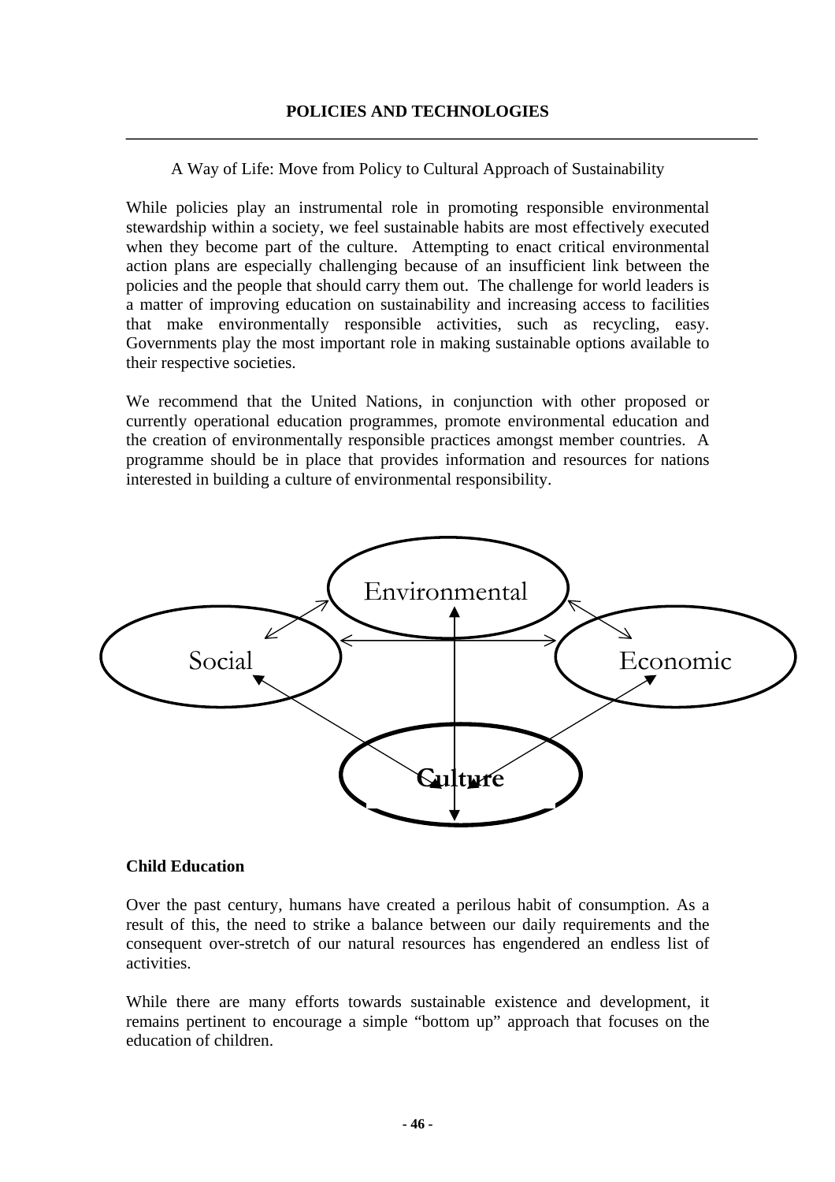## POLICIES AND TECHNOLOGIES

A Way of Life: Move from Policy to Cultural Approach of Sustainability

While policies play an instrumental role in promoting responsible environmental stewardship within a society, we feel sustainable habits are most effectively executed when they become part of the culture. Attempting to enact critical environmental action plans are especially challenging because of an insufficient link between the policies and the people that should carry them out. The challenge for world leaders is a matter of improving education on sustainability and increasing access to facilities that make environmentally responsible activities, such as recycling, easy. Governments play the most important role in making sustainable options available to their respective societies.

We recommend that the United Nations, in conjunction with other proposed or currently operational education programmes, promote environmental education and the creation of environmentally responsible practices amongst member countries. A programme should be in place that provides information and resources for nations interested in building a culture of environmental responsibility.

Environmental

Social

Economic

**Culture**

### Child Education

Over the past century, humans have created a perilous habit of consumption. As a result of this, the need to strike a balance between our daily requirements and the consequent over-stretch of our natural resources has engendered an endless list of activities.

While there are many efforts towards sustainable existence and development, it remains pertinent to encourage a simple "bottom up" approach that focuses on the education of children.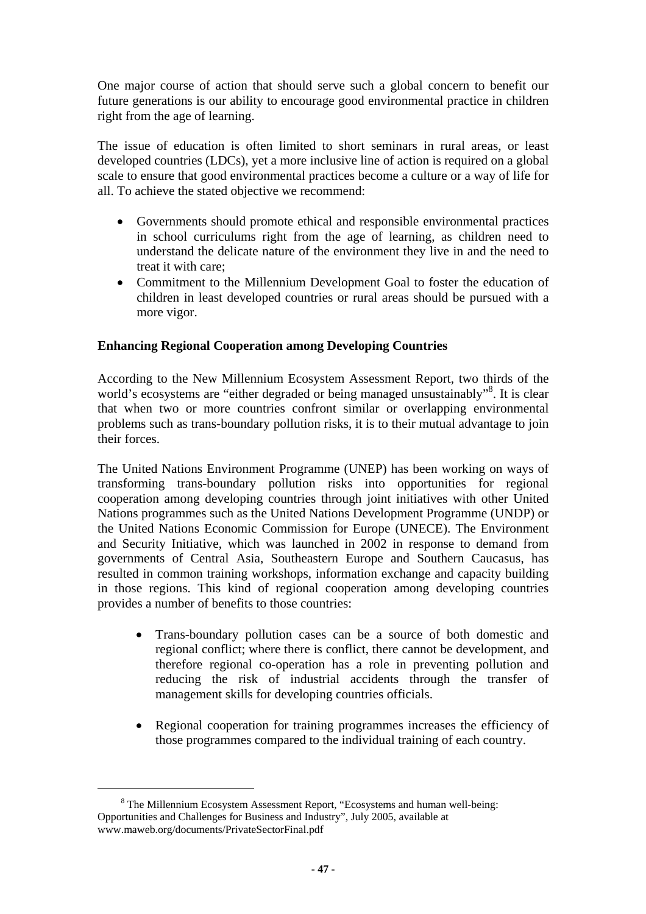One major course of action that should serve such a global concern to benefit our future generations is our ability to encourage good environmental practice in children right from the age of learning.

The issue of education is often limited to short seminars in rural areas, or least developed countries (LDCs), yet a more inclusive line of action is required on a global scale to ensure that good environmental practices become a culture or a way of life for all. To achieve the stated objective we recommend:

- Governments should promote ethical and responsible environmental practices in school curriculums right from the age of learning, as children need to understand the delicate nature of the environment they live in and the need to treat it with care;
- Commitment to the Millennium Development Goal to foster the education of children in least developed countries or rural areas should be pursued with a more vigor.

**Enhancing Regional Cooperation among Developing Countries**

According to the New Millennium Ecosystem Assessment Report, two thirds of the world's ecosystems are "either degraded or being managed unsustainably"[8]. It is clear that when two or more countries confront similar or overlapping environmental problems such as trans-boundary pollution risks, it is to their mutual advantage to join their forces.

The United Nations Environment Programme (UNEP) has been working on ways of transforming trans-boundary pollution risks into opportunities for regional cooperation among developing countries through joint initiatives with other United Nations programmes such as the United Nations Development Programme (UNDP) or the United Nations Economic Commission for Europe (UNECE). The Environment and Security Initiative, which was launched in 2002 in response to demand from governments of Central Asia, Southeastern Europe and Southern Caucasus, has resulted in common training workshops, information exchange and capacity building in those regions. This kind of regional cooperation among developing countries provides a number of benefits to those countries:

- Trans-boundary pollution cases can be a source of both domestic and regional conflict; where there is conflict, there cannot be development, and therefore regional co-operation has a role in preventing pollution and reducing the risk of industrial accidents through the transfer of management skills for developing countries officials.

- Regional cooperation for training programmes increases the efficiency of those programmes compared to the individual training of each country.

---

[8] The Millennium Ecosystem Assessment Report, "Ecosystems and human well-being: Opportunities and Challenges for Business and Industry", July 2005, available at www.maweb.org/documents/PrivateSectorFinal.pdf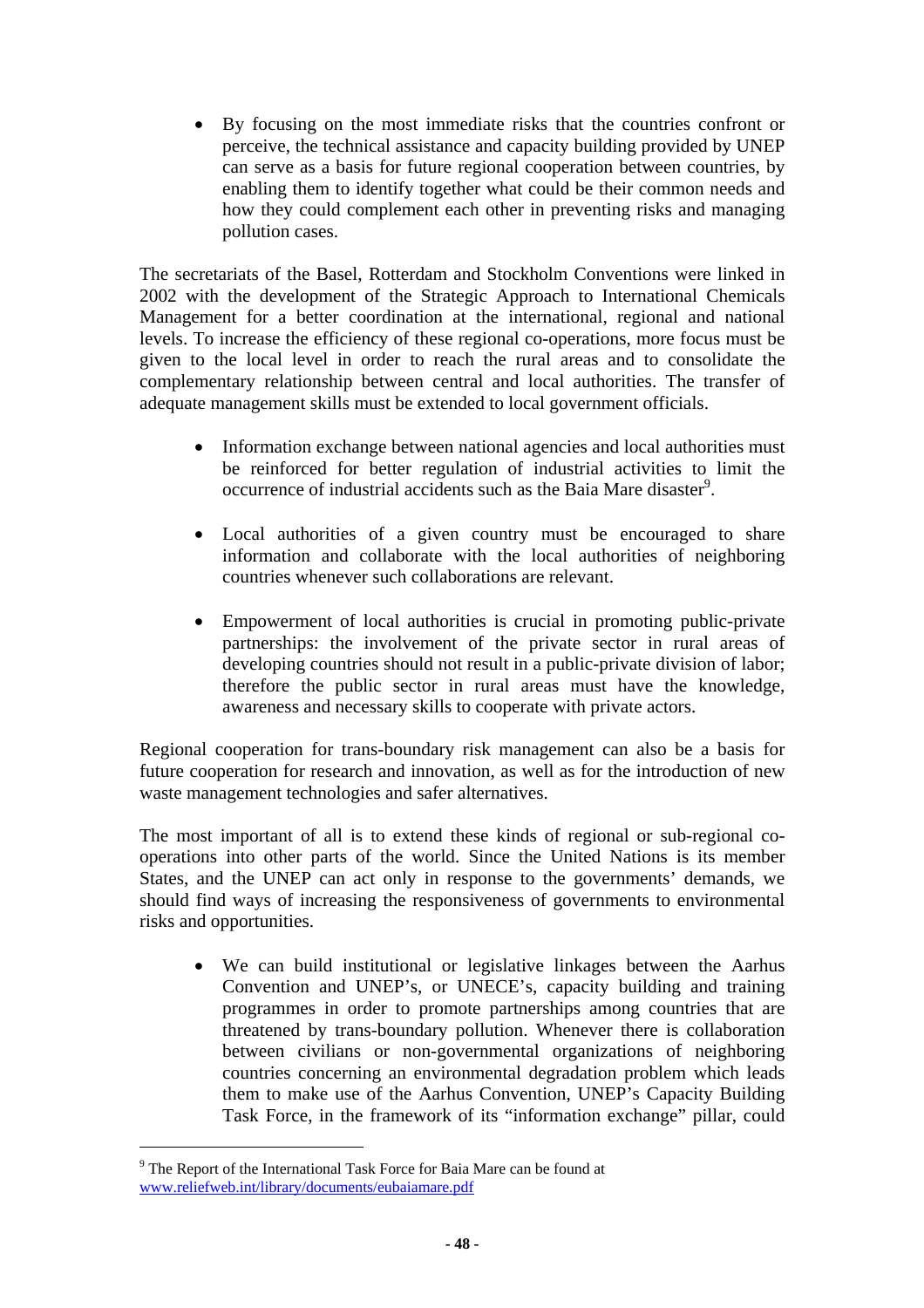- By focusing on the most immediate risks that the countries confront or perceive, the technical assistance and capacity building provided by UNEP can serve as a basis for future regional cooperation between countries, by enabling them to identify together what could be their common needs and how they could complement each other in preventing risks and managing pollution cases.

The secretariats of the Basel, Rotterdam and Stockholm Conventions were linked in 2002 with the development of the Strategic Approach to International Chemicals Management for a better coordination at the international, regional and national levels. To increase the efficiency of these regional co-operations, more focus must be given to the local level in order to reach the rural areas and to consolidate the complementary relationship between central and local authorities. The transfer of adequate management skills must be extended to local government officials.

- Information exchange between national agencies and local authorities must be reinforced for better regulation of industrial activities to limit the occurrence of industrial accidents such as the Baia Mare disaster[9].

- Local authorities of a given country must be encouraged to share information and collaborate with the local authorities of neighboring countries whenever such collaborations are relevant.

- Empowerment of local authorities is crucial in promoting public-private partnerships: the involvement of the private sector in rural areas of developing countries should not result in a public-private division of labor; therefore the public sector in rural areas must have the knowledge, awareness and necessary skills to cooperate with private actors.

Regional cooperation for trans-boundary risk management can also be a basis for future cooperation for research and innovation, as well as for the introduction of new waste management technologies and safer alternatives.

The most important of all is to extend these kinds of regional or sub-regional co-operations into other parts of the world. Since the United Nations is its member States, and the UNEP can act only in response to the governments' demands, we should find ways of increasing the responsiveness of governments to environmental risks and opportunities.

- We can build institutional or legislative linkages between the Aarhus Convention and UNEP's, or UNECE's, capacity building and training programmes in order to promote partnerships among countries that are threatened by trans-boundary pollution. Whenever there is collaboration between civilians or non-governmental organizations of neighboring countries concerning an environmental degradation problem which leads them to make use of the Aarhus Convention, UNEP's Capacity Building Task Force, in the framework of its "information exchange" pillar, could

---

[9] The Report of the International Task Force for Baia Mare can be found at www.reliefweb.int/library/documents/eubaiamare.pdf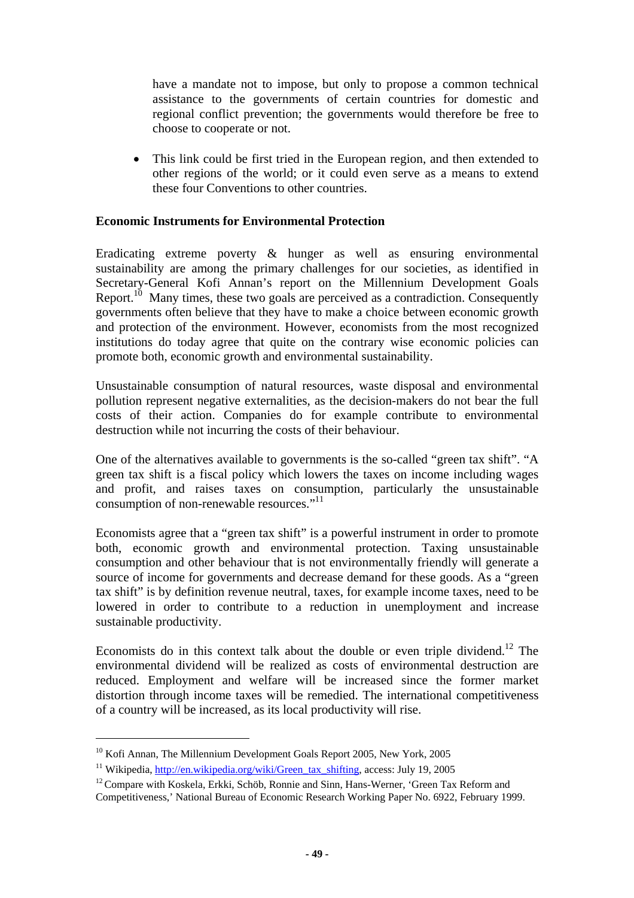have a mandate not to impose, but only to propose a common technical assistance to the governments of certain countries for domestic and regional conflict prevention; the governments would therefore be free to choose to cooperate or not.

- This link could be first tried in the European region, and then extended to other regions of the world; or it could even serve as a means to extend these four Conventions to other countries.

**Economic Instruments for Environmental Protection**

Eradicating extreme poverty & hunger as well as ensuring environmental sustainability are among the primary challenges for our societies, as identified in Secretary-General Kofi Annan's report on the Millennium Development Goals Report.[10] Many times, these two goals are perceived as a contradiction. Consequently governments often believe that they have to make a choice between economic growth and protection of the environment. However, economists from the most recognized institutions do today agree that quite on the contrary wise economic policies can promote both, economic growth and environmental sustainability.

Unsustainable consumption of natural resources, waste disposal and environmental pollution represent negative externalities, as the decision-makers do not bear the full costs of their action. Companies do for example contribute to environmental destruction while not incurring the costs of their behaviour.

One of the alternatives available to governments is the so-called "green tax shift". "A green tax shift is a fiscal policy which lowers the taxes on income including wages and profit, and raises taxes on consumption, particularly the unsustainable consumption of non-renewable resources."[11]

Economists agree that a "green tax shift" is a powerful instrument in order to promote both, economic growth and environmental protection. Taxing unsustainable consumption and other behaviour that is not environmentally friendly will generate a source of income for governments and decrease demand for these goods. As a "green tax shift" is by definition revenue neutral, taxes, for example income taxes, need to be lowered in order to contribute to a reduction in unemployment and increase sustainable productivity.

Economists do in this context talk about the double or even triple dividend.[12] The environmental dividend will be realized as costs of environmental destruction are reduced. Employment and welfare will be increased since the former market distortion through income taxes will be remedied. The international competitiveness of a country will be increased, as its local productivity will rise.

---

[10] Kofi Annan, The Millennium Development Goals Report 2005, New York, 2005

[11] Wikipedia, http://en.wikipedia.org/wiki/Green_tax_shifting, access: July 19, 2005

[12] Compare with Koskela, Erkki, Schöb, Ronnie and Sinn, Hans-Werner, 'Green Tax Reform and Competitiveness,' National Bureau of Economic Research Working Paper No. 6922, February 1999.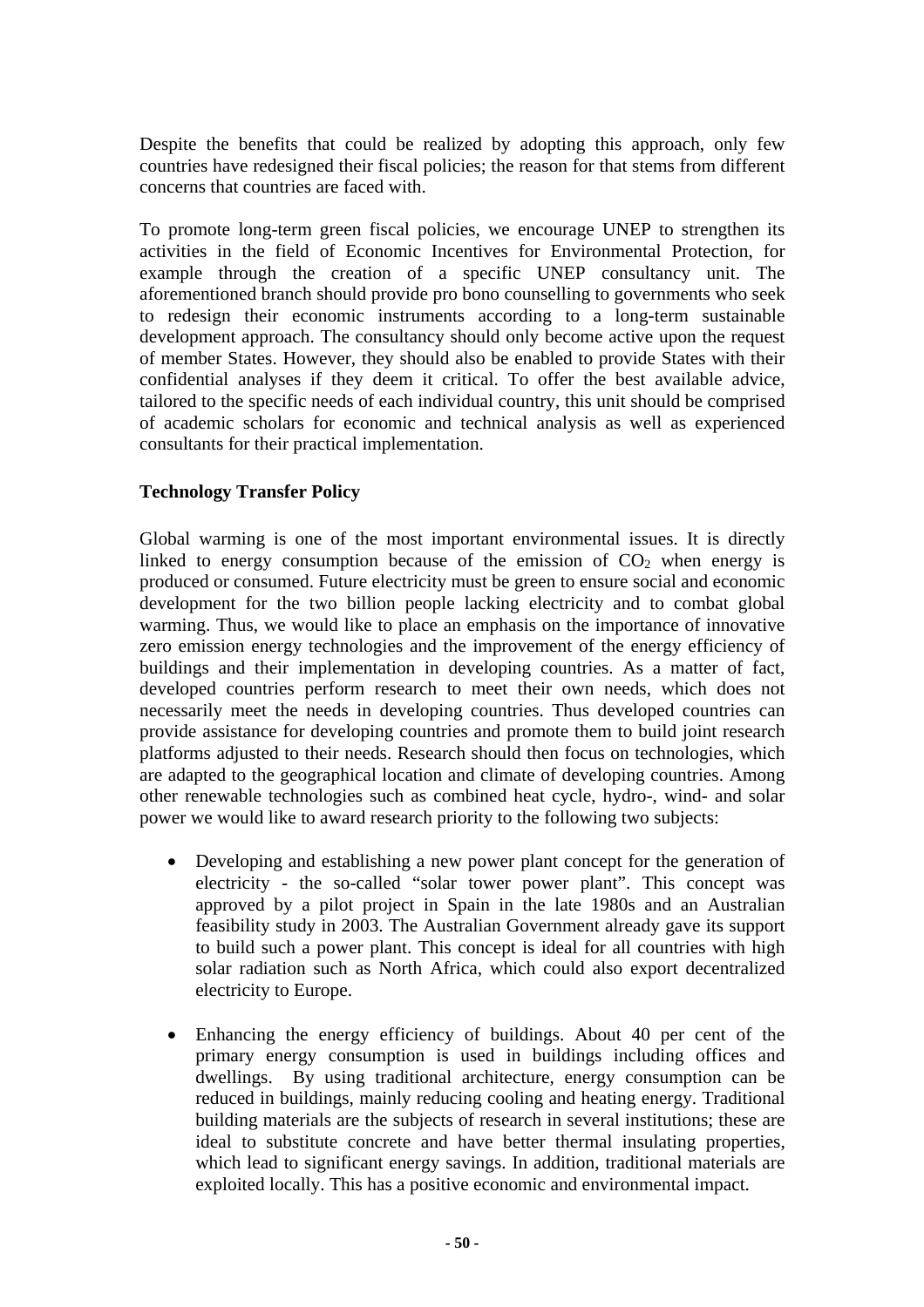Despite the benefits that could be realized by adopting this approach, only few countries have redesigned their fiscal policies; the reason for that stems from different concerns that countries are faced with.

To promote long-term green fiscal policies, we encourage UNEP to strengthen its activities in the field of Economic Incentives for Environmental Protection, for example through the creation of a specific UNEP consultancy unit. The aforementioned branch should provide pro bono counselling to governments who seek to redesign their economic instruments according to a long-term sustainable development approach. The consultancy should only become active upon the request of member States. However, they should also be enabled to provide States with their confidential analyses if they deem it critical. To offer the best available advice, tailored to the specific needs of each individual country, this unit should be comprised of academic scholars for economic and technical analysis as well as experienced consultants for their practical implementation.

**Technology Transfer Policy**

Global warming is one of the most important environmental issues. It is directly linked to energy consumption because of the emission of $CO_2$ when energy is produced or consumed. Future electricity must be green to ensure social and economic development for the two billion people lacking electricity and to combat global warming. Thus, we would like to place an emphasis on the importance of innovative zero emission energy technologies and the improvement of the energy efficiency of buildings and their implementation in developing countries. As a matter of fact, developed countries perform research to meet their own needs, which does not necessarily meet the needs in developing countries. Thus developed countries can provide assistance for developing countries and promote them to build joint research platforms adjusted to their needs. Research should then focus on technologies, which are adapted to the geographical location and climate of developing countries. Among other renewable technologies such as combined heat cycle, hydro-, wind- and solar power we would like to award research priority to the following two subjects:

- Developing and establishing a new power plant concept for the generation of electricity - the so-called "solar tower power plant". This concept was approved by a pilot project in Spain in the late 1980s and an Australian feasibility study in 2003. The Australian Government already gave its support to build such a power plant. This concept is ideal for all countries with high solar radiation such as North Africa, which could also export decentralized electricity to Europe.

- Enhancing the energy efficiency of buildings. About 40 per cent of the primary energy consumption is used in buildings including offices and dwellings. By using traditional architecture, energy consumption can be reduced in buildings, mainly reducing cooling and heating energy. Traditional building materials are the subjects of research in several institutions; these are ideal to substitute concrete and have better thermal insulating properties, which lead to significant energy savings. In addition, traditional materials are exploited locally. This has a positive economic and environmental impact.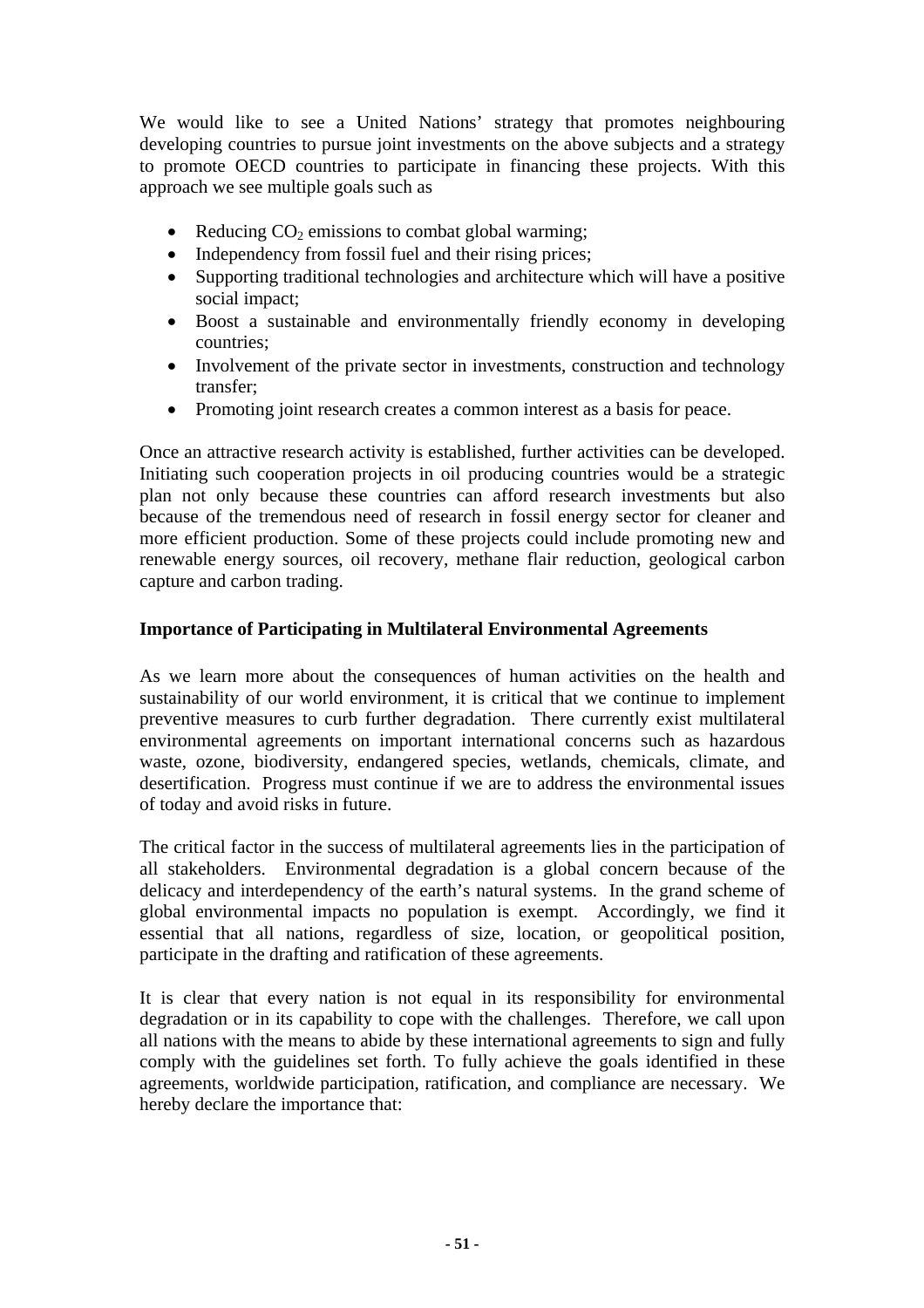We would like to see a United Nations' strategy that promotes neighbouring developing countries to pursue joint investments on the above subjects and a strategy to promote OECD countries to participate in financing these projects. With this approach we see multiple goals such as

- Reducing $CO_2$ emissions to combat global warming;
- Independency from fossil fuel and their rising prices;
- Supporting traditional technologies and architecture which will have a positive social impact;
- Boost a sustainable and environmentally friendly economy in developing countries;
- Involvement of the private sector in investments, construction and technology transfer;
- Promoting joint research creates a common interest as a basis for peace.

Once an attractive research activity is established, further activities can be developed. Initiating such cooperation projects in oil producing countries would be a strategic plan not only because these countries can afford research investments but also because of the tremendous need of research in fossil energy sector for cleaner and more efficient production. Some of these projects could include promoting new and renewable energy sources, oil recovery, methane flair reduction, geological carbon capture and carbon trading.

**Importance of Participating in Multilateral Environmental Agreements**

As we learn more about the consequences of human activities on the health and sustainability of our world environment, it is critical that we continue to implement preventive measures to curb further degradation. There currently exist multilateral environmental agreements on important international concerns such as hazardous waste, ozone, biodiversity, endangered species, wetlands, chemicals, climate, and desertification. Progress must continue if we are to address the environmental issues of today and avoid risks in future.

The critical factor in the success of multilateral agreements lies in the participation of all stakeholders. Environmental degradation is a global concern because of the delicacy and interdependency of the earth's natural systems. In the grand scheme of global environmental impacts no population is exempt. Accordingly, we find it essential that all nations, regardless of size, location, or geopolitical position, participate in the drafting and ratification of these agreements.

It is clear that every nation is not equal in its responsibility for environmental degradation or in its capability to cope with the challenges. Therefore, we call upon all nations with the means to abide by these international agreements to sign and fully comply with the guidelines set forth. To fully achieve the goals identified in these agreements, worldwide participation, ratification, and compliance are necessary. We hereby declare the importance that: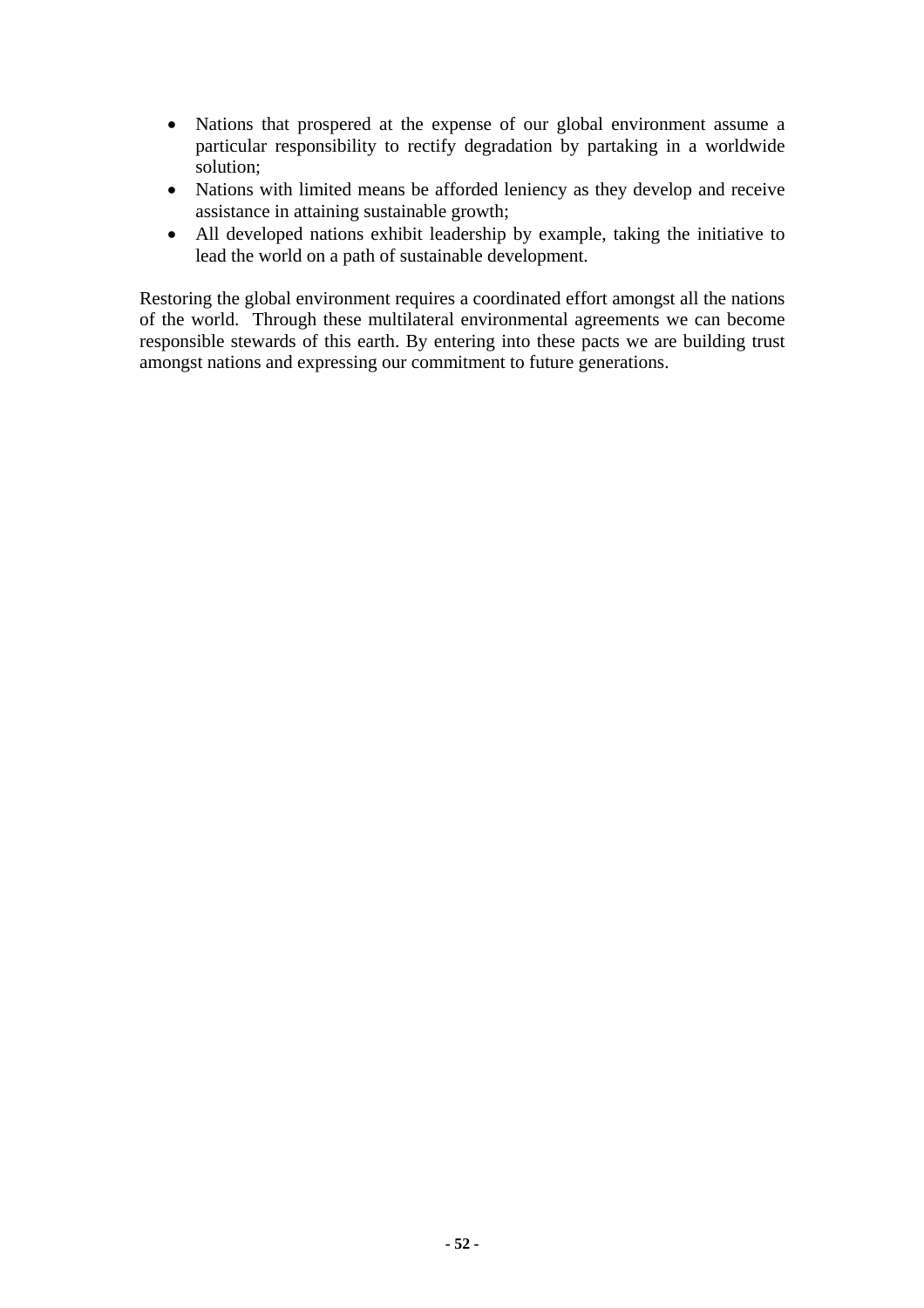- Nations that prospered at the expense of our global environment assume a particular responsibility to rectify degradation by partaking in a worldwide solution;
- Nations with limited means be afforded leniency as they develop and receive assistance in attaining sustainable growth;
- All developed nations exhibit leadership by example, taking the initiative to lead the world on a path of sustainable development.

Restoring the global environment requires a coordinated effort amongst all the nations of the world. Through these multilateral environmental agreements we can become responsible stewards of this earth. By entering into these pacts we are building trust amongst nations and expressing our commitment to future generations.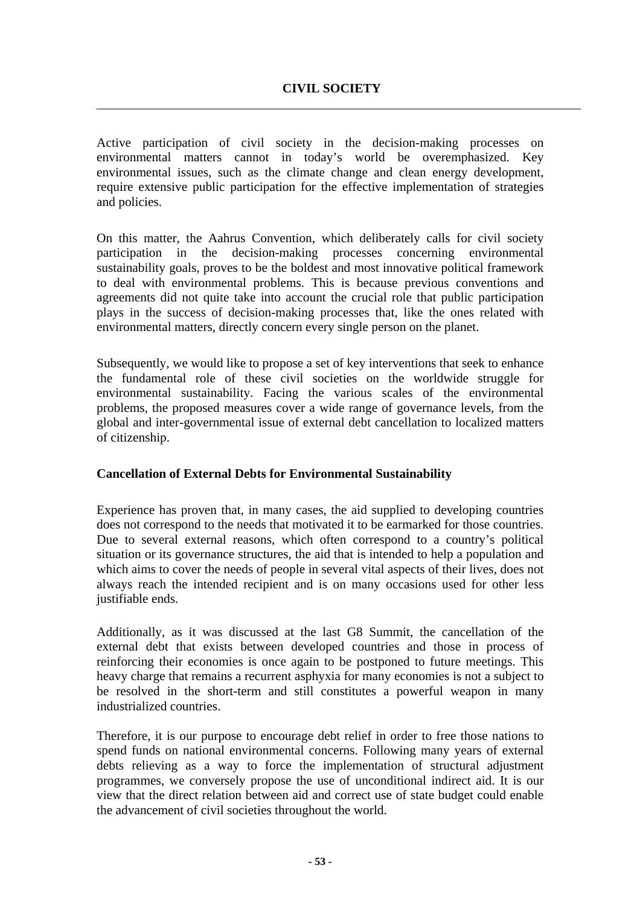# CIVIL SOCIETY

Active participation of civil society in the decision-making processes on environmental matters cannot in today's world be overemphasized. Key environmental issues, such as the climate change and clean energy development, require extensive public participation for the effective implementation of strategies and policies.

On this matter, the Aahrus Convention, which deliberately calls for civil society participation in the decision-making processes concerning environmental sustainability goals, proves to be the boldest and most innovative political framework to deal with environmental problems. This is because previous conventions and agreements did not quite take into account the crucial role that public participation plays in the success of decision-making processes that, like the ones related with environmental matters, directly concern every single person on the planet.

Subsequently, we would like to propose a set of key interventions that seek to enhance the fundamental role of these civil societies on the worldwide struggle for environmental sustainability. Facing the various scales of the environmental problems, the proposed measures cover a wide range of governance levels, from the global and inter-governmental issue of external debt cancellation to localized matters of citizenship.

## Cancellation of External Debts for Environmental Sustainability

Experience has proven that, in many cases, the aid supplied to developing countries does not correspond to the needs that motivated it to be earmarked for those countries. Due to several external reasons, which often correspond to a country's political situation or its governance structures, the aid that is intended to help a population and which aims to cover the needs of people in several vital aspects of their lives, does not always reach the intended recipient and is on many occasions used for other less justifiable ends.

Additionally, as it was discussed at the last G8 Summit, the cancellation of the external debt that exists between developed countries and those in process of reinforcing their economies is once again to be postponed to future meetings. This heavy charge that remains a recurrent asphyxia for many economies is not a subject to be resolved in the short-term and still constitutes a powerful weapon in many industrialized countries.

Therefore, it is our purpose to encourage debt relief in order to free those nations to spend funds on national environmental concerns. Following many years of external debts relieving as a way to force the implementation of structural adjustment programmes, we conversely propose the use of unconditional indirect aid. It is our view that the direct relation between aid and correct use of state budget could enable the advancement of civil societies throughout the world.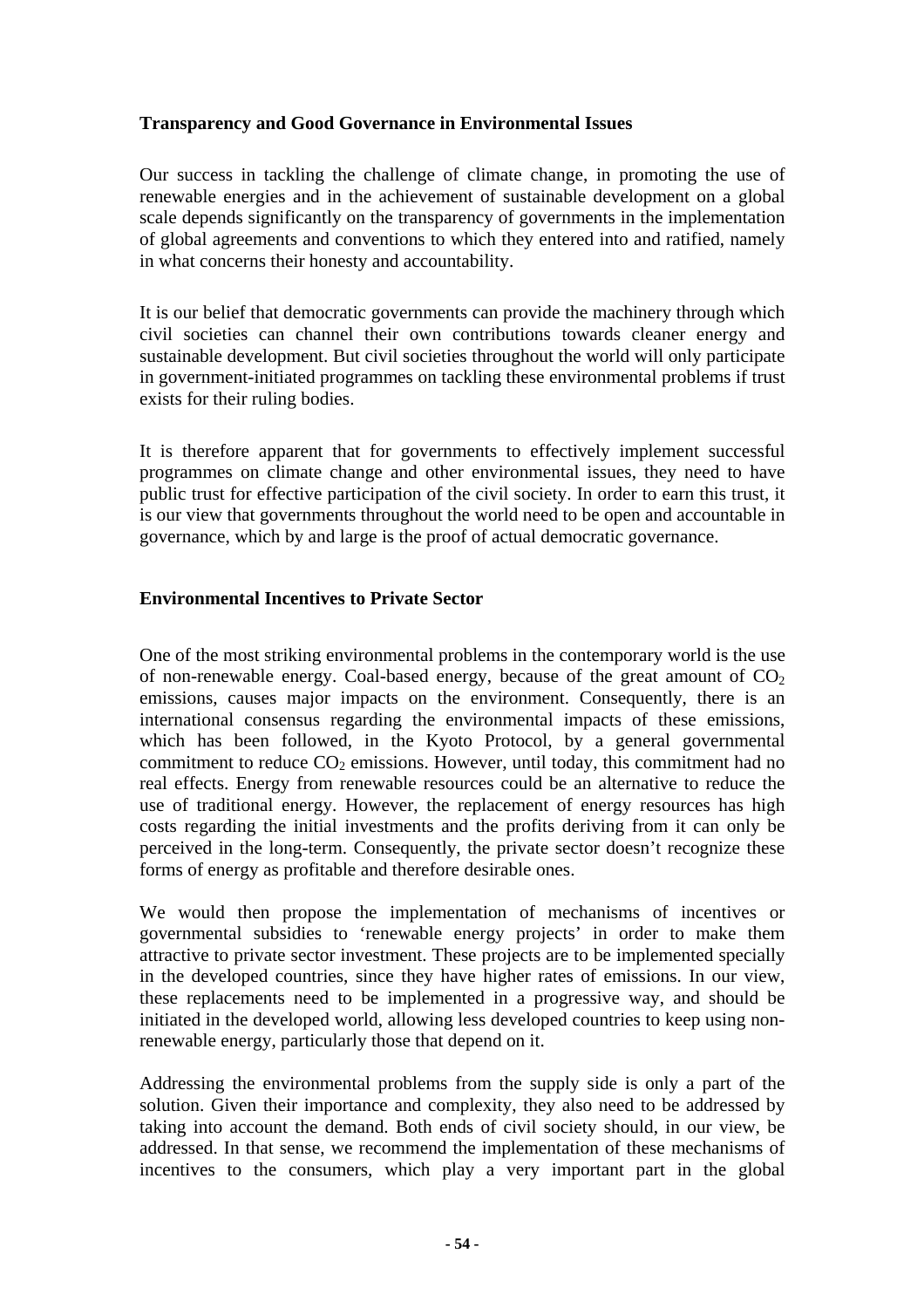**Transparency and Good Governance in Environmental Issues**

Our success in tackling the challenge of climate change, in promoting the use of renewable energies and in the achievement of sustainable development on a global scale depends significantly on the transparency of governments in the implementation of global agreements and conventions to which they entered into and ratified, namely in what concerns their honesty and accountability.

It is our belief that democratic governments can provide the machinery through which civil societies can channel their own contributions towards cleaner energy and sustainable development. But civil societies throughout the world will only participate in government-initiated programmes on tackling these environmental problems if trust exists for their ruling bodies.

It is therefore apparent that for governments to effectively implement successful programmes on climate change and other environmental issues, they need to have public trust for effective participation of the civil society. In order to earn this trust, it is our view that governments throughout the world need to be open and accountable in governance, which by and large is the proof of actual democratic governance.

**Environmental Incentives to Private Sector**

One of the most striking environmental problems in the contemporary world is the use of non-renewable energy. Coal-based energy, because of the great amount of $CO_2$ emissions, causes major impacts on the environment. Consequently, there is an international consensus regarding the environmental impacts of these emissions, which has been followed, in the Kyoto Protocol, by a general governmental commitment to reduce $CO_2$ emissions. However, until today, this commitment had no real effects. Energy from renewable resources could be an alternative to reduce the use of traditional energy. However, the replacement of energy resources has high costs regarding the initial investments and the profits deriving from it can only be perceived in the long-term. Consequently, the private sector doesn't recognize these forms of energy as profitable and therefore desirable ones.

We would then propose the implementation of mechanisms of incentives or governmental subsidies to 'renewable energy projects' in order to make them attractive to private sector investment. These projects are to be implemented specially in the developed countries, since they have higher rates of emissions. In our view, these replacements need to be implemented in a progressive way, and should be initiated in the developed world, allowing less developed countries to keep using non-renewable energy, particularly those that depend on it.

Addressing the environmental problems from the supply side is only a part of the solution. Given their importance and complexity, they also need to be addressed by taking into account the demand. Both ends of civil society should, in our view, be addressed. In that sense, we recommend the implementation of these mechanisms of incentives to the consumers, which play a very important part in the global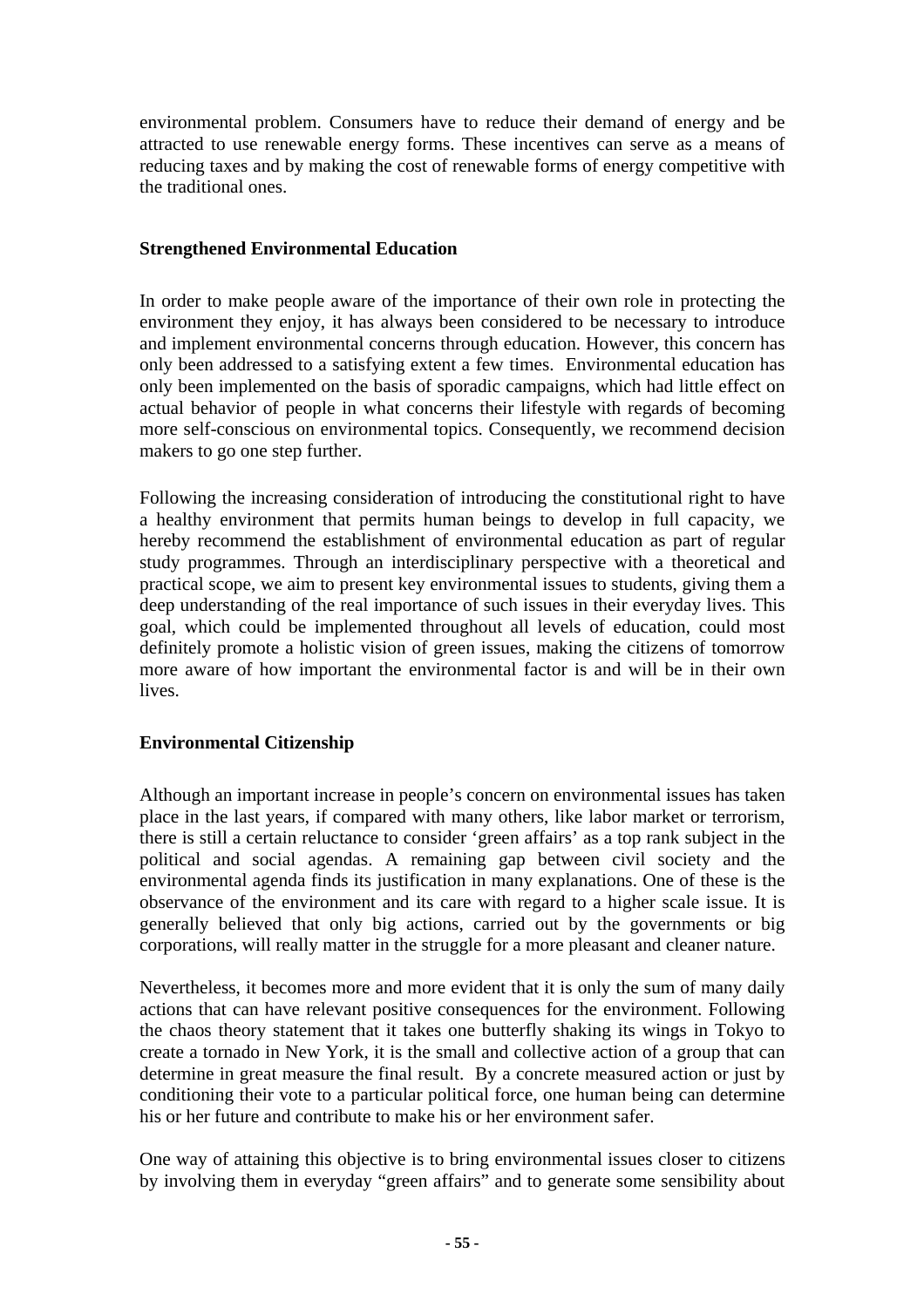environmental problem. Consumers have to reduce their demand of energy and be attracted to use renewable energy forms. These incentives can serve as a means of reducing taxes and by making the cost of renewable forms of energy competitive with the traditional ones.

### Strengthened Environmental Education

In order to make people aware of the importance of their own role in protecting the environment they enjoy, it has always been considered to be necessary to introduce and implement environmental concerns through education. However, this concern has only been addressed to a satisfying extent a few times. Environmental education has only been implemented on the basis of sporadic campaigns, which had little effect on actual behavior of people in what concerns their lifestyle with regards of becoming more self-conscious on environmental topics. Consequently, we recommend decision makers to go one step further.

Following the increasing consideration of introducing the constitutional right to have a healthy environment that permits human beings to develop in full capacity, we hereby recommend the establishment of environmental education as part of regular study programmes. Through an interdisciplinary perspective with a theoretical and practical scope, we aim to present key environmental issues to students, giving them a deep understanding of the real importance of such issues in their everyday lives. This goal, which could be implemented throughout all levels of education, could most definitely promote a holistic vision of green issues, making the citizens of tomorrow more aware of how important the environmental factor is and will be in their own lives.

### Environmental Citizenship

Although an important increase in people's concern on environmental issues has taken place in the last years, if compared with many others, like labor market or terrorism, there is still a certain reluctance to consider 'green affairs' as a top rank subject in the political and social agendas. A remaining gap between civil society and the environmental agenda finds its justification in many explanations. One of these is the observance of the environment and its care with regard to a higher scale issue. It is generally believed that only big actions, carried out by the governments or big corporations, will really matter in the struggle for a more pleasant and cleaner nature.

Nevertheless, it becomes more and more evident that it is only the sum of many daily actions that can have relevant positive consequences for the environment. Following the chaos theory statement that it takes one butterfly shaking its wings in Tokyo to create a tornado in New York, it is the small and collective action of a group that can determine in great measure the final result. By a concrete measured action or just by conditioning their vote to a particular political force, one human being can determine his or her future and contribute to make his or her environment safer.

One way of attaining this objective is to bring environmental issues closer to citizens by involving them in everyday "green affairs" and to generate some sensibility about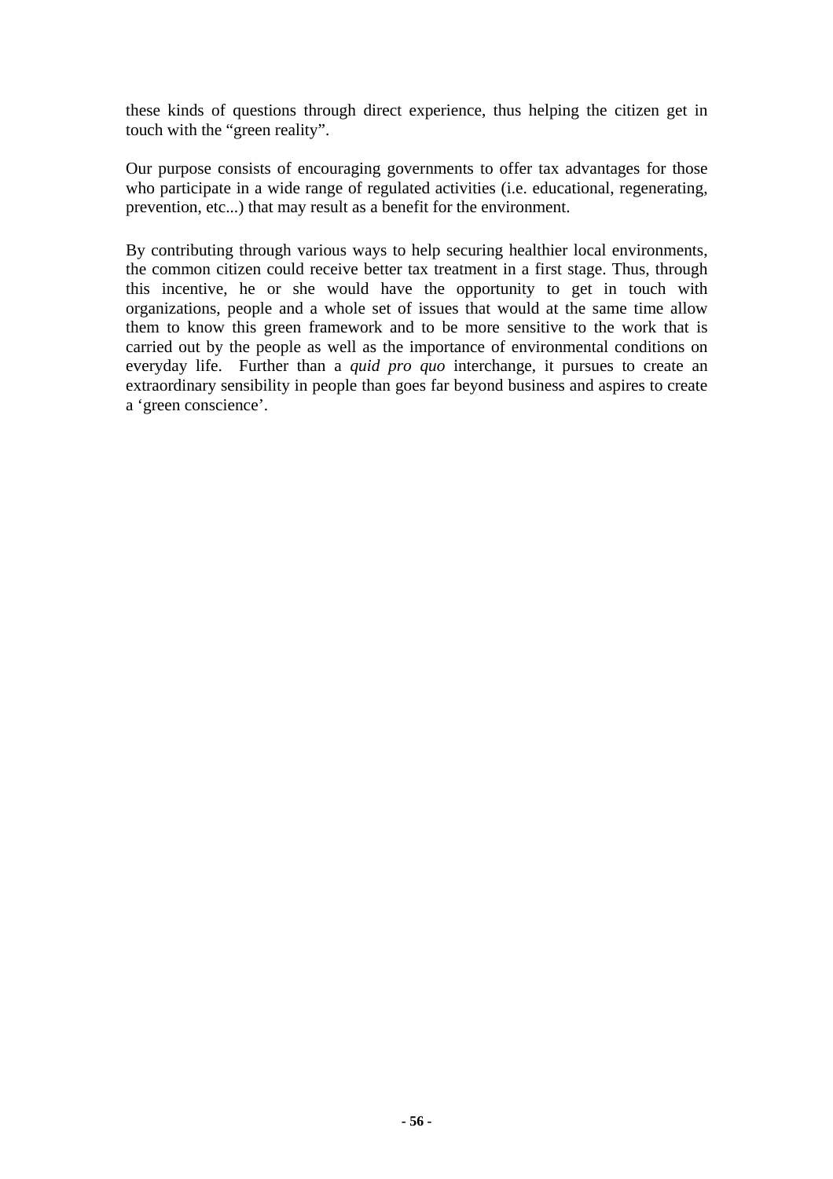these kinds of questions through direct experience, thus helping the citizen get in touch with the “green reality”.

Our purpose consists of encouraging governments to offer tax advantages for those who participate in a wide range of regulated activities (i.e. educational, regenerating, prevention, etc...) that may result as a benefit for the environment.

By contributing through various ways to help securing healthier local environments, the common citizen could receive better tax treatment in a first stage. Thus, through this incentive, he or she would have the opportunity to get in touch with organizations, people and a whole set of issues that would at the same time allow them to know this green framework and to be more sensitive to the work that is carried out by the people as well as the importance of environmental conditions on everyday life. Further than a *quid pro quo* interchange, it pursues to create an extraordinary sensibility in people than goes far beyond business and aspires to create a ‘green conscience’.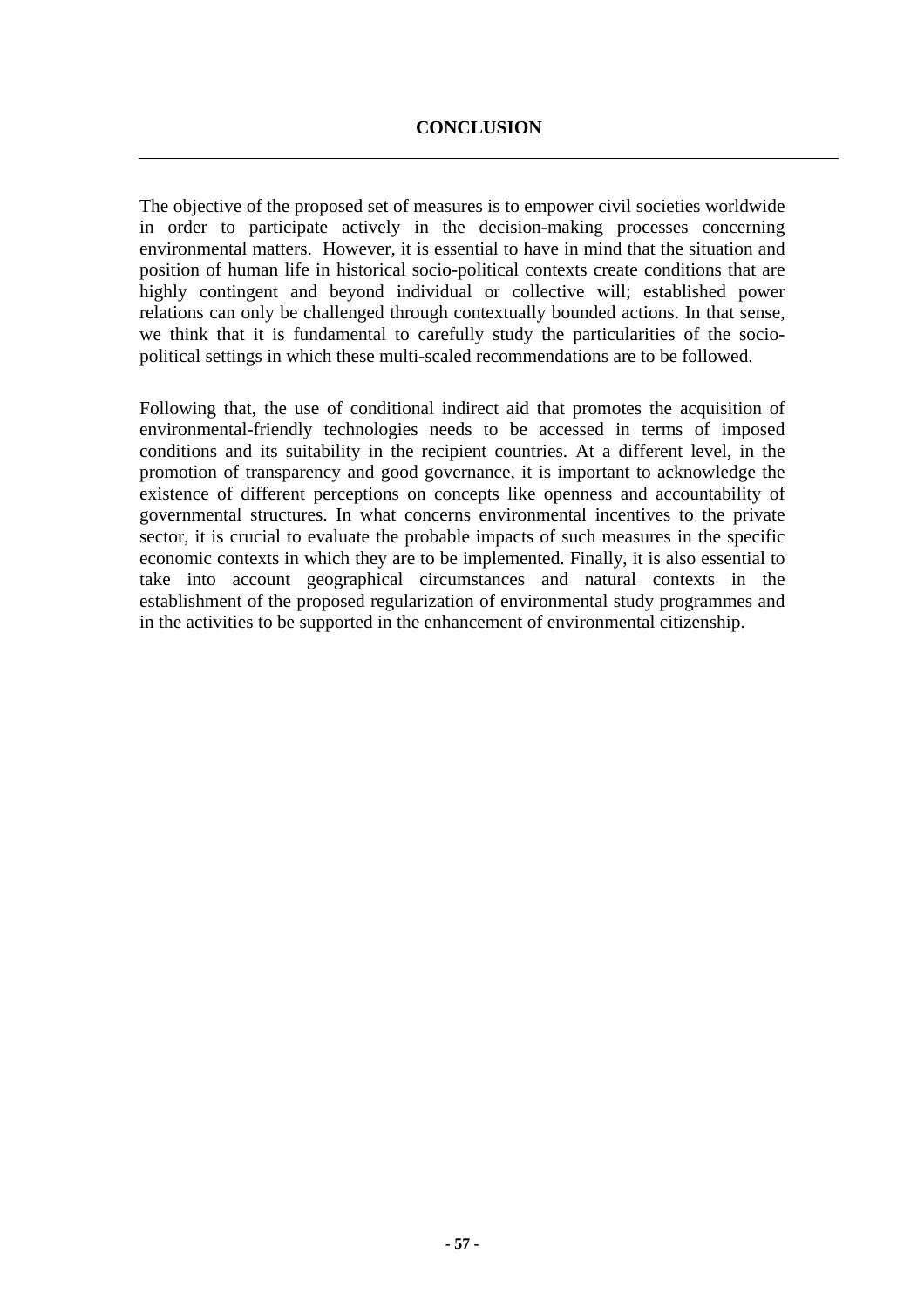# CONCLUSION

The objective of the proposed set of measures is to empower civil societies worldwide in order to participate actively in the decision-making processes concerning environmental matters. However, it is essential to have in mind that the situation and position of human life in historical socio-political contexts create conditions that are highly contingent and beyond individual or collective will; established power relations can only be challenged through contextually bounded actions. In that sense, we think that it is fundamental to carefully study the particularities of the socio-political settings in which these multi-scaled recommendations are to be followed.

Following that, the use of conditional indirect aid that promotes the acquisition of environmental-friendly technologies needs to be accessed in terms of imposed conditions and its suitability in the recipient countries. At a different level, in the promotion of transparency and good governance, it is important to acknowledge the existence of different perceptions on concepts like openness and accountability of governmental structures. In what concerns environmental incentives to the private sector, it is crucial to evaluate the probable impacts of such measures in the specific economic contexts in which they are to be implemented. Finally, it is also essential to take into account geographical circumstances and natural contexts in the establishment of the proposed regularization of environmental study programmes and in the activities to be supported in the enhancement of environmental citizenship.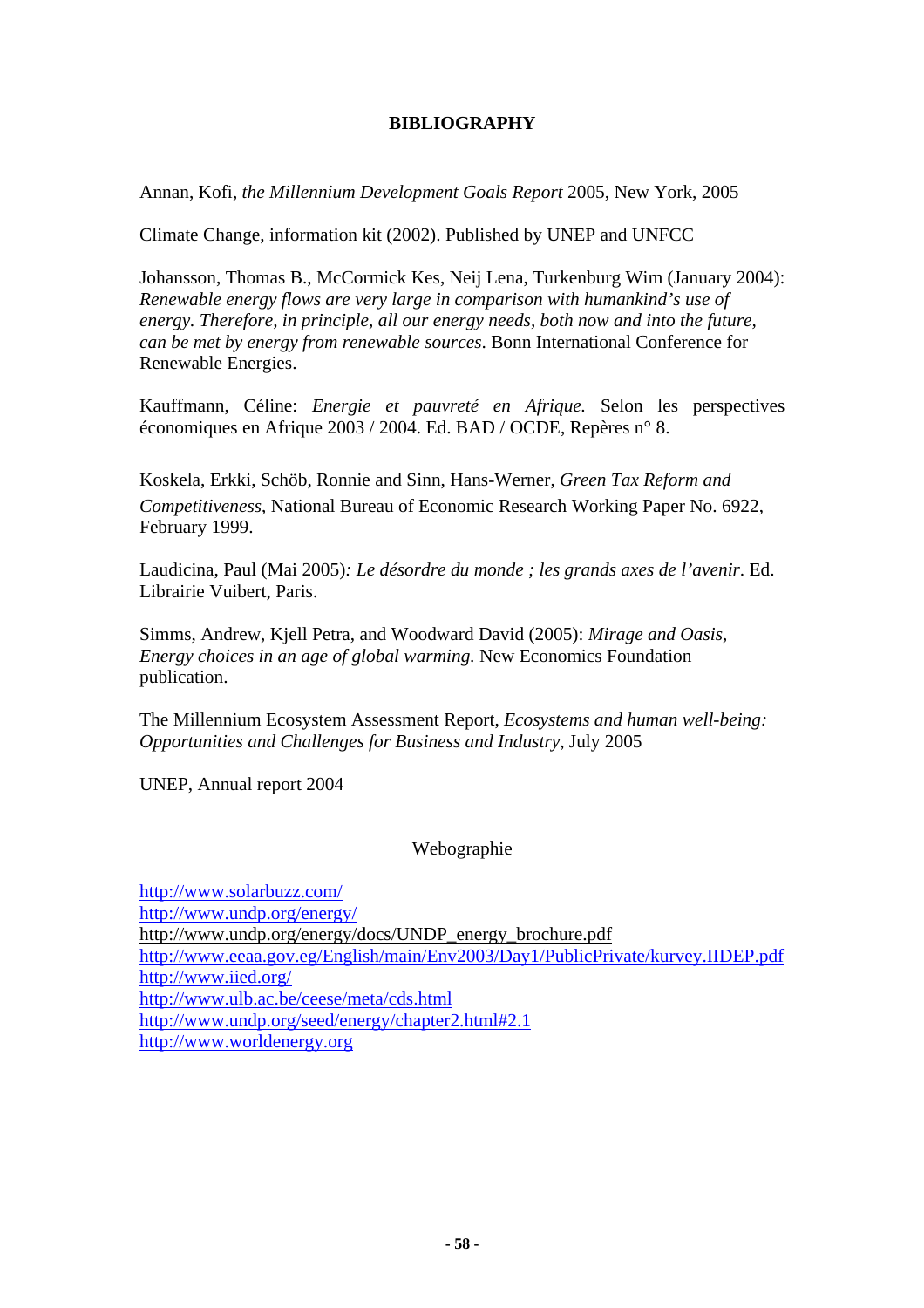# BIBLIOGRAPHY

Annan, Kofi, *the Millennium Development Goals Report* 2005, New York, 2005

Climate Change, information kit (2002). Published by UNEP and UNFCC

Johansson, Thomas B., McCormick Kes, Neij Lena, Turkenburg Wim (January 2004): *Renewable energy flows are very large in comparison with humankind's use of energy. Therefore, in principle, all our energy needs, both now and into the future, can be met by energy from renewable sources*. Bonn International Conference for Renewable Energies.

Kauffmann, Céline: *Energie et pauvreté en Afrique.* Selon les perspectives économiques en Afrique 2003 / 2004. Ed. BAD / OCDE, Repères n° 8.

Koskela, Erkki, Schöb, Ronnie and Sinn, Hans-Werner, *Green Tax Reform and Competitiveness*, National Bureau of Economic Research Working Paper No. 6922, February 1999.

Laudicina, Paul (Mai 2005)*: Le désordre du monde ; les grands axes de l'avenir*. Ed. Librairie Vuibert, Paris.

Simms, Andrew, Kjell Petra, and Woodward David (2005): *Mirage and Oasis, Energy choices in an age of global warming.* New Economics Foundation publication.

The Millennium Ecosystem Assessment Report, *Ecosystems and human well-being: Opportunities and Challenges for Business and Industry*, July 2005

UNEP, Annual report 2004

## Webographie

http://www.solarbuzz.com/
http://www.undp.org/energy/
http://www.undp.org/energy/docs/UNDP_energy_brochure.pdf
http://www.eeaa.gov.eg/English/main/Env2003/Day1/PublicPrivate/kurvey.IIDEP.pdf
http://www.iied.org/
http://www.ulb.ac.be/ceese/meta/cds.html
http://www.undp.org/seed/energy/chapter2.html#2.1
http://www.worldenergy.org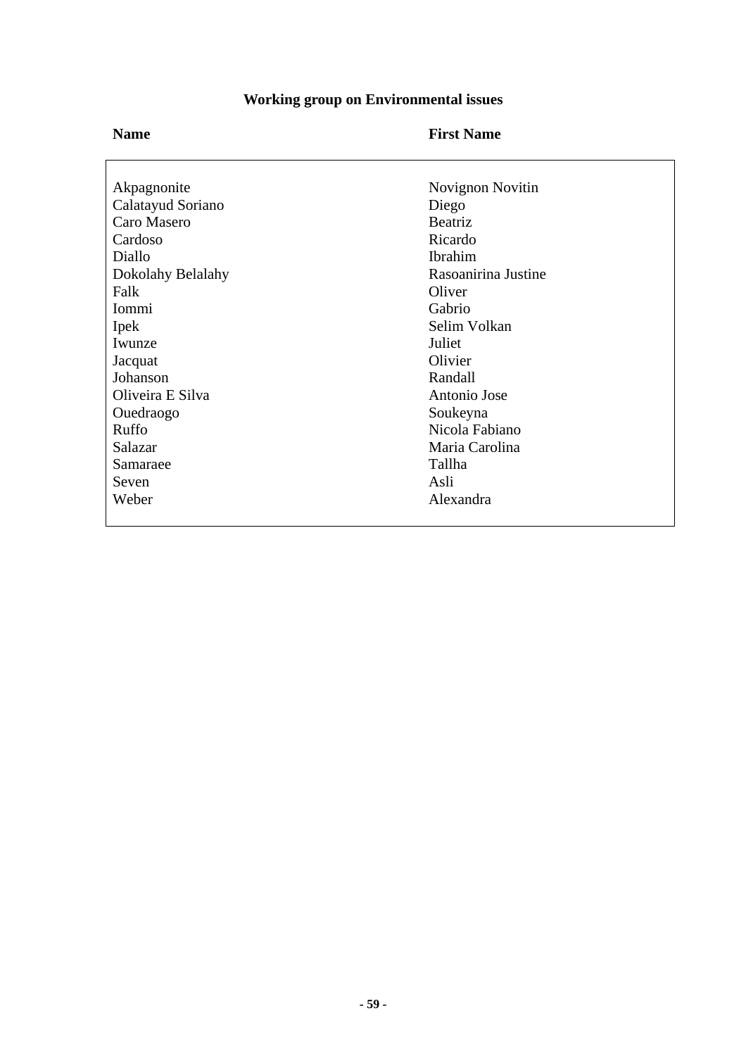## Working group on Environmental issues

| Name | First Name |
|---|---|
| Akpagnonite | Novignon Novitin |
| Calatayud Soriano | Diego |
| Caro Masero | Beatriz |
| Cardoso | Ricardo |
| Diallo | Ibrahim |
| Dokolahy Belalahy | Rasoanirina Justine |
| Falk | Oliver |
| Iommi | Gabrio |
| Ipek | Selim Volkan |
| Iwunze | Juliet |
| Jacquat | Olivier |
| Johanson | Randall |
| Oliveira E Silva | Antonio Jose |
| Ouedraogo | Soukeyna |
| Ruffo | Nicola Fabiano |
| Salazar | Maria Carolina |
| Samaraee | Tallha |
| Seven | Asli |
| Weber | Alexandra |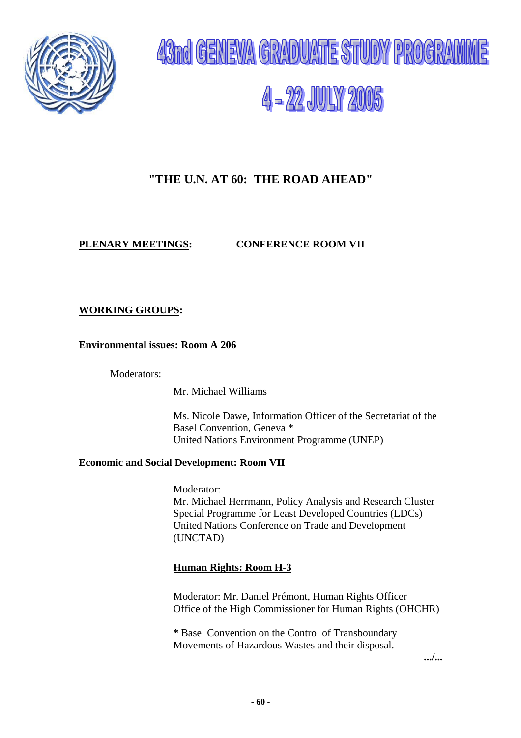# 43rd GENEVA GRADUATE STUDY PROGRAMME

# 4 - 22 JULY 2005

## "THE U.N. AT 60: THE ROAD AHEAD"

**PLENARY MEETINGS:** **CONFERENCE ROOM VII**

**WORKING GROUPS:**

**Environmental issues: Room A 206**

Moderators:

Mr. Michael Williams

Ms. Nicole Dawe, Information Officer of the Secretariat of the Basel Convention, Geneva *
United Nations Environment Programme (UNEP)

**Economic and Social Development: Room VII**

Moderator:
Mr. Michael Herrmann, Policy Analysis and Research Cluster
Special Programme for Least Developed Countries (LDCs)
United Nations Conference on Trade and Development (UNCTAD)

**Human Rights: Room H-3**

Moderator: Mr. Daniel Prémont, Human Rights Officer
Office of the High Commissioner for Human Rights (OHCHR)

**\*** Basel Convention on the Control of Transboundary Movements of Hazardous Wastes and their disposal.

.../...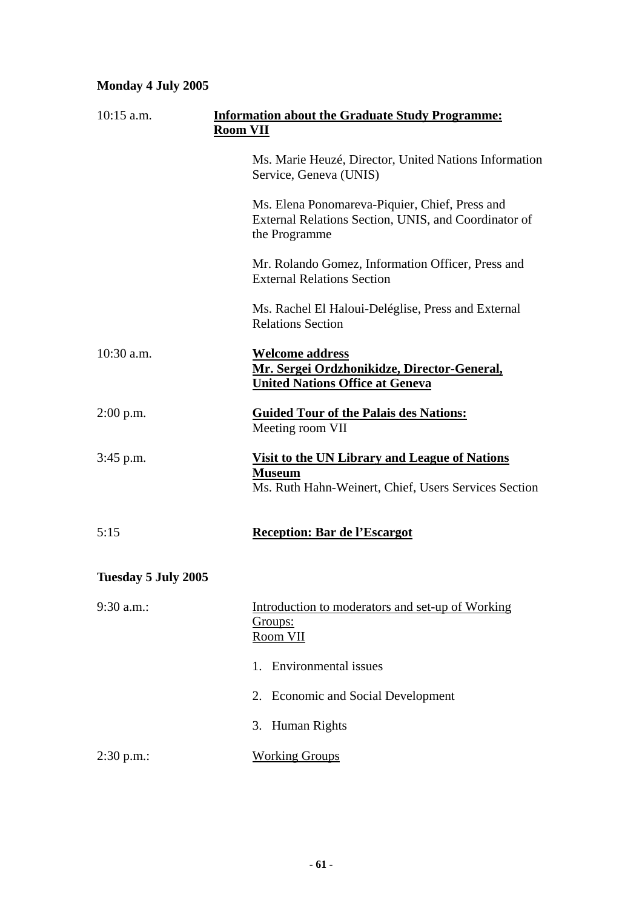**Monday 4 July 2005**

| | |
|---|---|
| 10:15 a.m. | **Information about the Graduate Study Programme: Room VII** |
| | Ms. Marie Heuzé, Director, United Nations Information Service, Geneva (UNIS) |
| | Ms. Elena Ponomareva-Piquier, Chief, Press and External Relations Section, UNIS, and Coordinator of the Programme |
| | Mr. Rolando Gomez, Information Officer, Press and External Relations Section |
| | Ms. Rachel El Haloui-Deléglise, Press and External Relations Section |
| 10:30 a.m. | **Welcome address**<br>**Mr. Sergei Ordzhonikidze, Director-General, United Nations Office at Geneva** |
| 2:00 p.m. | **Guided Tour of the Palais des Nations:**<br>Meeting room VII |
| 3:45 p.m. | **Visit to the UN Library and League of Nations Museum**<br>Ms. Ruth Hahn-Weinert, Chief, Users Services Section |
| 5:15 | **Reception: Bar de l'Escargot** |

**Tuesday 5 July 2005**

| | |
|---|---|
| 9:30 a.m.: | Introduction to moderators and set-up of Working Groups:<br>Room VII |
| | 1. Environmental issues |
| | 2. Economic and Social Development |
| | 3. Human Rights |
| 2:30 p.m.: | Working Groups |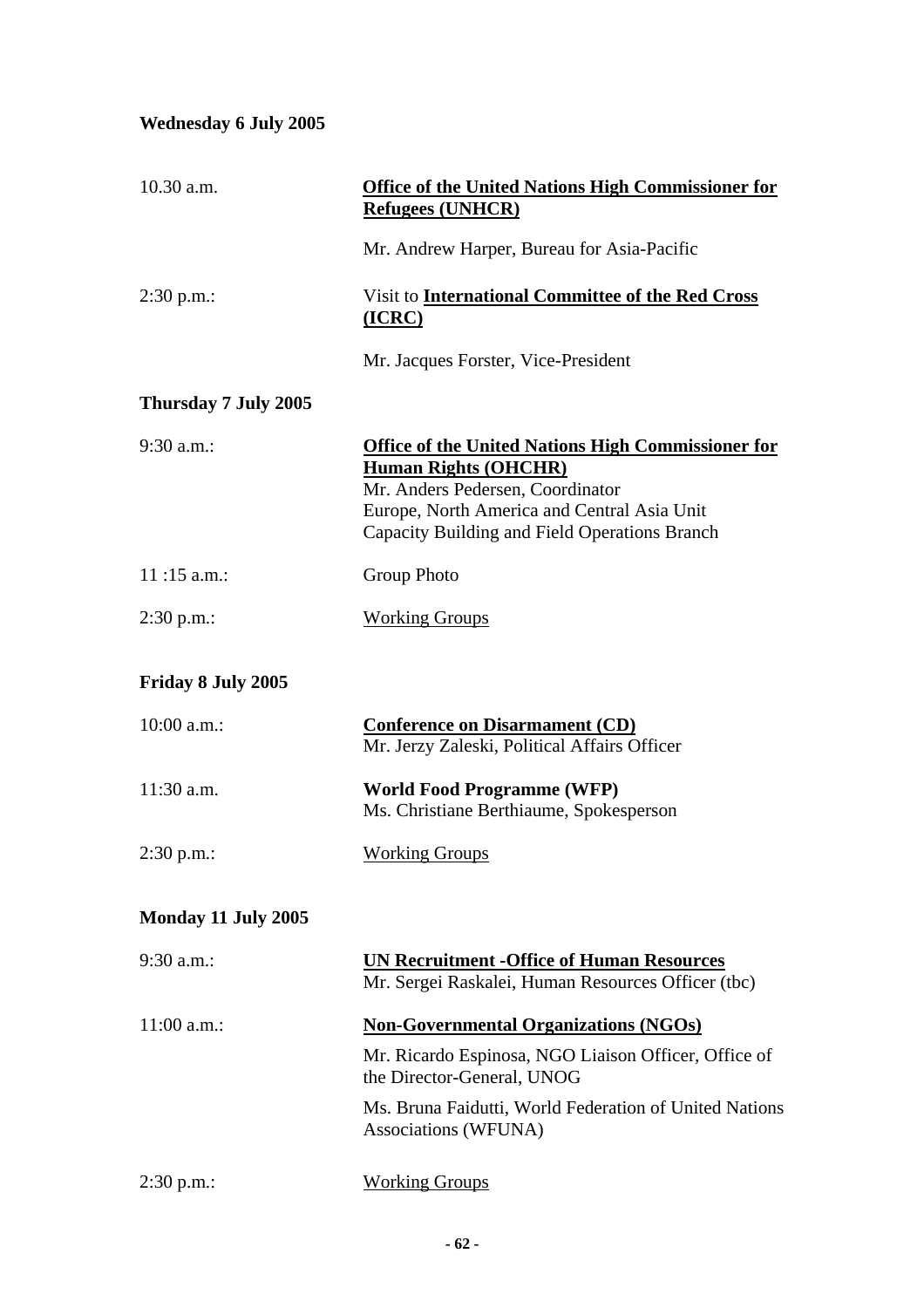**Wednesday 6 July 2005**

| | |
|---|---|
| 10.30 a.m. | **Office of the United Nations High Commissioner for Refugees (UNHCR)**<br>Mr. Andrew Harper, Bureau for Asia-Pacific |
| 2:30 p.m.: | Visit to **International Committee of the Red Cross (ICRC)**<br>Mr. Jacques Forster, Vice-President |

**Thursday 7 July 2005**

| | |
|---|---|
| 9:30 a.m.: | **Office of the United Nations High Commissioner for Human Rights (OHCHR)**<br>Mr. Anders Pedersen, Coordinator<br>Europe, North America and Central Asia Unit<br>Capacity Building and Field Operations Branch |
| 11 :15 a.m.: | Group Photo |
| 2:30 p.m.: | Working Groups |

**Friday 8 July 2005**

| | |
|---|---|
| 10:00 a.m.: | **Conference on Disarmament (CD)**<br>Mr. Jerzy Zaleski, Political Affairs Officer |
| 11:30 a.m. | **World Food Programme (WFP)**<br>Ms. Christiane Berthiaume, Spokesperson |
| 2:30 p.m.: | Working Groups |

**Monday 11 July 2005**

| | |
|---|---|
| 9:30 a.m.: | **UN Recruitment -Office of Human Resources**<br>Mr. Sergei Raskalei, Human Resources Officer (tbc) |
| 11:00 a.m.: | **Non-Governmental Organizations (NGOs)**<br>Mr. Ricardo Espinosa, NGO Liaison Officer, Office of the Director-General, UNOG<br>Ms. Bruna Faidutti, World Federation of United Nations Associations (WFUNA) |
| 2:30 p.m.: | Working Groups |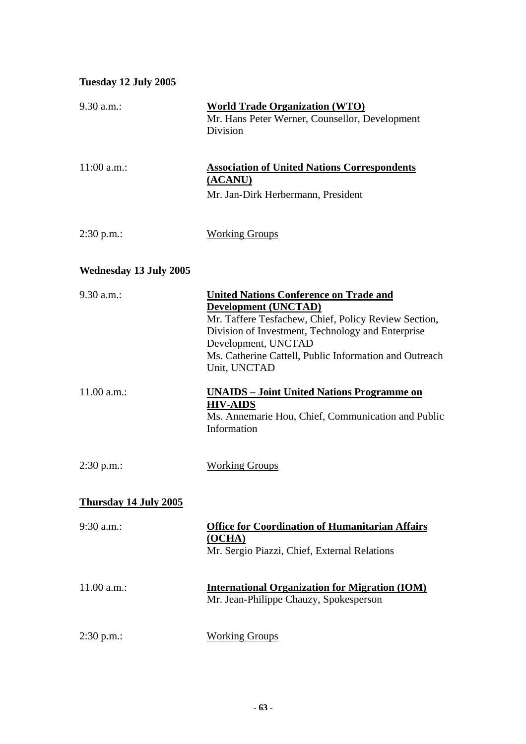**Tuesday 12 July 2005**

| | |
|---|---|
| 9.30 a.m.: | **World Trade Organization (WTO)**<br>Mr. Hans Peter Werner, Counsellor, Development Division |
| 11:00 a.m.: | **Association of United Nations Correspondents (ACANU)**<br>Mr. Jan-Dirk Herbermann, President |
| 2:30 p.m.: | Working Groups |

**Wednesday 13 July 2005**

| | |
|---|---|
| 9.30 a.m.: | **United Nations Conference on Trade and Development (UNCTAD)**<br>Mr. Taffere Tesfachew, Chief, Policy Review Section, Division of Investment, Technology and Enterprise Development, UNCTAD<br>Ms. Catherine Cattell, Public Information and Outreach Unit, UNCTAD |
| 11.00 a.m.: | **UNAIDS – Joint United Nations Programme on HIV-AIDS**<br>Ms. Annemarie Hou, Chief, Communication and Public Information |
| 2:30 p.m.: | Working Groups |

**Thursday 14 July 2005**

| | |
|---|---|
| 9:30 a.m.: | **Office for Coordination of Humanitarian Affairs (OCHA)**<br>Mr. Sergio Piazzi, Chief, External Relations |
| 11.00 a.m.: | **International Organization for Migration (IOM)**<br>Mr. Jean-Philippe Chauzy, Spokesperson |
| 2:30 p.m.: | Working Groups |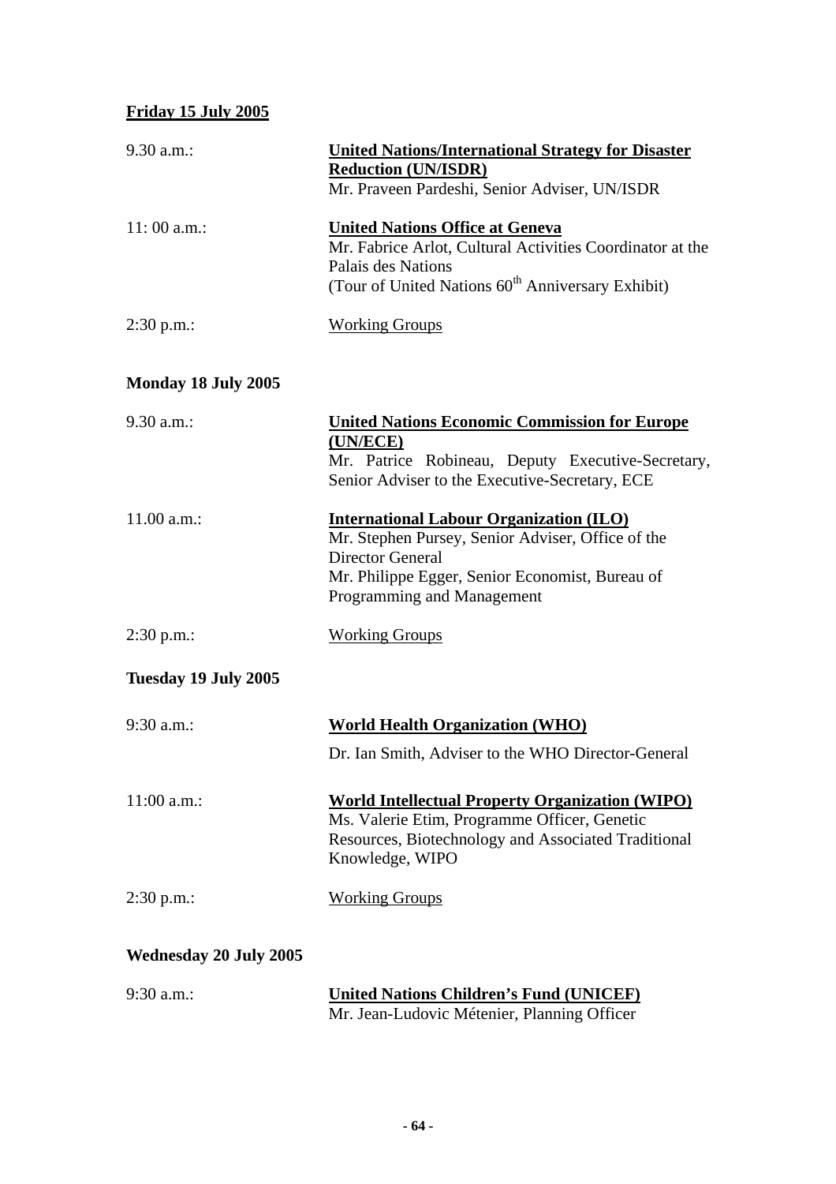**Friday 15 July 2005**

9.30 a.m.: **United Nations/International Strategy for Disaster Reduction (UN/ISDR)**
Mr. Praveen Pardeshi, Senior Adviser, UN/ISDR

11: 00 a.m.: **United Nations Office at Geneva**
Mr. Fabrice Arlot, Cultural Activities Coordinator at the Palais des Nations
(Tour of United Nations 60th Anniversary Exhibit)

2:30 p.m.: Working Groups

**Monday 18 July 2005**

9.30 a.m.: **United Nations Economic Commission for Europe (UN/ECE)**
Mr. Patrice Robineau, Deputy Executive-Secretary, Senior Adviser to the Executive-Secretary, ECE

11.00 a.m.: **International Labour Organization (ILO)**
Mr. Stephen Pursey, Senior Adviser, Office of the Director General
Mr. Philippe Egger, Senior Economist, Bureau of Programming and Management

2:30 p.m.: Working Groups

**Tuesday 19 July 2005**

9:30 a.m.: **World Health Organization (WHO)**
Dr. Ian Smith, Adviser to the WHO Director-General

11:00 a.m.: **World Intellectual Property Organization (WIPO)**
Ms. Valerie Etim, Programme Officer, Genetic Resources, Biotechnology and Associated Traditional Knowledge, WIPO

2:30 p.m.: Working Groups

**Wednesday 20 July 2005**

9:30 a.m.: **United Nations Children's Fund (UNICEF)**
Mr. Jean-Ludovic Méténier, Planning Officer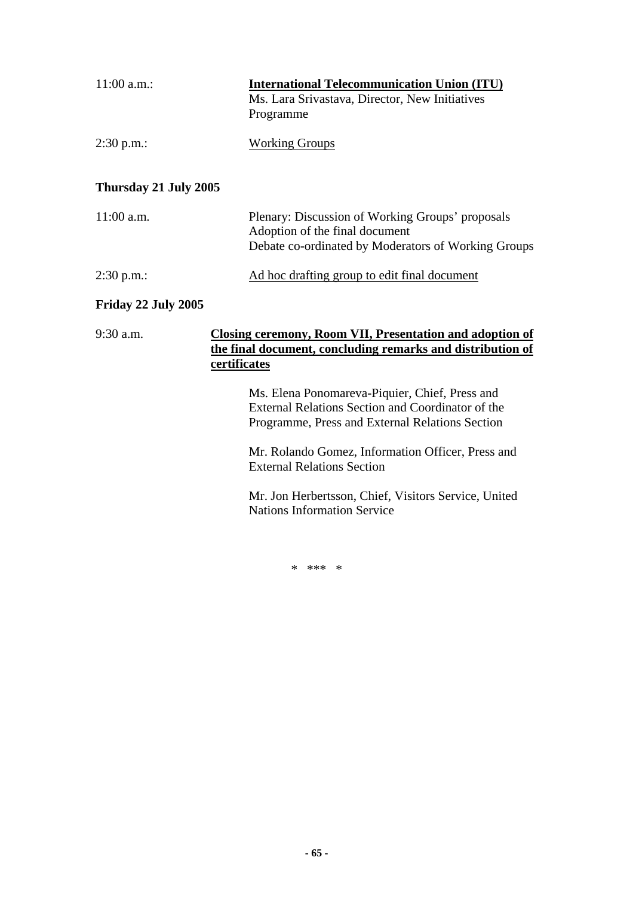11:00 a.m.: **International Telecommunication Union (ITU)**
Ms. Lara Srivastava, Director, New Initiatives Programme

2:30 p.m.: Working Groups

**Thursday 21 July 2005**

11:00 a.m. Plenary: Discussion of Working Groups' proposals
Adoption of the final document
Debate co-ordinated by Moderators of Working Groups

2:30 p.m.: Ad hoc drafting group to edit final document

**Friday 22 July 2005**

9:30 a.m. **Closing ceremony, Room VII, Presentation and adoption of the final document, concluding remarks and distribution of certificates**

Ms. Elena Ponomareva-Piquier, Chief, Press and External Relations Section and Coordinator of the Programme, Press and External Relations Section

Mr. Rolando Gomez, Information Officer, Press and External Relations Section

Mr. Jon Herbertsson, Chief, Visitors Service, United Nations Information Service

\* *** *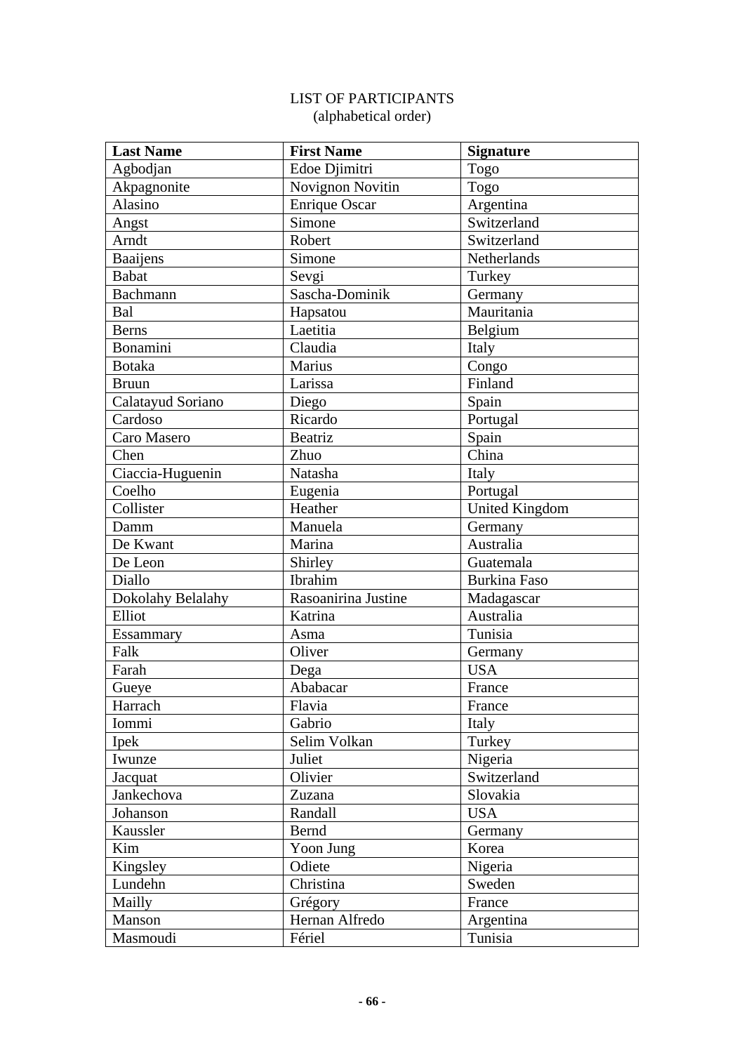LIST OF PARTICIPANTS
(alphabetical order)

| Last Name | First Name | Signature |
|---|---|---|
| Agbodjan | Edoe Djimitri | Togo |
| Akpagnonite | Novignon Novitin | Togo |
| Alasino | Enrique Oscar | Argentina |
| Angst | Simone | Switzerland |
| Arndt | Robert | Switzerland |
| Baaijens | Simone | Netherlands |
| Babat | Sevgi | Turkey |
| Bachmann | Sascha-Dominik | Germany |
| Bal | Hapsatou | Mauritania |
| Berns | Laetitia | Belgium |
| Bonamini | Claudia | Italy |
| Botaka | Marius | Congo |
| Bruun | Larissa | Finland |
| Calatayud Soriano | Diego | Spain |
| Cardoso | Ricardo | Portugal |
| Caro Masero | Beatriz | Spain |
| Chen | Zhuo | China |
| Ciaccia-Huguenin | Natasha | Italy |
| Coelho | Eugenia | Portugal |
| Collister | Heather | United Kingdom |
| Damm | Manuela | Germany |
| De Kwant | Marina | Australia |
| De Leon | Shirley | Guatemala |
| Diallo | Ibrahim | Burkina Faso |
| Dokolahy Belalahy | Rasoanirina Justine | Madagascar |
| Elliot | Katrina | Australia |
| Essammary | Asma | Tunisia |
| Falk | Oliver | Germany |
| Farah | Dega | USA |
| Gueye | Ababacar | France |
| Harrach | Flavia | France |
| Iommi | Gabrio | Italy |
| Ipek | Selim Volkan | Turkey |
| Iwunze | Juliet | Nigeria |
| Jacquat | Olivier | Switzerland |
| Jankechova | Zuzana | Slovakia |
| Johanson | Randall | USA |
| Kaussler | Bernd | Germany |
| Kim | Yoon Jung | Korea |
| Kingsley | Odiete | Nigeria |
| Lundehn | Christina | Sweden |
| Mailly | Grégory | France |
| Manson | Hernan Alfredo | Argentina |
| Masmoudi | Fériel | Tunisia |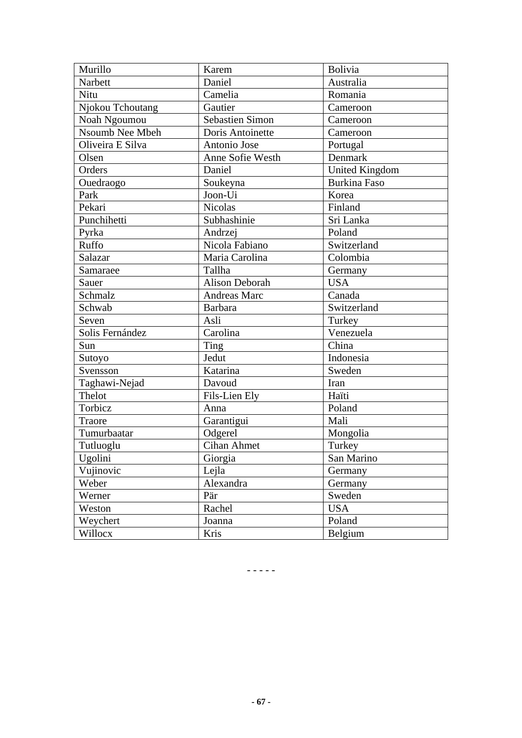| | | |
|---|---|---|
| Murillo | Karem | Bolivia |
| Narbett | Daniel | Australia |
| Nitu | Camelia | Romania |
| Njokou Tchoutang | Gautier | Cameroon |
| Noah Ngoumou | Sebastien Simon | Cameroon |
| Nsoumb Nee Mbeh | Doris Antoinette | Cameroon |
| Oliveira E Silva | Antonio Jose | Portugal |
| Olsen | Anne Sofie Westh | Denmark |
| Orders | Daniel | United Kingdom |
| Ouedraogo | Soukeyna | Burkina Faso |
| Park | Joon-Ui | Korea |
| Pekari | Nicolas | Finland |
| Punchihetti | Subhashinie | Sri Lanka |
| Pyrka | Andrzej | Poland |
| Ruffo | Nicola Fabiano | Switzerland |
| Salazar | Maria Carolina | Colombia |
| Samaraee | Tallha | Germany |
| Sauer | Alison Deborah | USA |
| Schmalz | Andreas Marc | Canada |
| Schwab | Barbara | Switzerland |
| Seven | Asli | Turkey |
| Solis Fernández | Carolina | Venezuela |
| Sun | Ting | China |
| Sutoyo | Jedut | Indonesia |
| Svensson | Katarina | Sweden |
| Taghawi-Nejad | Davoud | Iran |
| Thelot | Fils-Lien Ely | Haïti |
| Torbicz | Anna | Poland |
| Traore | Garantigui | Mali |
| Tumurbaatar | Odgerel | Mongolia |
| Tutluoglu | Cihan Ahmet | Turkey |
| Ugolini | Giorgia | San Marino |
| Vujinovic | Lejla | Germany |
| Weber | Alexandra | Germany |
| Werner | Pär | Sweden |
| Weston | Rachel | USA |
| Weychert | Joanna | Poland |
| Willocx | Kris | Belgium |

- - - - -